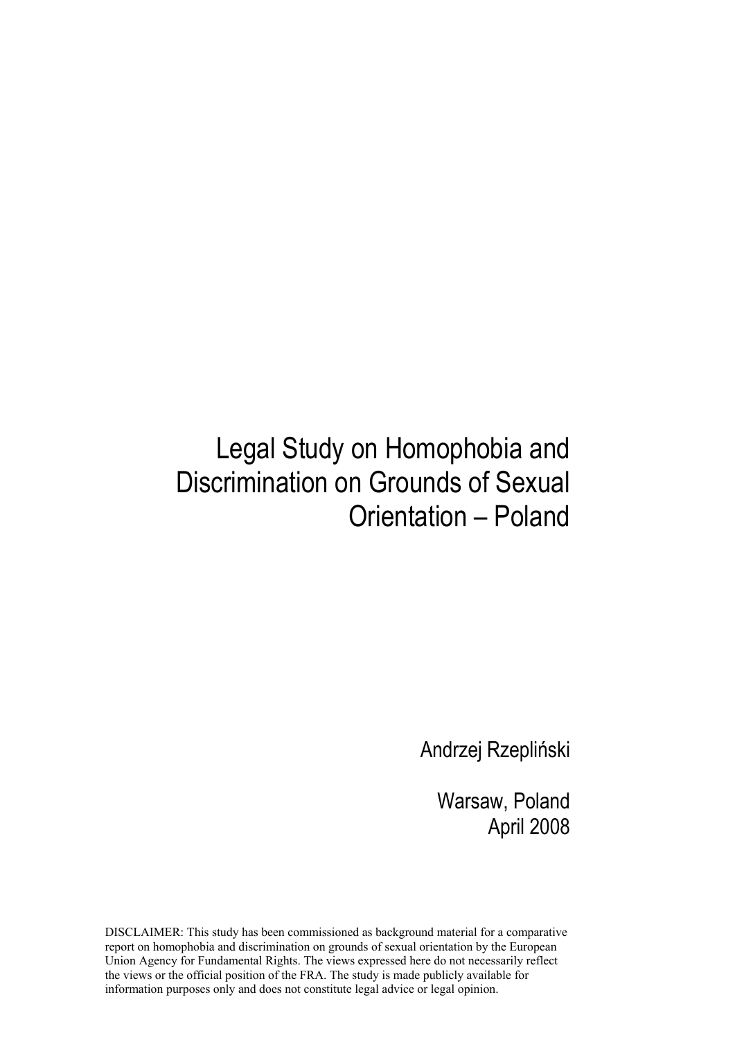# Legal Study on Homophobia and Discrimination on Grounds of Sexual Orientation – Poland

Andrzej Rzepliński

Warsaw, Poland
April 2008

DISCLAIMER: This study has been commissioned as background material for a comparative report on homophobia and discrimination on grounds of sexual orientation by the European Union Agency for Fundamental Rights. The views expressed here do not necessarily reflect the views or the official position of the FRA. The study is made publicly available for information purposes only and does not constitute legal advice or legal opinion.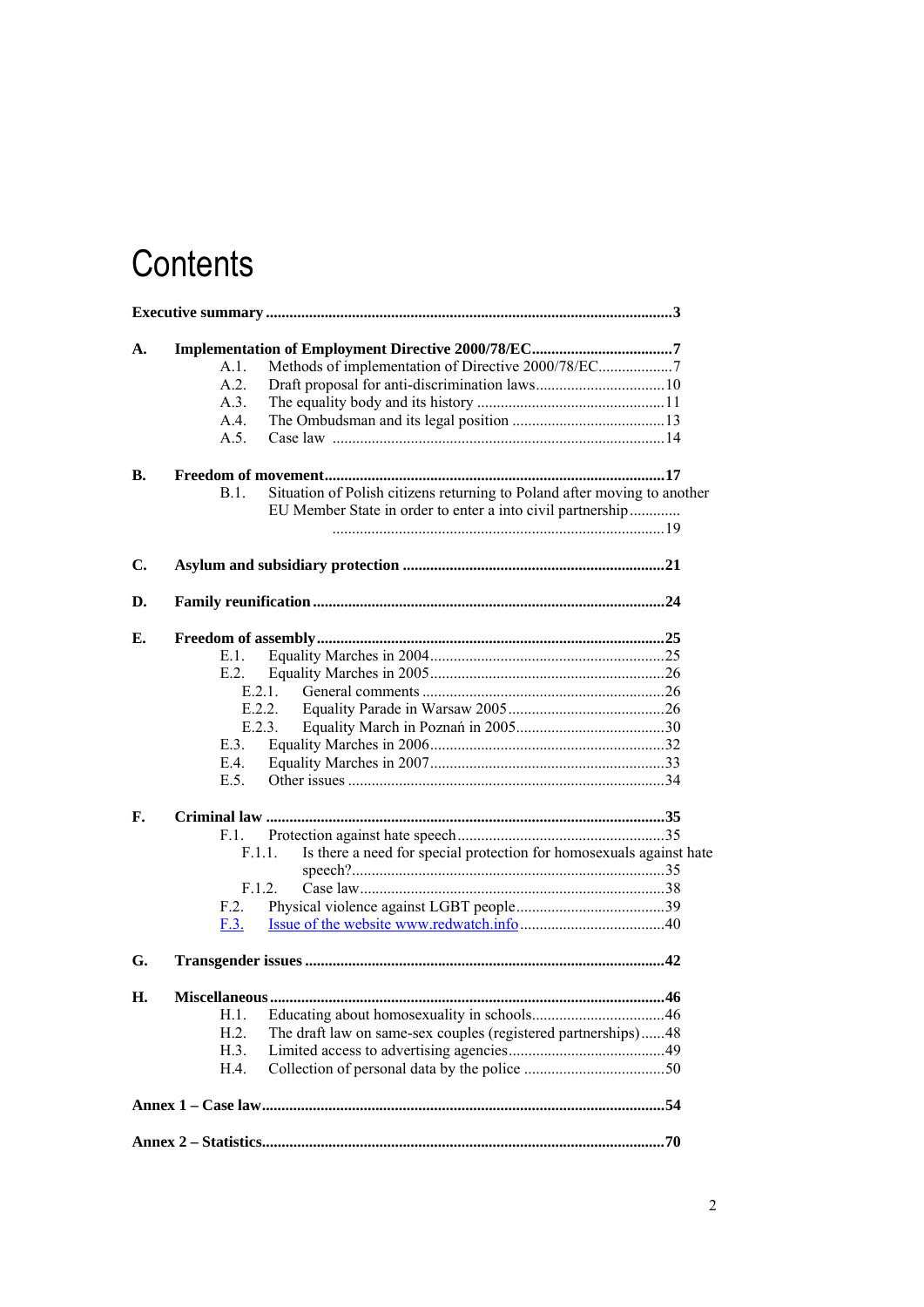# Contents

**Executive summary** ....... **3**

**A. Implementation of Employment Directive 2000/78/EC** ....... **7**

- A.1. Methods of implementation of Directive 2000/78/EC ....... 7
- A.2. Draft proposal for anti-discrimination laws ....... 10
- A.3. The equality body and its history ....... 11
- A.4. The Ombudsman and its legal position ....... 13
- A.5. Case law ....... 14

**B. Freedom of movement** ....... **17**

- B.1. Situation of Polish citizens returning to Poland after moving to another EU Member State in order to enter a into civil partnership ....... 19

**C. Asylum and subsidiary protection** ....... **21**

**D. Family reunification** ....... **24**

**E. Freedom of assembly** ....... **25**

- E.1. Equality Marches in 2004 ....... 25
- E.2. Equality Marches in 2005 ....... 26
  - E.2.1. General comments ....... 26
  - E.2.2. Equality Parade in Warsaw 2005 ....... 26
  - E.2.3. Equality March in Poznań in 2005 ....... 30
- E.3. Equality Marches in 2006 ....... 32
- E.4. Equality Marches in 2007 ....... 33
- E.5. Other issues ....... 34

**F. Criminal law** ....... **35**

- F.1. Protection against hate speech ....... 35
  - F.1.1. Is there a need for special protection for homosexuals against hate speech? ....... 35
  - F.1.2. Case law ....... 38
- F.2. Physical violence against LGBT people ....... 39
- F.3. Issue of the website www.redwatch.info ....... 40

**G. Transgender issues** ....... **42**

**H. Miscellaneous** ....... **46**

- H.1. Educating about homosexuality in schools ....... 46
- H.2. The draft law on same-sex couples (registered partnerships) ....... 48
- H.3. Limited access to advertising agencies ....... 49
- H.4. Collection of personal data by the police ....... 50

**Annex 1 – Case law** ....... **54**

**Annex 2 – Statistics** ....... **70**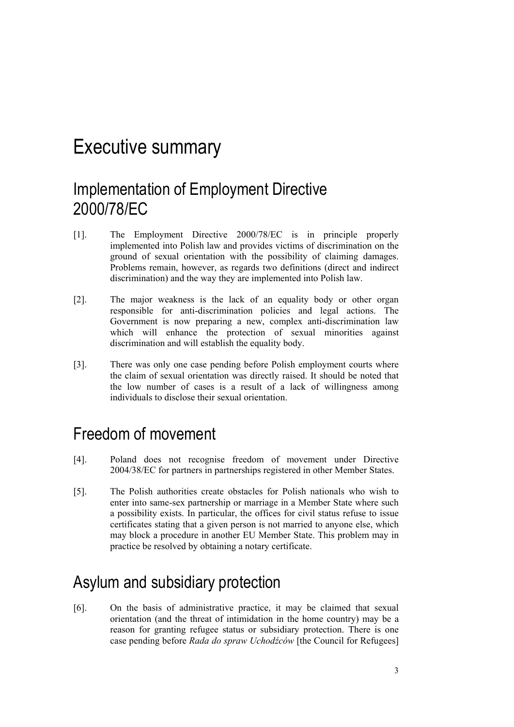# Executive summary

## Implementation of Employment Directive 2000/78/EC

[1]. The Employment Directive 2000/78/EC is in principle properly implemented into Polish law and provides victims of discrimination on the ground of sexual orientation with the possibility of claiming damages. Problems remain, however, as regards two definitions (direct and indirect discrimination) and the way they are implemented into Polish law.

[2]. The major weakness is the lack of an equality body or other organ responsible for anti-discrimination policies and legal actions. The Government is now preparing a new, complex anti-discrimination law which will enhance the protection of sexual minorities against discrimination and will establish the equality body.

[3]. There was only one case pending before Polish employment courts where the claim of sexual orientation was directly raised. It should be noted that the low number of cases is a result of a lack of willingness among individuals to disclose their sexual orientation.

## Freedom of movement

[4]. Poland does not recognise freedom of movement under Directive 2004/38/EC for partners in partnerships registered in other Member States.

[5]. The Polish authorities create obstacles for Polish nationals who wish to enter into same-sex partnership or marriage in a Member State where such a possibility exists. In particular, the offices for civil status refuse to issue certificates stating that a given person is not married to anyone else, which may block a procedure in another EU Member State. This problem may in practice be resolved by obtaining a notary certificate.

## Asylum and subsidiary protection

[6]. On the basis of administrative practice, it may be claimed that sexual orientation (and the threat of intimidation in the home country) may be a reason for granting refugee status or subsidiary protection. There is one case pending before *Rada do spraw Uchodźców* [the Council for Refugees]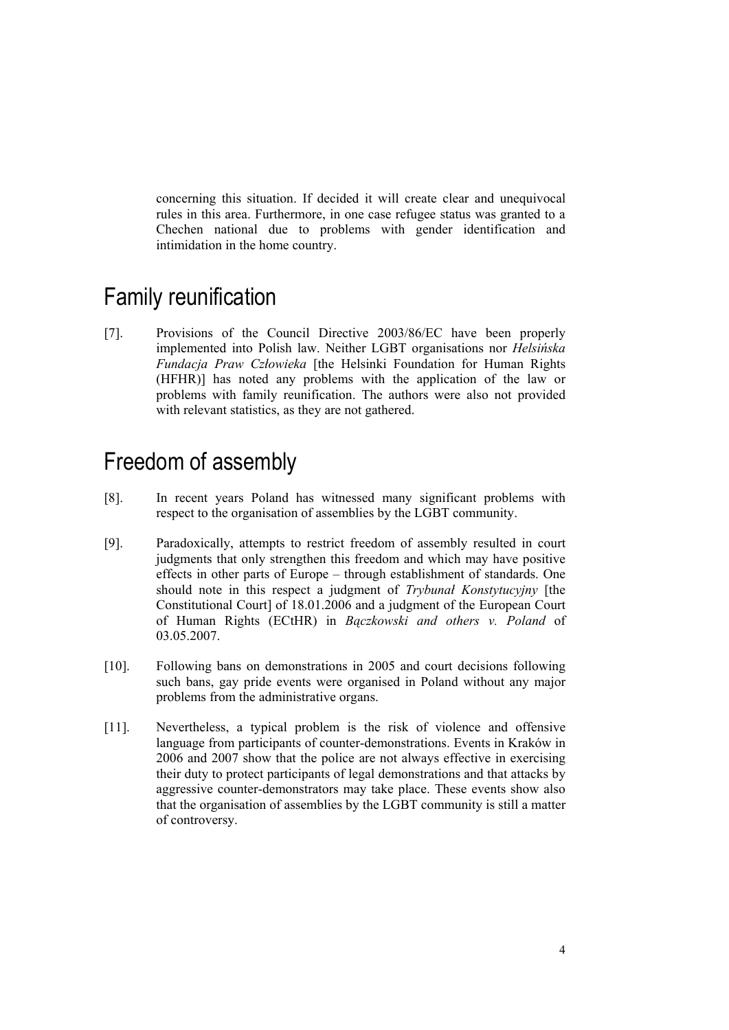concerning this situation. If decided it will create clear and unequivocal rules in this area. Furthermore, in one case refugee status was granted to a Chechen national due to problems with gender identification and intimidation in the home country.

# Family reunification

[7]. Provisions of the Council Directive 2003/86/EC have been properly implemented into Polish law. Neither LGBT organisations nor *Helsińska Fundacja Praw Człowieka* [the Helsinki Foundation for Human Rights (HFHR)] has noted any problems with the application of the law or problems with family reunification. The authors were also not provided with relevant statistics, as they are not gathered.

# Freedom of assembly

[8]. In recent years Poland has witnessed many significant problems with respect to the organisation of assemblies by the LGBT community.

[9]. Paradoxically, attempts to restrict freedom of assembly resulted in court judgments that only strengthen this freedom and which may have positive effects in other parts of Europe – through establishment of standards. One should note in this respect a judgment of *Trybunał Konstytucyjny* [the Constitutional Court] of 18.01.2006 and a judgment of the European Court of Human Rights (ECtHR) in *Bączkowski and others v. Poland* of 03.05.2007.

[10]. Following bans on demonstrations in 2005 and court decisions following such bans, gay pride events were organised in Poland without any major problems from the administrative organs.

[11]. Nevertheless, a typical problem is the risk of violence and offensive language from participants of counter-demonstrations. Events in Kraków in 2006 and 2007 show that the police are not always effective in exercising their duty to protect participants of legal demonstrations and that attacks by aggressive counter-demonstrators may take place. These events show also that the organisation of assemblies by the LGBT community is still a matter of controversy.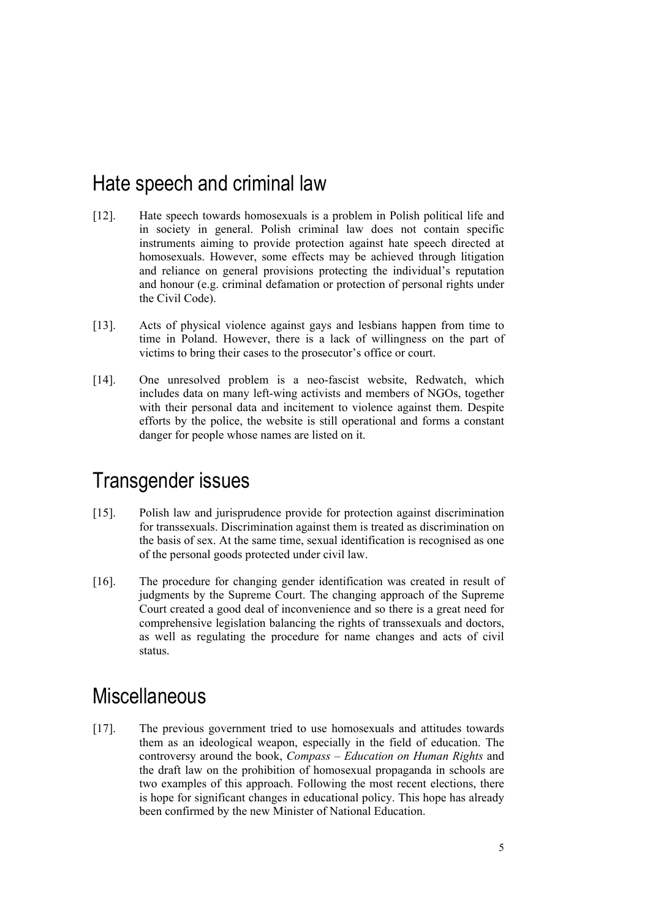# Hate speech and criminal law

[12]. Hate speech towards homosexuals is a problem in Polish political life and in society in general. Polish criminal law does not contain specific instruments aiming to provide protection against hate speech directed at homosexuals. However, some effects may be achieved through litigation and reliance on general provisions protecting the individual's reputation and honour (e.g. criminal defamation or protection of personal rights under the Civil Code).

[13]. Acts of physical violence against gays and lesbians happen from time to time in Poland. However, there is a lack of willingness on the part of victims to bring their cases to the prosecutor's office or court.

[14]. One unresolved problem is a neo-fascist website, Redwatch, which includes data on many left-wing activists and members of NGOs, together with their personal data and incitement to violence against them. Despite efforts by the police, the website is still operational and forms a constant danger for people whose names are listed on it.

# Transgender issues

[15]. Polish law and jurisprudence provide for protection against discrimination for transsexuals. Discrimination against them is treated as discrimination on the basis of sex. At the same time, sexual identification is recognised as one of the personal goods protected under civil law.

[16]. The procedure for changing gender identification was created in result of judgments by the Supreme Court. The changing approach of the Supreme Court created a good deal of inconvenience and so there is a great need for comprehensive legislation balancing the rights of transsexuals and doctors, as well as regulating the procedure for name changes and acts of civil status.

# Miscellaneous

[17]. The previous government tried to use homosexuals and attitudes towards them as an ideological weapon, especially in the field of education. The controversy around the book, *Compass – Education on Human Rights* and the draft law on the prohibition of homosexual propaganda in schools are two examples of this approach. Following the most recent elections, there is hope for significant changes in educational policy. This hope has already been confirmed by the new Minister of National Education.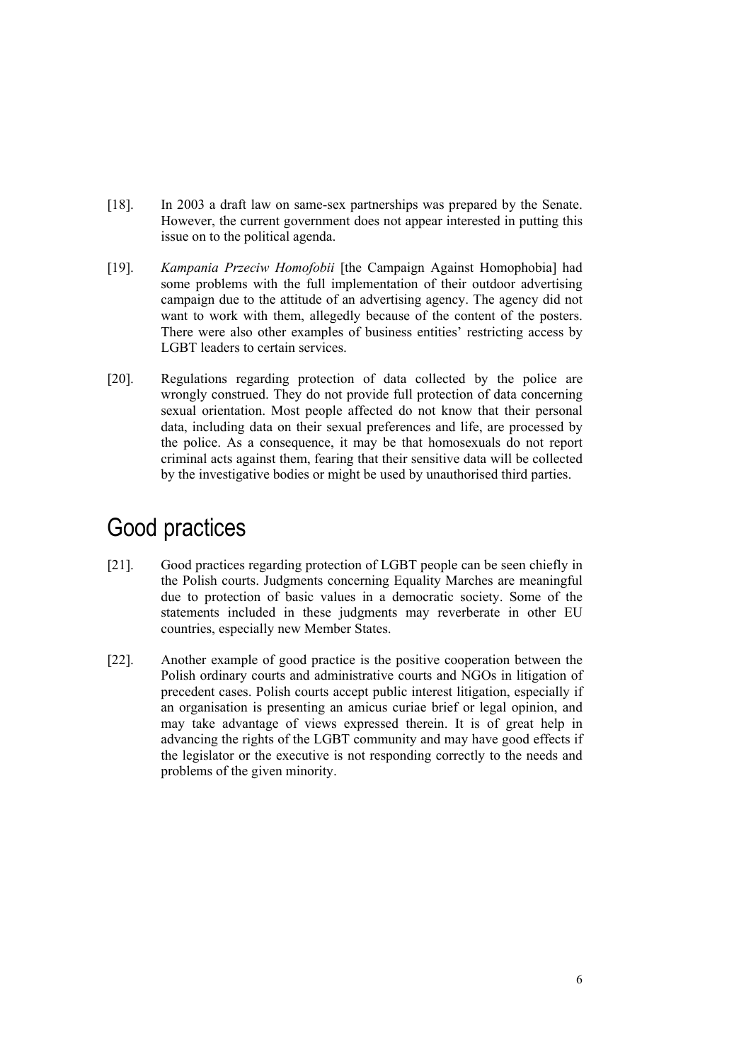[18]. In 2003 a draft law on same-sex partnerships was prepared by the Senate. However, the current government does not appear interested in putting this issue on to the political agenda.

[19]. *Kampania Przeciw Homofobii* [the Campaign Against Homophobia] had some problems with the full implementation of their outdoor advertising campaign due to the attitude of an advertising agency. The agency did not want to work with them, allegedly because of the content of the posters. There were also other examples of business entities' restricting access by LGBT leaders to certain services.

[20]. Regulations regarding protection of data collected by the police are wrongly construed. They do not provide full protection of data concerning sexual orientation. Most people affected do not know that their personal data, including data on their sexual preferences and life, are processed by the police. As a consequence, it may be that homosexuals do not report criminal acts against them, fearing that their sensitive data will be collected by the investigative bodies or might be used by unauthorised third parties.

# Good practices

[21]. Good practices regarding protection of LGBT people can be seen chiefly in the Polish courts. Judgments concerning Equality Marches are meaningful due to protection of basic values in a democratic society. Some of the statements included in these judgments may reverberate in other EU countries, especially new Member States.

[22]. Another example of good practice is the positive cooperation between the Polish ordinary courts and administrative courts and NGOs in litigation of precedent cases. Polish courts accept public interest litigation, especially if an organisation is presenting an amicus curiae brief or legal opinion, and may take advantage of views expressed therein. It is of great help in advancing the rights of the LGBT community and may have good effects if the legislator or the executive is not responding correctly to the needs and problems of the given minority.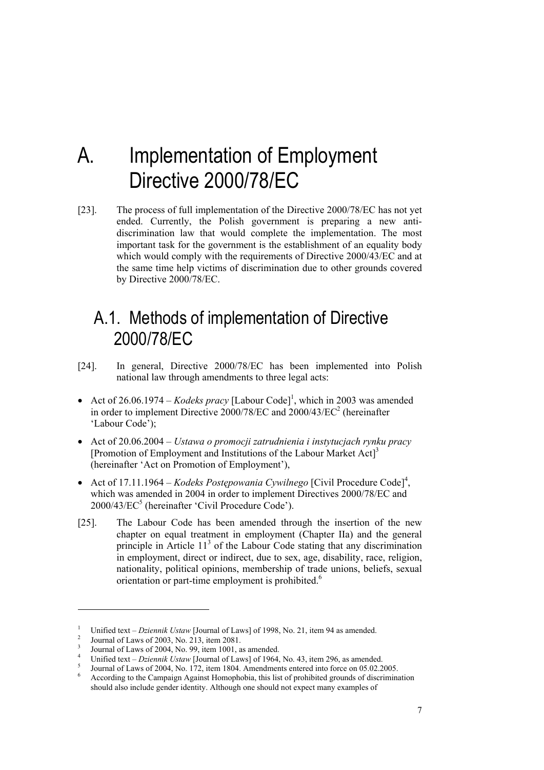# A. Implementation of Employment Directive 2000/78/EC

[23]. The process of full implementation of the Directive 2000/78/EC has not yet ended. Currently, the Polish government is preparing a new anti-discrimination law that would complete the implementation. The most important task for the government is the establishment of an equality body which would comply with the requirements of Directive 2000/43/EC and at the same time help victims of discrimination due to other grounds covered by Directive 2000/78/EC.

## A.1. Methods of implementation of Directive 2000/78/EC

[24]. In general, Directive 2000/78/EC has been implemented into Polish national law through amendments to three legal acts:

- Act of 26.06.1974 – *Kodeks pracy* [Labour Code][1], which in 2003 was amended in order to implement Directive 2000/78/EC and 2000/43/EC[2] (hereinafter 'Labour Code');
- Act of 20.06.2004 – *Ustawa o promocji zatrudnienia i instytucjach rynku pracy* [Promotion of Employment and Institutions of the Labour Market Act][3] (hereinafter 'Act on Promotion of Employment'),
- Act of 17.11.1964 – *Kodeks Postępowania Cywilnego* [Civil Procedure Code][4], which was amended in 2004 in order to implement Directives 2000/78/EC and 2000/43/EC[5] (hereinafter 'Civil Procedure Code').

[25]. The Labour Code has been amended through the insertion of the new chapter on equal treatment in employment (Chapter IIa) and the general principle in Article $11^3$ of the Labour Code stating that any discrimination in employment, direct or indirect, due to sex, age, disability, race, religion, nationality, political opinions, membership of trade unions, beliefs, sexual orientation or part-time employment is prohibited.[6]

---

[1] Unified text – *Dziennik Ustaw* [Journal of Laws] of 1998, No. 21, item 94 as amended.

[2] Journal of Laws of 2003, No. 213, item 2081.

[3] Journal of Laws of 2004, No. 99, item 1001, as amended.

[4] Unified text – *Dziennik Ustaw* [Journal of Laws] of 1964, No. 43, item 296, as amended.

[5] Journal of Laws of 2004, No. 172, item 1804. Amendments entered into force on 05.02.2005.

[6] According to the Campaign Against Homophobia, this list of prohibited grounds of discrimination should also include gender identity. Although one should not expect many examples of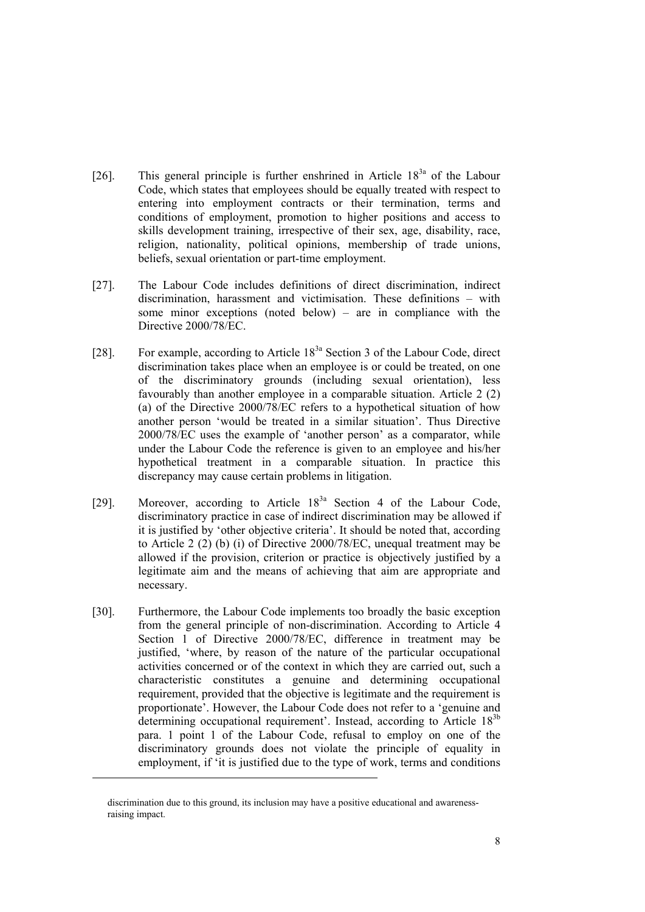[26]. This general principle is further enshrined in Article 18[3a] of the Labour Code, which states that employees should be equally treated with respect to entering into employment contracts or their termination, terms and conditions of employment, promotion to higher positions and access to skills development training, irrespective of their sex, age, disability, race, religion, nationality, political opinions, membership of trade unions, beliefs, sexual orientation or part-time employment.

[27]. The Labour Code includes definitions of direct discrimination, indirect discrimination, harassment and victimisation. These definitions – with some minor exceptions (noted below) – are in compliance with the Directive 2000/78/EC.

[28]. For example, according to Article 18[3a] Section 3 of the Labour Code, direct discrimination takes place when an employee is or could be treated, on one of the discriminatory grounds (including sexual orientation), less favourably than another employee in a comparable situation. Article 2 (2) (a) of the Directive 2000/78/EC refers to a hypothetical situation of how another person 'would be treated in a similar situation'. Thus Directive 2000/78/EC uses the example of 'another person' as a comparator, while under the Labour Code the reference is given to an employee and his/her hypothetical treatment in a comparable situation. In practice this discrepancy may cause certain problems in litigation.

[29]. Moreover, according to Article 18[3a] Section 4 of the Labour Code, discriminatory practice in case of indirect discrimination may be allowed if it is justified by 'other objective criteria'. It should be noted that, according to Article 2 (2) (b) (i) of Directive 2000/78/EC, unequal treatment may be allowed if the provision, criterion or practice is objectively justified by a legitimate aim and the means of achieving that aim are appropriate and necessary.

[30]. Furthermore, the Labour Code implements too broadly the basic exception from the general principle of non-discrimination. According to Article 4 Section 1 of Directive 2000/78/EC, difference in treatment may be justified, 'where, by reason of the nature of the particular occupational activities concerned or of the context in which they are carried out, such a characteristic constitutes a genuine and determining occupational requirement, provided that the objective is legitimate and the requirement is proportionate'. However, the Labour Code does not refer to a 'genuine and determining occupational requirement'. Instead, according to Article 18[3b] para. 1 point 1 of the Labour Code, refusal to employ on one of the discriminatory grounds does not violate the principle of equality in employment, if 'it is justified due to the type of work, terms and conditions

---

discrimination due to this ground, its inclusion may have a positive educational and awareness-raising impact.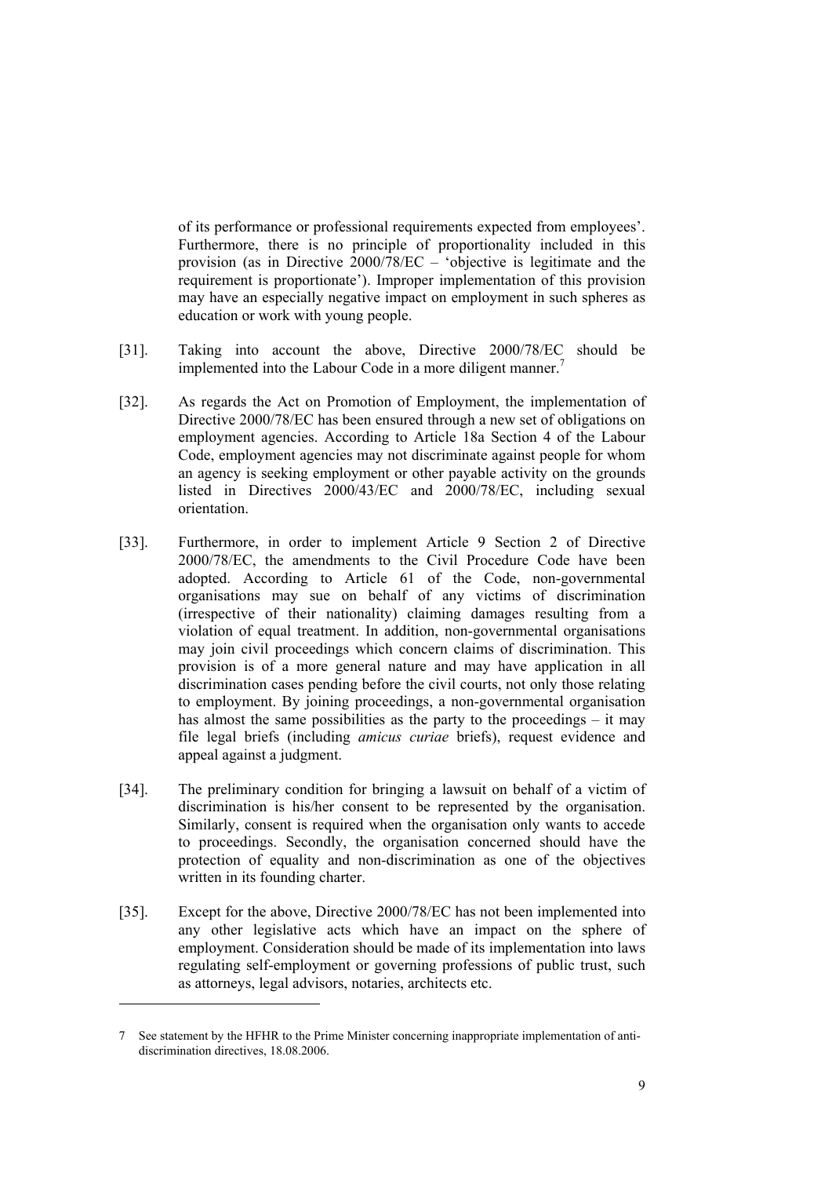of its performance or professional requirements expected from employees'. Furthermore, there is no principle of proportionality included in this provision (as in Directive 2000/78/EC – 'objective is legitimate and the requirement is proportionate'). Improper implementation of this provision may have an especially negative impact on employment in such spheres as education or work with young people.

[31]. Taking into account the above, Directive 2000/78/EC should be implemented into the Labour Code in a more diligent manner.[7]

[32]. As regards the Act on Promotion of Employment, the implementation of Directive 2000/78/EC has been ensured through a new set of obligations on employment agencies. According to Article 18a Section 4 of the Labour Code, employment agencies may not discriminate against people for whom an agency is seeking employment or other payable activity on the grounds listed in Directives 2000/43/EC and 2000/78/EC, including sexual orientation.

[33]. Furthermore, in order to implement Article 9 Section 2 of Directive 2000/78/EC, the amendments to the Civil Procedure Code have been adopted. According to Article 61 of the Code, non-governmental organisations may sue on behalf of any victims of discrimination (irrespective of their nationality) claiming damages resulting from a violation of equal treatment. In addition, non-governmental organisations may join civil proceedings which concern claims of discrimination. This provision is of a more general nature and may have application in all discrimination cases pending before the civil courts, not only those relating to employment. By joining proceedings, a non-governmental organisation has almost the same possibilities as the party to the proceedings – it may file legal briefs (including *amicus curiae* briefs), request evidence and appeal against a judgment.

[34]. The preliminary condition for bringing a lawsuit on behalf of a victim of discrimination is his/her consent to be represented by the organisation. Similarly, consent is required when the organisation only wants to accede to proceedings. Secondly, the organisation concerned should have the protection of equality and non-discrimination as one of the objectives written in its founding charter.

[35]. Except for the above, Directive 2000/78/EC has not been implemented into any other legislative acts which have an impact on the sphere of employment. Consideration should be made of its implementation into laws regulating self-employment or governing professions of public trust, such as attorneys, legal advisors, notaries, architects etc.

---

7 See statement by the HFHR to the Prime Minister concerning inappropriate implementation of anti-discrimination directives, 18.08.2006.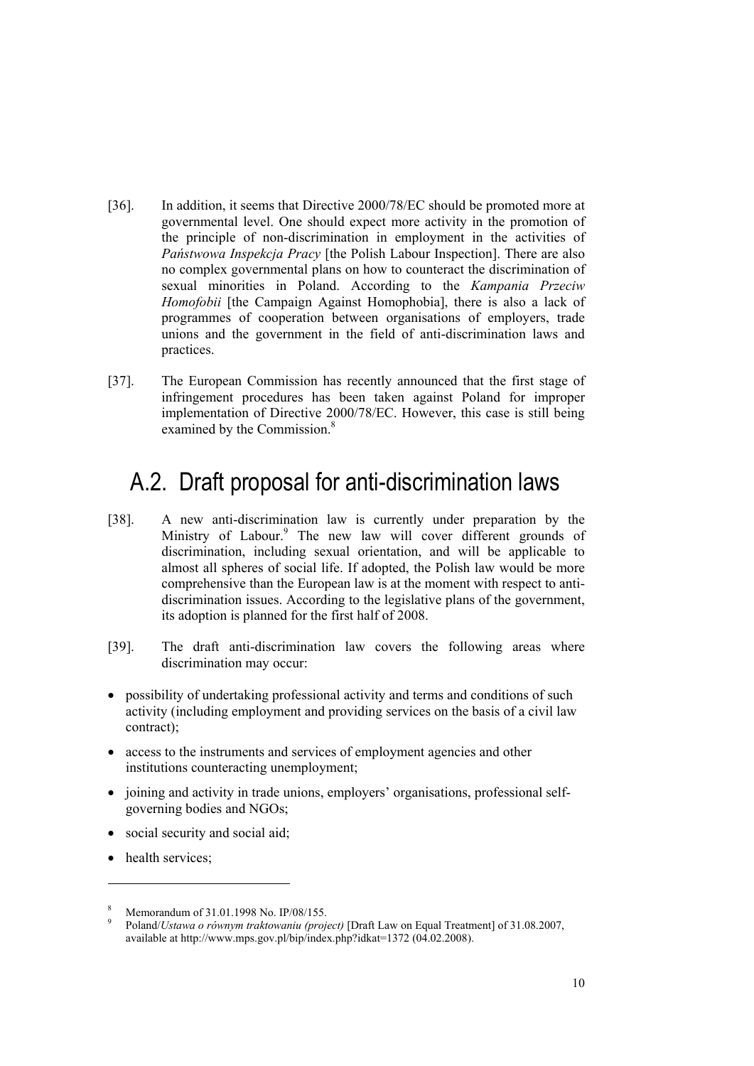[36]. In addition, it seems that Directive 2000/78/EC should be promoted more at governmental level. One should expect more activity in the promotion of the principle of non-discrimination in employment in the activities of *Państwowa Inspekcja Pracy* [the Polish Labour Inspection]. There are also no complex governmental plans on how to counteract the discrimination of sexual minorities in Poland. According to the *Kampania Przeciw Homofobii* [the Campaign Against Homophobia], there is also a lack of programmes of cooperation between organisations of employers, trade unions and the government in the field of anti-discrimination laws and practices.

[37]. The European Commission has recently announced that the first stage of infringement procedures has been taken against Poland for improper implementation of Directive 2000/78/EC. However, this case is still being examined by the Commission.[8]

## A.2. Draft proposal for anti-discrimination laws

[38]. A new anti-discrimination law is currently under preparation by the Ministry of Labour.[9] The new law will cover different grounds of discrimination, including sexual orientation, and will be applicable to almost all spheres of social life. If adopted, the Polish law would be more comprehensive than the European law is at the moment with respect to anti-discrimination issues. According to the legislative plans of the government, its adoption is planned for the first half of 2008.

[39]. The draft anti-discrimination law covers the following areas where discrimination may occur:

- possibility of undertaking professional activity and terms and conditions of such activity (including employment and providing services on the basis of a civil law contract);
- access to the instruments and services of employment agencies and other institutions counteracting unemployment;
- joining and activity in trade unions, employers' organisations, professional self-governing bodies and NGOs;
- social security and social aid;
- health services;

---

[8] Memorandum of 31.01.1998 No. IP/08/155.

[9] Poland/*Ustawa o równym traktowaniu (project)* [Draft Law on Equal Treatment] of 31.08.2007, available at http://www.mps.gov.pl/bip/index.php?idkat=1372 (04.02.2008).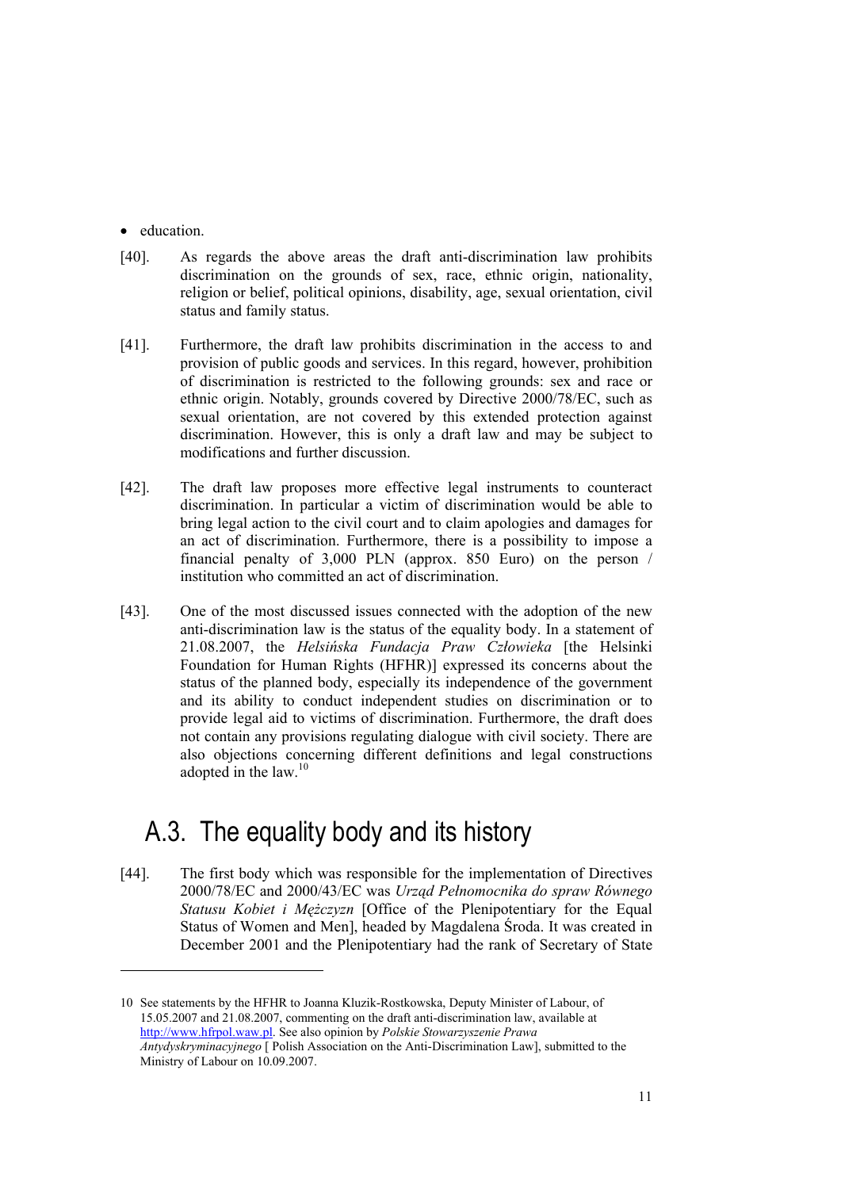- education.

[40]. As regards the above areas the draft anti-discrimination law prohibits discrimination on the grounds of sex, race, ethnic origin, nationality, religion or belief, political opinions, disability, age, sexual orientation, civil status and family status.

[41]. Furthermore, the draft law prohibits discrimination in the access to and provision of public goods and services. In this regard, however, prohibition of discrimination is restricted to the following grounds: sex and race or ethnic origin. Notably, grounds covered by Directive 2000/78/EC, such as sexual orientation, are not covered by this extended protection against discrimination. However, this is only a draft law and may be subject to modifications and further discussion.

[42]. The draft law proposes more effective legal instruments to counteract discrimination. In particular a victim of discrimination would be able to bring legal action to the civil court and to claim apologies and damages for an act of discrimination. Furthermore, there is a possibility to impose a financial penalty of 3,000 PLN (approx. 850 Euro) on the person / institution who committed an act of discrimination.

[43]. One of the most discussed issues connected with the adoption of the new anti-discrimination law is the status of the equality body. In a statement of 21.08.2007, the *Helsińska Fundacja Praw Człowieka* [the Helsinki Foundation for Human Rights (HFHR)] expressed its concerns about the status of the planned body, especially its independence of the government and its ability to conduct independent studies on discrimination or to provide legal aid to victims of discrimination. Furthermore, the draft does not contain any provisions regulating dialogue with civil society. There are also objections concerning different definitions and legal constructions adopted in the law.[10]

## A.3. The equality body and its history

[44]. The first body which was responsible for the implementation of Directives 2000/78/EC and 2000/43/EC was *Urząd Pełnomocnika do spraw Równego Statusu Kobiet i Mężczyzn* [Office of the Plenipotentiary for the Equal Status of Women and Men], headed by Magdalena Środa. It was created in December 2001 and the Plenipotentiary had the rank of Secretary of State

---

10 See statements by the HFHR to Joanna Kluzik-Rostkowska, Deputy Minister of Labour, of 15.05.2007 and 21.08.2007, commenting on the draft anti-discrimination law, available at http://www.hfrpol.waw.pl. See also opinion by *Polskie Stowarzyszenie Prawa Antydyskryminacyjnego* [ Polish Association on the Anti-Discrimination Law], submitted to the Ministry of Labour on 10.09.2007.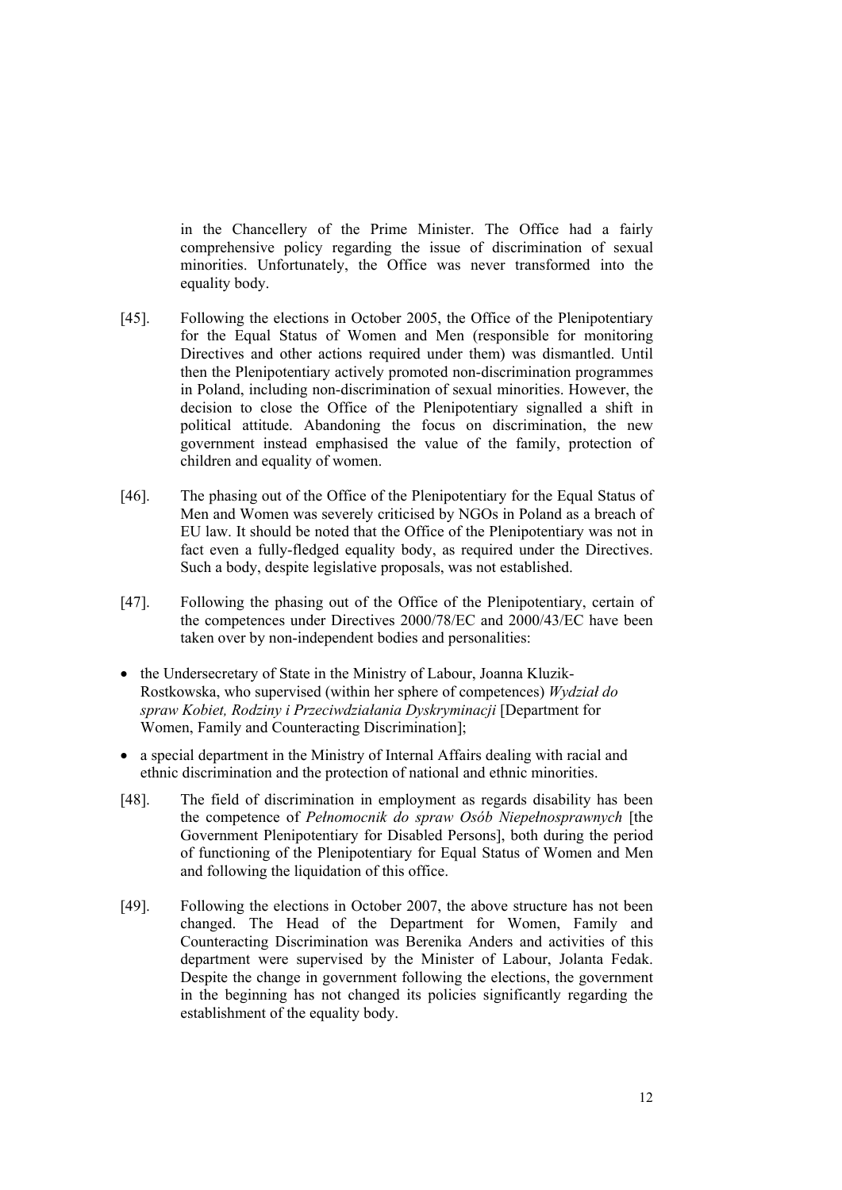in the Chancellery of the Prime Minister. The Office had a fairly comprehensive policy regarding the issue of discrimination of sexual minorities. Unfortunately, the Office was never transformed into the equality body.

[45]. Following the elections in October 2005, the Office of the Plenipotentiary for the Equal Status of Women and Men (responsible for monitoring Directives and other actions required under them) was dismantled. Until then the Plenipotentiary actively promoted non-discrimination programmes in Poland, including non-discrimination of sexual minorities. However, the decision to close the Office of the Plenipotentiary signalled a shift in political attitude. Abandoning the focus on discrimination, the new government instead emphasised the value of the family, protection of children and equality of women.

[46]. The phasing out of the Office of the Plenipotentiary for the Equal Status of Men and Women was severely criticised by NGOs in Poland as a breach of EU law. It should be noted that the Office of the Plenipotentiary was not in fact even a fully-fledged equality body, as required under the Directives. Such a body, despite legislative proposals, was not established.

[47]. Following the phasing out of the Office of the Plenipotentiary, certain of the competences under Directives 2000/78/EC and 2000/43/EC have been taken over by non-independent bodies and personalities:

- the Undersecretary of State in the Ministry of Labour, Joanna Kluzik-Rostkowska, who supervised (within her sphere of competences) *Wydział do spraw Kobiet, Rodziny i Przeciwdziałania Dyskryminacji* [Department for Women, Family and Counteracting Discrimination];
- a special department in the Ministry of Internal Affairs dealing with racial and ethnic discrimination and the protection of national and ethnic minorities.

[48]. The field of discrimination in employment as regards disability has been the competence of *Pełnomocnik do spraw Osób Niepełnosprawnych* [the Government Plenipotentiary for Disabled Persons], both during the period of functioning of the Plenipotentiary for Equal Status of Women and Men and following the liquidation of this office.

[49]. Following the elections in October 2007, the above structure has not been changed. The Head of the Department for Women, Family and Counteracting Discrimination was Berenika Anders and activities of this department were supervised by the Minister of Labour, Jolanta Fedak. Despite the change in government following the elections, the government in the beginning has not changed its policies significantly regarding the establishment of the equality body.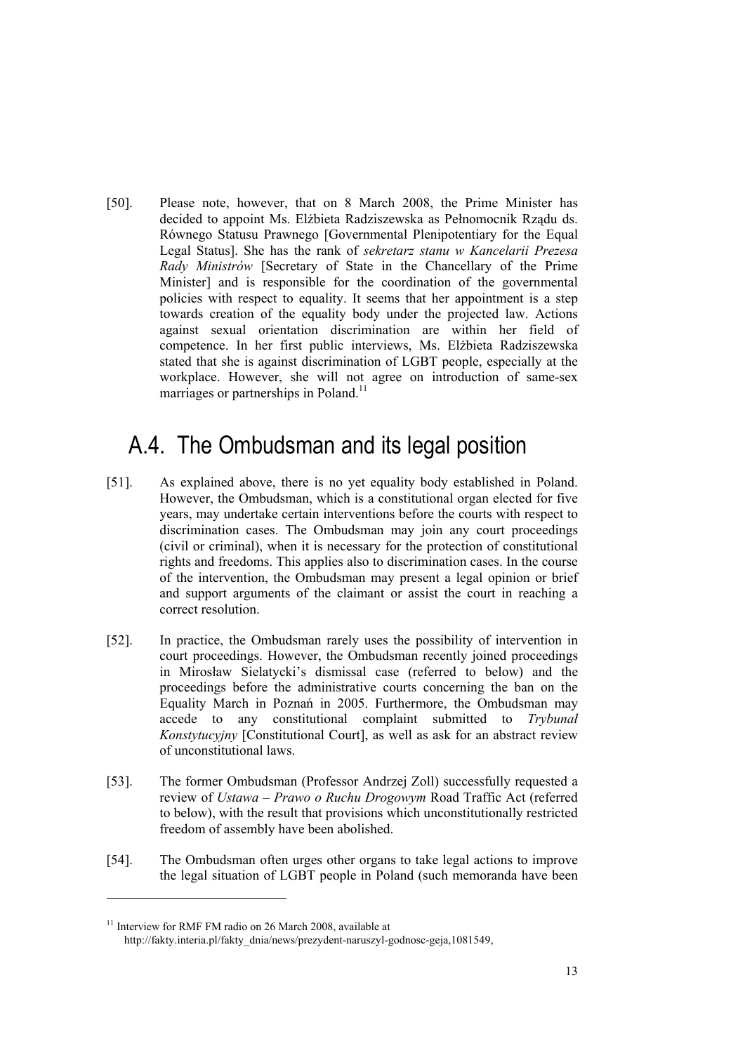[50]. Please note, however, that on 8 March 2008, the Prime Minister has decided to appoint Ms. Elżbieta Radziszewska as Pełnomocnik Rządu ds. Równego Statusu Prawnego [Governmental Plenipotentiary for the Equal Legal Status]. She has the rank of *sekretarz stanu w Kancelarii Prezesa Rady Ministrów* [Secretary of State in the Chancellary of the Prime Minister] and is responsible for the coordination of the governmental policies with respect to equality. It seems that her appointment is a step towards creation of the equality body under the projected law. Actions against sexual orientation discrimination are within her field of competence. In her first public interviews, Ms. Elżbieta Radziszewska stated that she is against discrimination of LGBT people, especially at the workplace. However, she will not agree on introduction of same-sex marriages or partnerships in Poland.[11]

## A.4. The Ombudsman and its legal position

[51]. As explained above, there is no yet equality body established in Poland. However, the Ombudsman, which is a constitutional organ elected for five years, may undertake certain interventions before the courts with respect to discrimination cases. The Ombudsman may join any court proceedings (civil or criminal), when it is necessary for the protection of constitutional rights and freedoms. This applies also to discrimination cases. In the course of the intervention, the Ombudsman may present a legal opinion or brief and support arguments of the claimant or assist the court in reaching a correct resolution.

[52]. In practice, the Ombudsman rarely uses the possibility of intervention in court proceedings. However, the Ombudsman recently joined proceedings in Mirosław Sielatycki's dismissal case (referred to below) and the proceedings before the administrative courts concerning the ban on the Equality March in Poznań in 2005. Furthermore, the Ombudsman may accede to any constitutional complaint submitted to *Trybunał Konstytucyjny* [Constitutional Court], as well as ask for an abstract review of unconstitutional laws.

[53]. The former Ombudsman (Professor Andrzej Zoll) successfully requested a review of *Ustawa – Prawo o Ruchu Drogowym* Road Traffic Act (referred to below), with the result that provisions which unconstitutionally restricted freedom of assembly have been abolished.

[54]. The Ombudsman often urges other organs to take legal actions to improve the legal situation of LGBT people in Poland (such memoranda have been

---

[11] Interview for RMF FM radio on 26 March 2008, available at http://fakty.interia.pl/fakty_dnia/news/prezydent-naruszyl-godnosc-geja,1081549,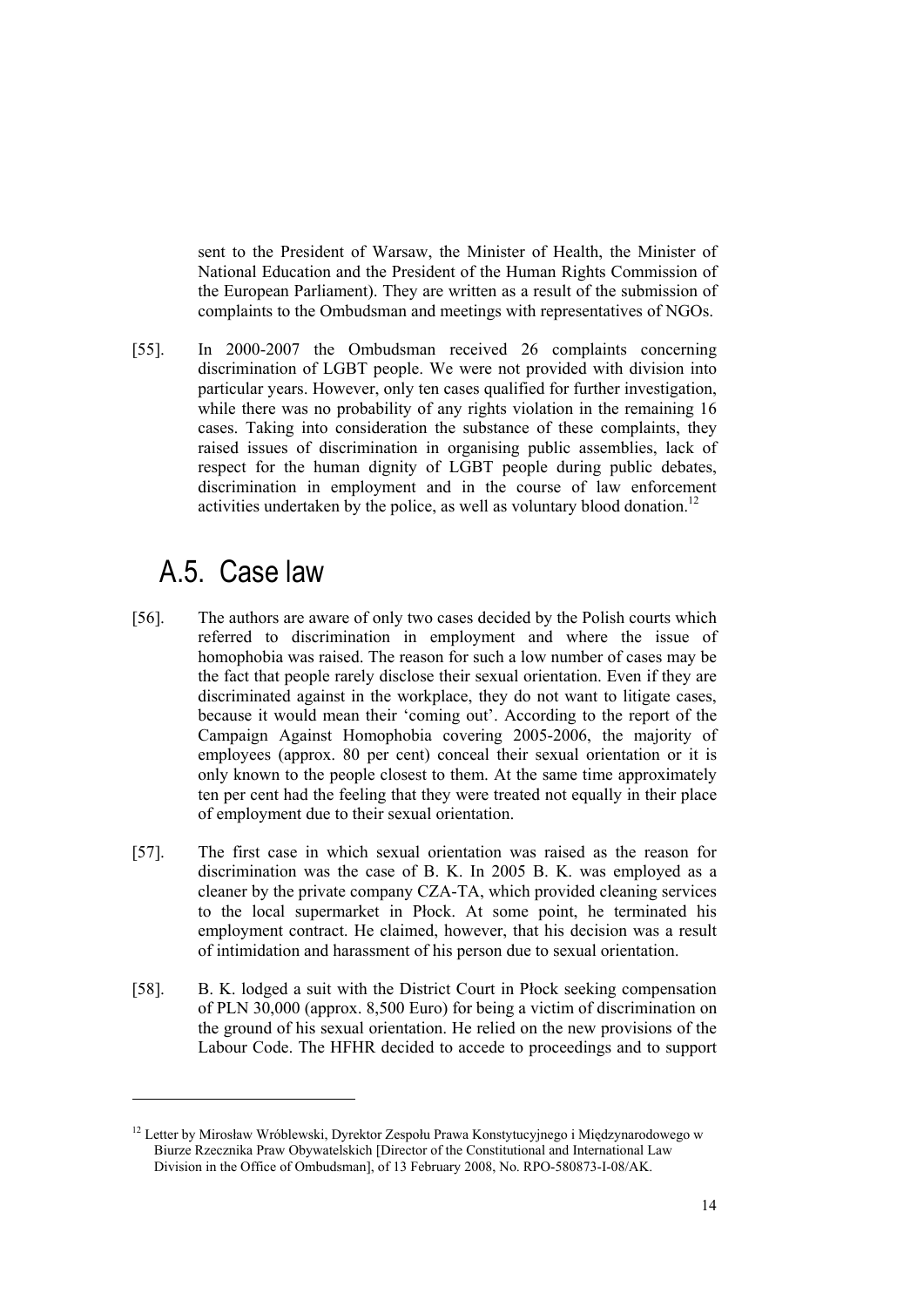sent to the President of Warsaw, the Minister of Health, the Minister of National Education and the President of the Human Rights Commission of the European Parliament). They are written as a result of the submission of complaints to the Ombudsman and meetings with representatives of NGOs.

[55]. In 2000-2007 the Ombudsman received 26 complaints concerning discrimination of LGBT people. We were not provided with division into particular years. However, only ten cases qualified for further investigation, while there was no probability of any rights violation in the remaining 16 cases. Taking into consideration the substance of these complaints, they raised issues of discrimination in organising public assemblies, lack of respect for the human dignity of LGBT people during public debates, discrimination in employment and in the course of law enforcement activities undertaken by the police, as well as voluntary blood donation.[12]

## A.5. Case law

[56]. The authors are aware of only two cases decided by the Polish courts which referred to discrimination in employment and where the issue of homophobia was raised. The reason for such a low number of cases may be the fact that people rarely disclose their sexual orientation. Even if they are discriminated against in the workplace, they do not want to litigate cases, because it would mean their 'coming out'. According to the report of the Campaign Against Homophobia covering 2005-2006, the majority of employees (approx. 80 per cent) conceal their sexual orientation or it is only known to the people closest to them. At the same time approximately ten per cent had the feeling that they were treated not equally in their place of employment due to their sexual orientation.

[57]. The first case in which sexual orientation was raised as the reason for discrimination was the case of B. K. In 2005 B. K. was employed as a cleaner by the private company CZA-TA, which provided cleaning services to the local supermarket in Płock. At some point, he terminated his employment contract. He claimed, however, that his decision was a result of intimidation and harassment of his person due to sexual orientation.

[58]. B. K. lodged a suit with the District Court in Płock seeking compensation of PLN 30,000 (approx. 8,500 Euro) for being a victim of discrimination on the ground of his sexual orientation. He relied on the new provisions of the Labour Code. The HFHR decided to accede to proceedings and to support

---

[12] Letter by Mirosław Wróblewski, Dyrektor Zespołu Prawa Konstytucyjnego i Międzynarodowego w Biurze Rzecznika Praw Obywatelskich [Director of the Constitutional and International Law Division in the Office of Ombudsman], of 13 February 2008, No. RPO-580873-I-08/AK.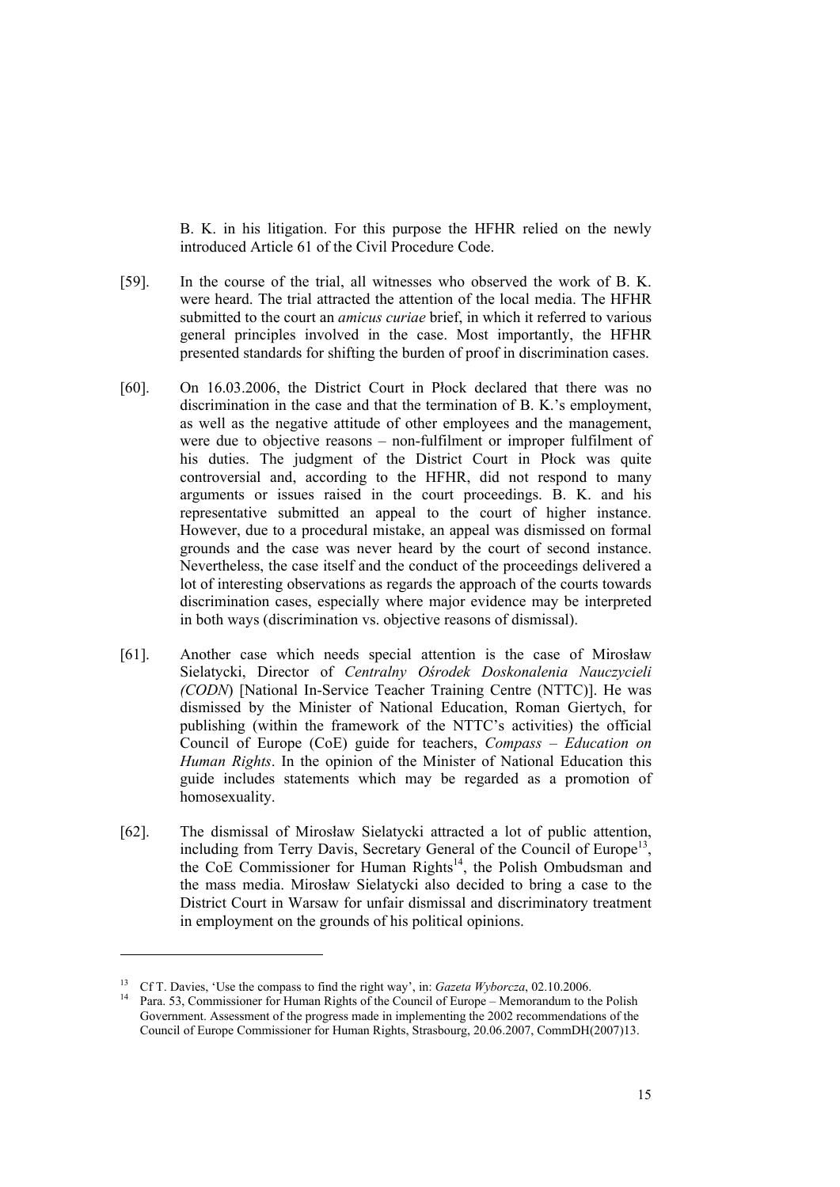B. K. in his litigation. For this purpose the HFHR relied on the newly introduced Article 61 of the Civil Procedure Code.

[59]. In the course of the trial, all witnesses who observed the work of B. K. were heard. The trial attracted the attention of the local media. The HFHR submitted to the court an *amicus curiae* brief, in which it referred to various general principles involved in the case. Most importantly, the HFHR presented standards for shifting the burden of proof in discrimination cases.

[60]. On 16.03.2006, the District Court in Płock declared that there was no discrimination in the case and that the termination of B. K.'s employment, as well as the negative attitude of other employees and the management, were due to objective reasons – non-fulfilment or improper fulfilment of his duties. The judgment of the District Court in Płock was quite controversial and, according to the HFHR, did not respond to many arguments or issues raised in the court proceedings. B. K. and his representative submitted an appeal to the court of higher instance. However, due to a procedural mistake, an appeal was dismissed on formal grounds and the case was never heard by the court of second instance. Nevertheless, the case itself and the conduct of the proceedings delivered a lot of interesting observations as regards the approach of the courts towards discrimination cases, especially where major evidence may be interpreted in both ways (discrimination vs. objective reasons of dismissal).

[61]. Another case which needs special attention is the case of Mirosław Sielatycki, Director of *Centralny Ośrodek Doskonalenia Nauczycieli (CODN*) [National In-Service Teacher Training Centre (NTTC)]. He was dismissed by the Minister of National Education, Roman Giertych, for publishing (within the framework of the NTTC's activities) the official Council of Europe (CoE) guide for teachers, *Compass – Education on Human Rights*. In the opinion of the Minister of National Education this guide includes statements which may be regarded as a promotion of homosexuality.

[62]. The dismissal of Mirosław Sielatycki attracted a lot of public attention, including from Terry Davis, Secretary General of the Council of Europe[13], the CoE Commissioner for Human Rights[14], the Polish Ombudsman and the mass media. Mirosław Sielatycki also decided to bring a case to the District Court in Warsaw for unfair dismissal and discriminatory treatment in employment on the grounds of his political opinions.

---

[13] Cf T. Davies, 'Use the compass to find the right way', in: *Gazeta Wyborcza*, 02.10.2006.

[14] Para. 53, Commissioner for Human Rights of the Council of Europe – Memorandum to the Polish Government. Assessment of the progress made in implementing the 2002 recommendations of the Council of Europe Commissioner for Human Rights, Strasbourg, 20.06.2007, CommDH(2007)13.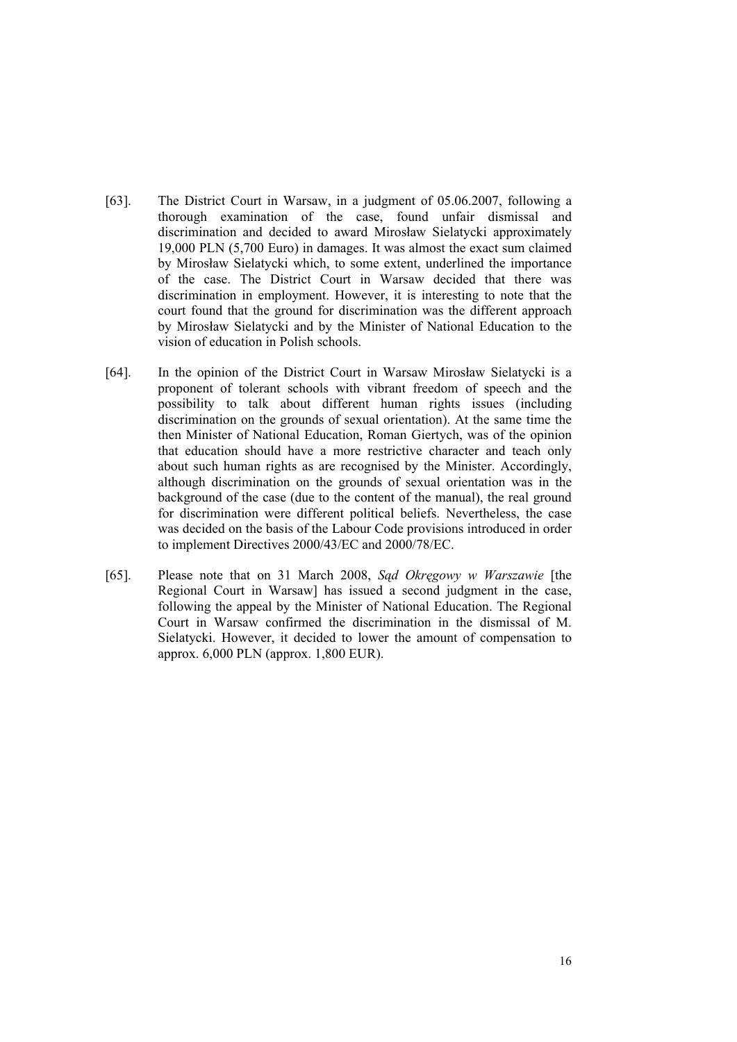[63]. The District Court in Warsaw, in a judgment of 05.06.2007, following a thorough examination of the case, found unfair dismissal and discrimination and decided to award Mirosław Sielatycki approximately 19,000 PLN (5,700 Euro) in damages. It was almost the exact sum claimed by Mirosław Sielatycki which, to some extent, underlined the importance of the case. The District Court in Warsaw decided that there was discrimination in employment. However, it is interesting to note that the court found that the ground for discrimination was the different approach by Mirosław Sielatycki and by the Minister of National Education to the vision of education in Polish schools.

[64]. In the opinion of the District Court in Warsaw Mirosław Sielatycki is a proponent of tolerant schools with vibrant freedom of speech and the possibility to talk about different human rights issues (including discrimination on the grounds of sexual orientation). At the same time the then Minister of National Education, Roman Giertych, was of the opinion that education should have a more restrictive character and teach only about such human rights as are recognised by the Minister. Accordingly, although discrimination on the grounds of sexual orientation was in the background of the case (due to the content of the manual), the real ground for discrimination were different political beliefs. Nevertheless, the case was decided on the basis of the Labour Code provisions introduced in order to implement Directives 2000/43/EC and 2000/78/EC.

[65]. Please note that on 31 March 2008, *Sąd Okręgowy w Warszawie* [the Regional Court in Warsaw] has issued a second judgment in the case, following the appeal by the Minister of National Education. The Regional Court in Warsaw confirmed the discrimination in the dismissal of M. Sielatycki. However, it decided to lower the amount of compensation to approx. 6,000 PLN (approx. 1,800 EUR).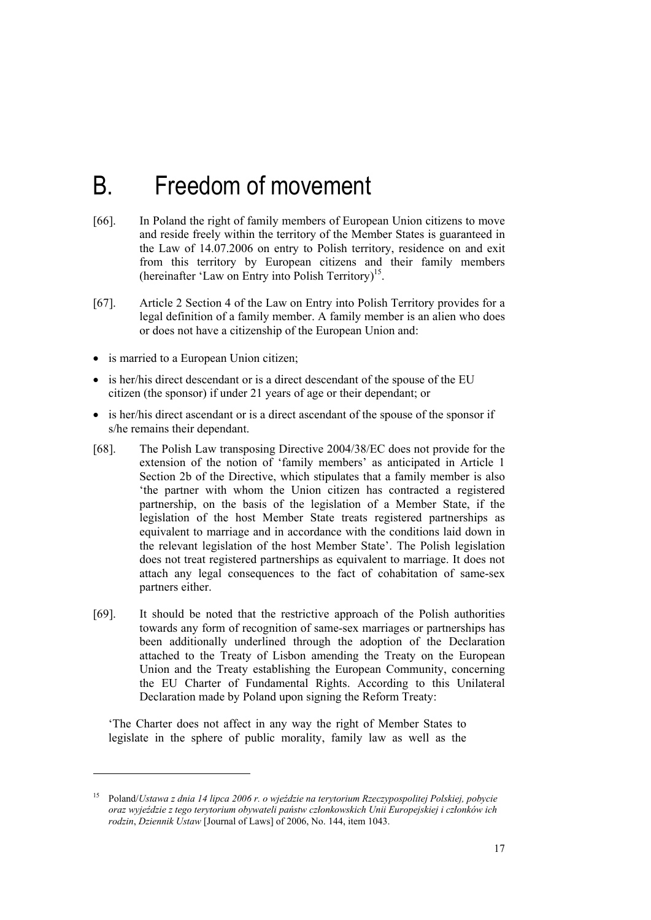# B. Freedom of movement

[66]. In Poland the right of family members of European Union citizens to move and reside freely within the territory of the Member States is guaranteed in the Law of 14.07.2006 on entry to Polish territory, residence on and exit from this territory by European citizens and their family members (hereinafter 'Law on Entry into Polish Territory)[15].

[67]. Article 2 Section 4 of the Law on Entry into Polish Territory provides for a legal definition of a family member. A family member is an alien who does or does not have a citizenship of the European Union and:

- is married to a European Union citizen;
- is her/his direct descendant or is a direct descendant of the spouse of the EU citizen (the sponsor) if under 21 years of age or their dependant; or
- is her/his direct ascendant or is a direct ascendant of the spouse of the sponsor if s/he remains their dependant.

[68]. The Polish Law transposing Directive 2004/38/EC does not provide for the extension of the notion of 'family members' as anticipated in Article 1 Section 2b of the Directive, which stipulates that a family member is also 'the partner with whom the Union citizen has contracted a registered partnership, on the basis of the legislation of a Member State, if the legislation of the host Member State treats registered partnerships as equivalent to marriage and in accordance with the conditions laid down in the relevant legislation of the host Member State'. The Polish legislation does not treat registered partnerships as equivalent to marriage. It does not attach any legal consequences to the fact of cohabitation of same-sex partners either.

[69]. It should be noted that the restrictive approach of the Polish authorities towards any form of recognition of same-sex marriages or partnerships has been additionally underlined through the adoption of the Declaration attached to the Treaty of Lisbon amending the Treaty on the European Union and the Treaty establishing the European Community, concerning the EU Charter of Fundamental Rights. According to this Unilateral Declaration made by Poland upon signing the Reform Treaty:

'The Charter does not affect in any way the right of Member States to legislate in the sphere of public morality, family law as well as the

---

[15] Poland/*Ustawa z dnia 14 lipca 2006 r. o wjeździe na terytorium Rzeczypospolitej Polskiej, pobycie oraz wyjeździe z tego terytorium obywateli państw członkowskich Unii Europejskiej i członków ich rodzin*, *Dziennik Ustaw* [Journal of Laws] of 2006, No. 144, item 1043.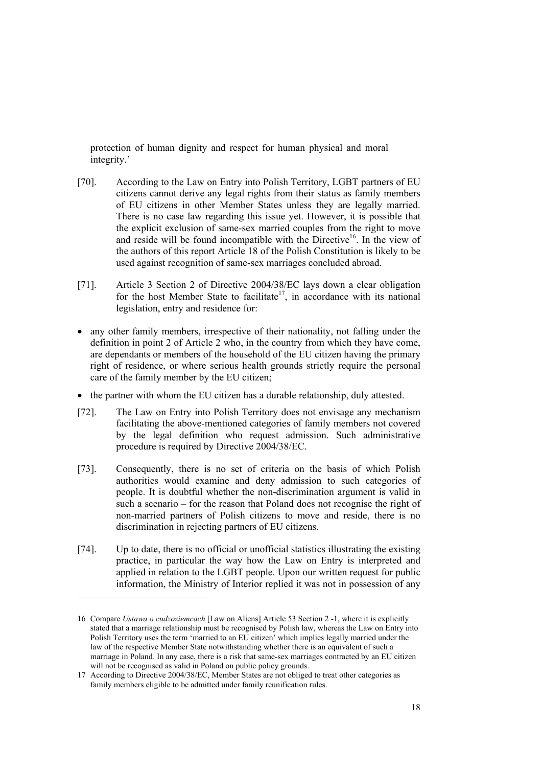protection of human dignity and respect for human physical and moral integrity.'

[70]. According to the Law on Entry into Polish Territory, LGBT partners of EU citizens cannot derive any legal rights from their status as family members of EU citizens in other Member States unless they are legally married. There is no case law regarding this issue yet. However, it is possible that the explicit exclusion of same-sex married couples from the right to move and reside will be found incompatible with the Directive[16]. In the view of the authors of this report Article 18 of the Polish Constitution is likely to be used against recognition of same-sex marriages concluded abroad.

[71]. Article 3 Section 2 of Directive 2004/38/EC lays down a clear obligation for the host Member State to facilitate[17], in accordance with its national legislation, entry and residence for:

- any other family members, irrespective of their nationality, not falling under the definition in point 2 of Article 2 who, in the country from which they have come, are dependants or members of the household of the EU citizen having the primary right of residence, or where serious health grounds strictly require the personal care of the family member by the EU citizen;
- the partner with whom the EU citizen has a durable relationship, duly attested.

[72]. The Law on Entry into Polish Territory does not envisage any mechanism facilitating the above-mentioned categories of family members not covered by the legal definition who request admission. Such administrative procedure is required by Directive 2004/38/EC.

[73]. Consequently, there is no set of criteria on the basis of which Polish authorities would examine and deny admission to such categories of people. It is doubtful whether the non-discrimination argument is valid in such a scenario – for the reason that Poland does not recognise the right of non-married partners of Polish citizens to move and reside, there is no discrimination in rejecting partners of EU citizens.

[74]. Up to date, there is no official or unofficial statistics illustrating the existing practice, in particular the way how the Law on Entry is interpreted and applied in relation to the LGBT people. Upon our written request for public information, the Ministry of Interior replied it was not in possession of any

---

16 Compare *Ustawa o cudzoziemcach* [Law on Aliens] Article 53 Section 2 -1, where it is explicitly stated that a marriage relationship must be recognised by Polish law, whereas the Law on Entry into Polish Territory uses the term 'married to an EU citizen' which implies legally married under the law of the respective Member State notwithstanding whether there is an equivalent of such a marriage in Poland. In any case, there is a risk that same-sex marriages contracted by an EU citizen will not be recognised as valid in Poland on public policy grounds.

17 According to Directive 2004/38/EC, Member States are not obliged to treat other categories as family members eligible to be admitted under family reunification rules.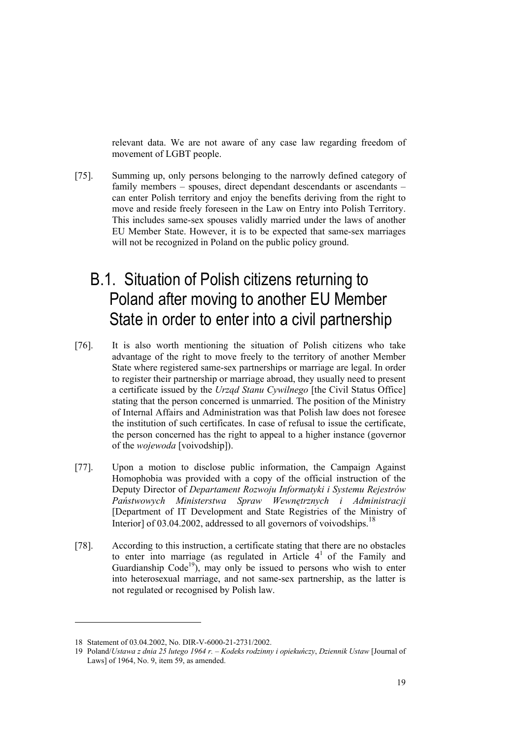relevant data. We are not aware of any case law regarding freedom of movement of LGBT people.

[75]. Summing up, only persons belonging to the narrowly defined category of family members – spouses, direct dependant descendants or ascendants – can enter Polish territory and enjoy the benefits deriving from the right to move and reside freely foreseen in the Law on Entry into Polish Territory. This includes same-sex spouses validly married under the laws of another EU Member State. However, it is to be expected that same-sex marriages will not be recognized in Poland on the public policy ground.

## B.1. Situation of Polish citizens returning to Poland after moving to another EU Member State in order to enter into a civil partnership

[76]. It is also worth mentioning the situation of Polish citizens who take advantage of the right to move freely to the territory of another Member State where registered same-sex partnerships or marriage are legal. In order to register their partnership or marriage abroad, they usually need to present a certificate issued by the *Urząd Stanu Cywilnego* [the Civil Status Office] stating that the person concerned is unmarried. The position of the Ministry of Internal Affairs and Administration was that Polish law does not foresee the institution of such certificates. In case of refusal to issue the certificate, the person concerned has the right to appeal to a higher instance (governor of the *wojewoda* [voivodship]).

[77]. Upon a motion to disclose public information, the Campaign Against Homophobia was provided with a copy of the official instruction of the Deputy Director of *Departament Rozwoju Informatyki i Systemu Rejestrów Państwowych Ministerstwa Spraw Wewnętrznych i Administracji* [Department of IT Development and State Registries of the Ministry of Interior] of 03.04.2002, addressed to all governors of voivodships.[18]

[78]. According to this instruction, a certificate stating that there are no obstacles to enter into marriage (as regulated in Article 4[1] of the Family and Guardianship Code[19]), may only be issued to persons who wish to enter into heterosexual marriage, and not same-sex partnership, as the latter is not regulated or recognised by Polish law.

---

18 Statement of 03.04.2002, No. DIR-V-6000-21-2731/2002.

19 Poland/*Ustawa z dnia 25 lutego 1964 r. – Kodeks rodzinny i opiekuńczy*, *Dziennik Ustaw* [Journal of Laws] of 1964, No. 9, item 59, as amended.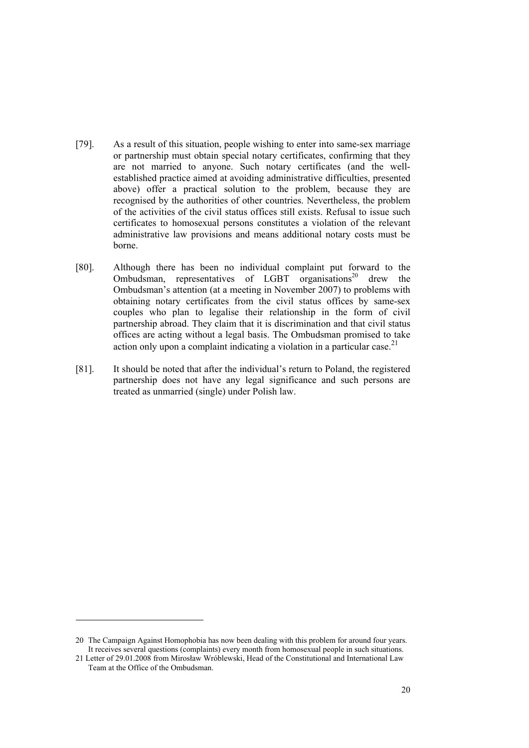[79]. As a result of this situation, people wishing to enter into same-sex marriage or partnership must obtain special notary certificates, confirming that they are not married to anyone. Such notary certificates (and the well-established practice aimed at avoiding administrative difficulties, presented above) offer a practical solution to the problem, because they are recognised by the authorities of other countries. Nevertheless, the problem of the activities of the civil status offices still exists. Refusal to issue such certificates to homosexual persons constitutes a violation of the relevant administrative law provisions and means additional notary costs must be borne.

[80]. Although there has been no individual complaint put forward to the Ombudsman, representatives of LGBT organisations[20] drew the Ombudsman's attention (at a meeting in November 2007) to problems with obtaining notary certificates from the civil status offices by same-sex couples who plan to legalise their relationship in the form of civil partnership abroad. They claim that it is discrimination and that civil status offices are acting without a legal basis. The Ombudsman promised to take action only upon a complaint indicating a violation in a particular case.[21]

[81]. It should be noted that after the individual's return to Poland, the registered partnership does not have any legal significance and such persons are treated as unmarried (single) under Polish law.

---

20 The Campaign Against Homophobia has now been dealing with this problem for around four years. It receives several questions (complaints) every month from homosexual people in such situations.

21 Letter of 29.01.2008 from Mirosław Wróblewski, Head of the Constitutional and International Law Team at the Office of the Ombudsman.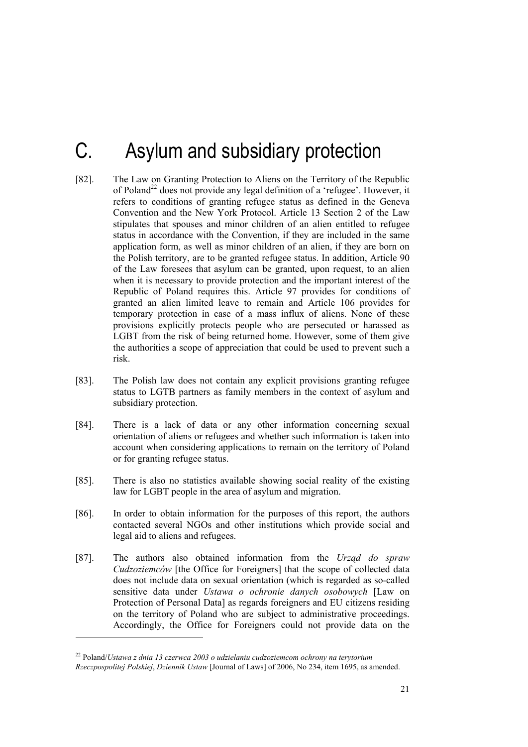# C. Asylum and subsidiary protection

[82]. The Law on Granting Protection to Aliens on the Territory of the Republic of Poland[22] does not provide any legal definition of a 'refugee'. However, it refers to conditions of granting refugee status as defined in the Geneva Convention and the New York Protocol. Article 13 Section 2 of the Law stipulates that spouses and minor children of an alien entitled to refugee status in accordance with the Convention, if they are included in the same application form, as well as minor children of an alien, if they are born on the Polish territory, are to be granted refugee status. In addition, Article 90 of the Law foresees that asylum can be granted, upon request, to an alien when it is necessary to provide protection and the important interest of the Republic of Poland requires this. Article 97 provides for conditions of granted an alien limited leave to remain and Article 106 provides for temporary protection in case of a mass influx of aliens. None of these provisions explicitly protects people who are persecuted or harassed as LGBT from the risk of being returned home. However, some of them give the authorities a scope of appreciation that could be used to prevent such a risk.

[83]. The Polish law does not contain any explicit provisions granting refugee status to LGTB partners as family members in the context of asylum and subsidiary protection.

[84]. There is a lack of data or any other information concerning sexual orientation of aliens or refugees and whether such information is taken into account when considering applications to remain on the territory of Poland or for granting refugee status.

[85]. There is also no statistics available showing social reality of the existing law for LGBT people in the area of asylum and migration.

[86]. In order to obtain information for the purposes of this report, the authors contacted several NGOs and other institutions which provide social and legal aid to aliens and refugees.

[87]. The authors also obtained information from the *Urząd do spraw Cudzoziemców* [the Office for Foreigners] that the scope of collected data does not include data on sexual orientation (which is regarded as so-called sensitive data under *Ustawa o ochronie danych osobowych* [Law on Protection of Personal Data] as regards foreigners and EU citizens residing on the territory of Poland who are subject to administrative proceedings. Accordingly, the Office for Foreigners could not provide data on the

---

[22] Poland/*Ustawa z dnia 13 czerwca 2003 o udzielaniu cudzoziemcom ochrony na terytorium Rzeczpospolitej Polskiej*, *Dziennik Ustaw* [Journal of Laws] of 2006, No 234, item 1695, as amended.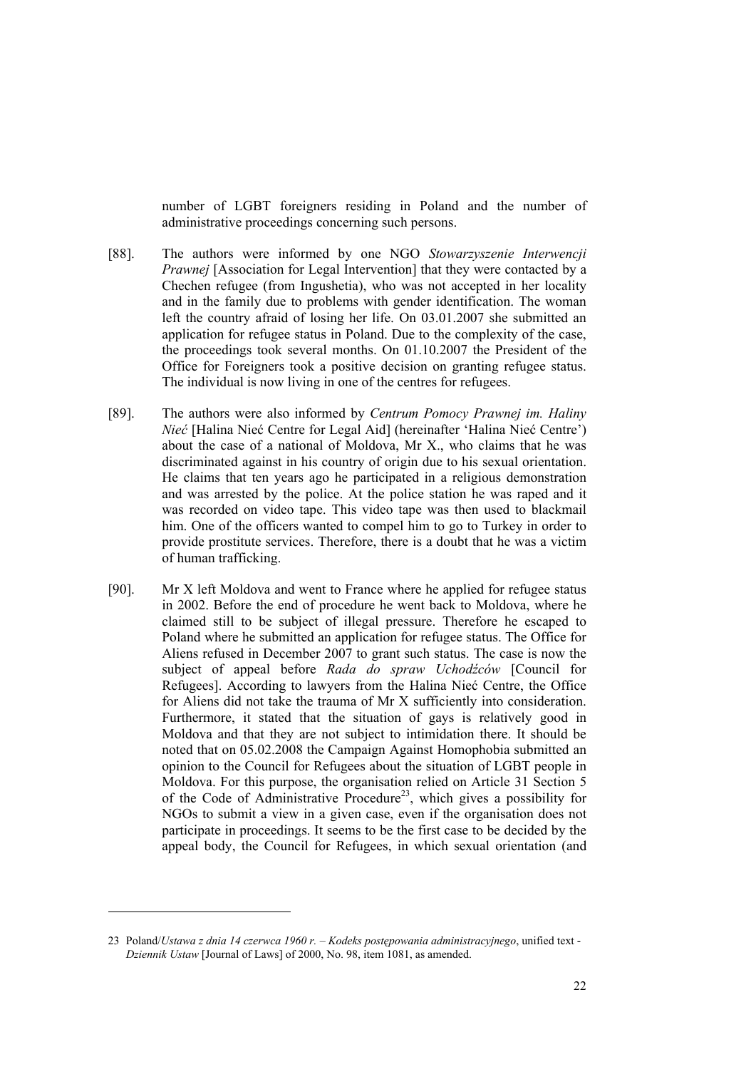number of LGBT foreigners residing in Poland and the number of administrative proceedings concerning such persons.

[88]. The authors were informed by one NGO *Stowarzyszenie Interwencji Prawnej* [Association for Legal Intervention] that they were contacted by a Chechen refugee (from Ingushetia), who was not accepted in her locality and in the family due to problems with gender identification. The woman left the country afraid of losing her life. On 03.01.2007 she submitted an application for refugee status in Poland. Due to the complexity of the case, the proceedings took several months. On 01.10.2007 the President of the Office for Foreigners took a positive decision on granting refugee status. The individual is now living in one of the centres for refugees.

[89]. The authors were also informed by *Centrum Pomocy Prawnej im. Haliny Nieć* [Halina Nieć Centre for Legal Aid] (hereinafter 'Halina Nieć Centre') about the case of a national of Moldova, Mr X., who claims that he was discriminated against in his country of origin due to his sexual orientation. He claims that ten years ago he participated in a religious demonstration and was arrested by the police. At the police station he was raped and it was recorded on video tape. This video tape was then used to blackmail him. One of the officers wanted to compel him to go to Turkey in order to provide prostitute services. Therefore, there is a doubt that he was a victim of human trafficking.

[90]. Mr X left Moldova and went to France where he applied for refugee status in 2002. Before the end of procedure he went back to Moldova, where he claimed still to be subject of illegal pressure. Therefore he escaped to Poland where he submitted an application for refugee status. The Office for Aliens refused in December 2007 to grant such status. The case is now the subject of appeal before *Rada do spraw Uchodźców* [Council for Refugees]. According to lawyers from the Halina Nieć Centre, the Office for Aliens did not take the trauma of Mr X sufficiently into consideration. Furthermore, it stated that the situation of gays is relatively good in Moldova and that they are not subject to intimidation there. It should be noted that on 05.02.2008 the Campaign Against Homophobia submitted an opinion to the Council for Refugees about the situation of LGBT people in Moldova. For this purpose, the organisation relied on Article 31 Section 5 of the Code of Administrative Procedure[23], which gives a possibility for NGOs to submit a view in a given case, even if the organisation does not participate in proceedings. It seems to be the first case to be decided by the appeal body, the Council for Refugees, in which sexual orientation (and

---

23 Poland/*Ustawa z dnia 14 czerwca 1960 r. – Kodeks postępowania administracyjnego*, unified text - *Dziennik Ustaw* [Journal of Laws] of 2000, No. 98, item 1081, as amended.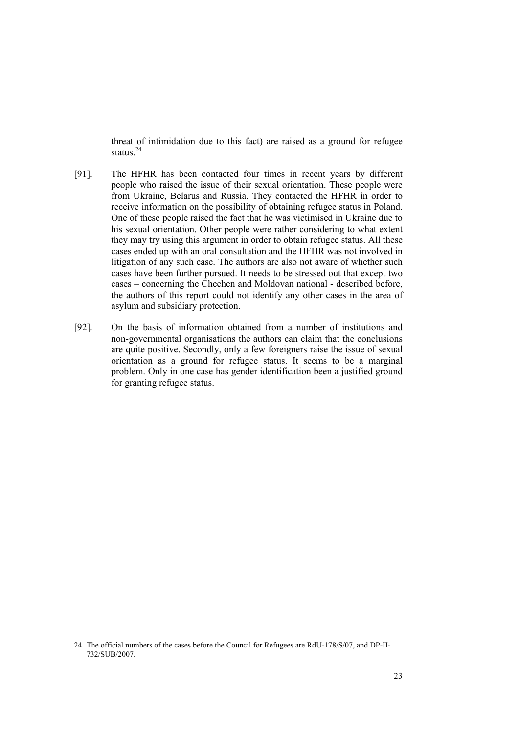threat of intimidation due to this fact) are raised as a ground for refugee status.[24]

[91]. The HFHR has been contacted four times in recent years by different people who raised the issue of their sexual orientation. These people were from Ukraine, Belarus and Russia. They contacted the HFHR in order to receive information on the possibility of obtaining refugee status in Poland. One of these people raised the fact that he was victimised in Ukraine due to his sexual orientation. Other people were rather considering to what extent they may try using this argument in order to obtain refugee status. All these cases ended up with an oral consultation and the HFHR was not involved in litigation of any such case. The authors are also not aware of whether such cases have been further pursued. It needs to be stressed out that except two cases – concerning the Chechen and Moldovan national - described before, the authors of this report could not identify any other cases in the area of asylum and subsidiary protection.

[92]. On the basis of information obtained from a number of institutions and non-governmental organisations the authors can claim that the conclusions are quite positive. Secondly, only a few foreigners raise the issue of sexual orientation as a ground for refugee status. It seems to be a marginal problem. Only in one case has gender identification been a justified ground for granting refugee status.

---

24 The official numbers of the cases before the Council for Refugees are RdU-178/S/07, and DP-II-732/SUB/2007.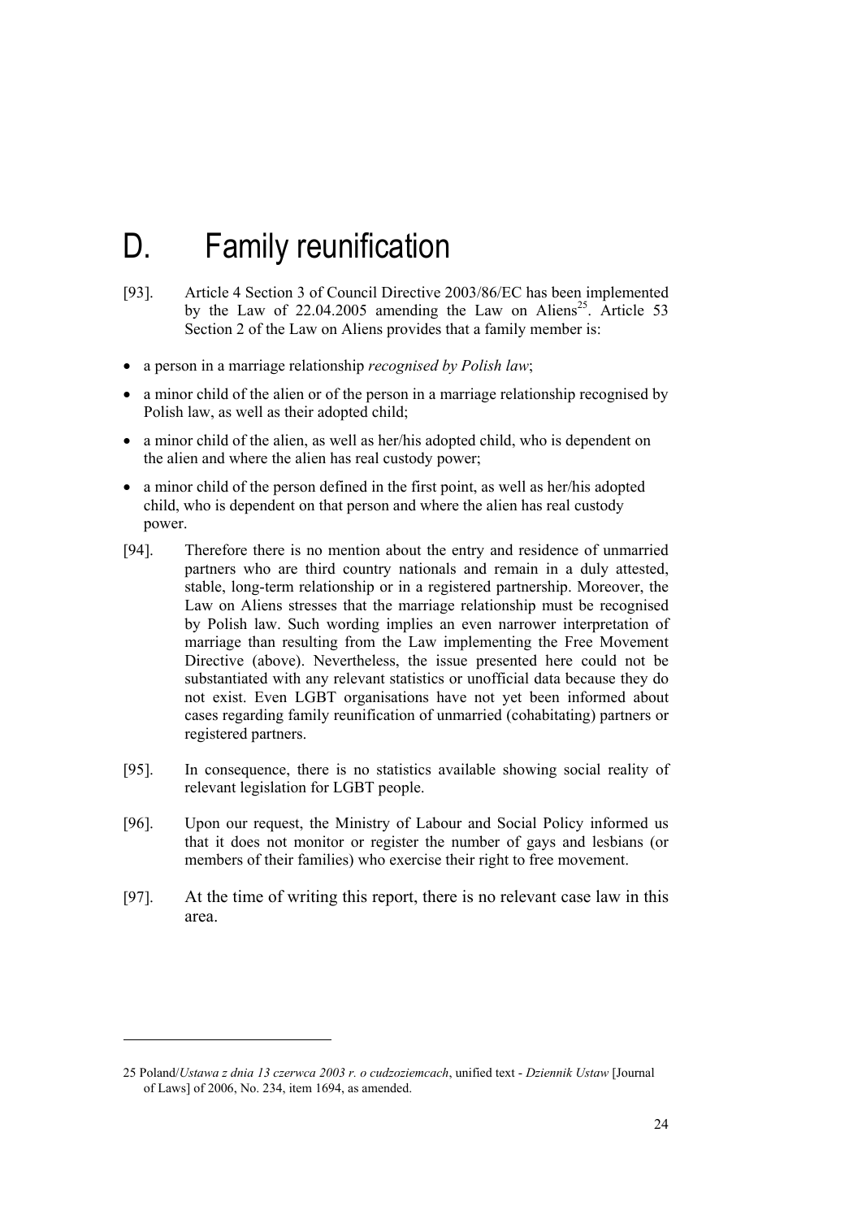# D. Family reunification

[93]. Article 4 Section 3 of Council Directive 2003/86/EC has been implemented by the Law of 22.04.2005 amending the Law on Aliens[25]. Article 53 Section 2 of the Law on Aliens provides that a family member is:

- a person in a marriage relationship *recognised by Polish law*;
- a minor child of the alien or of the person in a marriage relationship recognised by Polish law, as well as their adopted child;
- a minor child of the alien, as well as her/his adopted child, who is dependent on the alien and where the alien has real custody power;
- a minor child of the person defined in the first point, as well as her/his adopted child, who is dependent on that person and where the alien has real custody power.

[94]. Therefore there is no mention about the entry and residence of unmarried partners who are third country nationals and remain in a duly attested, stable, long-term relationship or in a registered partnership. Moreover, the Law on Aliens stresses that the marriage relationship must be recognised by Polish law. Such wording implies an even narrower interpretation of marriage than resulting from the Law implementing the Free Movement Directive (above). Nevertheless, the issue presented here could not be substantiated with any relevant statistics or unofficial data because they do not exist. Even LGBT organisations have not yet been informed about cases regarding family reunification of unmarried (cohabitating) partners or registered partners.

[95]. In consequence, there is no statistics available showing social reality of relevant legislation for LGBT people.

[96]. Upon our request, the Ministry of Labour and Social Policy informed us that it does not monitor or register the number of gays and lesbians (or members of their families) who exercise their right to free movement.

[97]. At the time of writing this report, there is no relevant case law in this area.

---

25 Poland/*Ustawa z dnia 13 czerwca 2003 r. o cudzoziemcach*, unified text - *Dziennik Ustaw* [Journal of Laws] of 2006, No. 234, item 1694, as amended.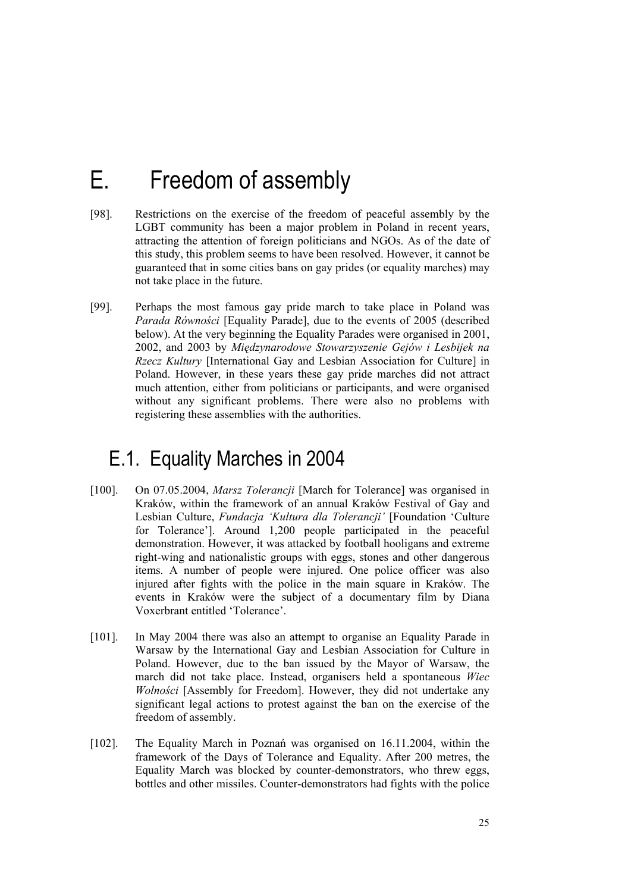# E. Freedom of assembly

[98]. Restrictions on the exercise of the freedom of peaceful assembly by the LGBT community has been a major problem in Poland in recent years, attracting the attention of foreign politicians and NGOs. As of the date of this study, this problem seems to have been resolved. However, it cannot be guaranteed that in some cities bans on gay prides (or equality marches) may not take place in the future.

[99]. Perhaps the most famous gay pride march to take place in Poland was *Parada Równości* [Equality Parade], due to the events of 2005 (described below). At the very beginning the Equality Parades were organised in 2001, 2002, and 2003 by *Międzynarodowe Stowarzyszenie Gejów i Lesbijek na Rzecz Kultury* [International Gay and Lesbian Association for Culture] in Poland. However, in these years these gay pride marches did not attract much attention, either from politicians or participants, and were organised without any significant problems. There were also no problems with registering these assemblies with the authorities.

## E.1. Equality Marches in 2004

[100]. On 07.05.2004, *Marsz Tolerancji* [March for Tolerance] was organised in Kraków, within the framework of an annual Kraków Festival of Gay and Lesbian Culture, *Fundacja 'Kultura dla Tolerancji'* [Foundation 'Culture for Tolerance']. Around 1,200 people participated in the peaceful demonstration. However, it was attacked by football hooligans and extreme right-wing and nationalistic groups with eggs, stones and other dangerous items. A number of people were injured. One police officer was also injured after fights with the police in the main square in Kraków. The events in Kraków were the subject of a documentary film by Diana Voxerbrant entitled 'Tolerance'.

[101]. In May 2004 there was also an attempt to organise an Equality Parade in Warsaw by the International Gay and Lesbian Association for Culture in Poland. However, due to the ban issued by the Mayor of Warsaw, the march did not take place. Instead, organisers held a spontaneous *Wiec Wolności* [Assembly for Freedom]. However, they did not undertake any significant legal actions to protest against the ban on the exercise of the freedom of assembly.

[102]. The Equality March in Poznań was organised on 16.11.2004, within the framework of the Days of Tolerance and Equality. After 200 metres, the Equality March was blocked by counter-demonstrators, who threw eggs, bottles and other missiles. Counter-demonstrators had fights with the police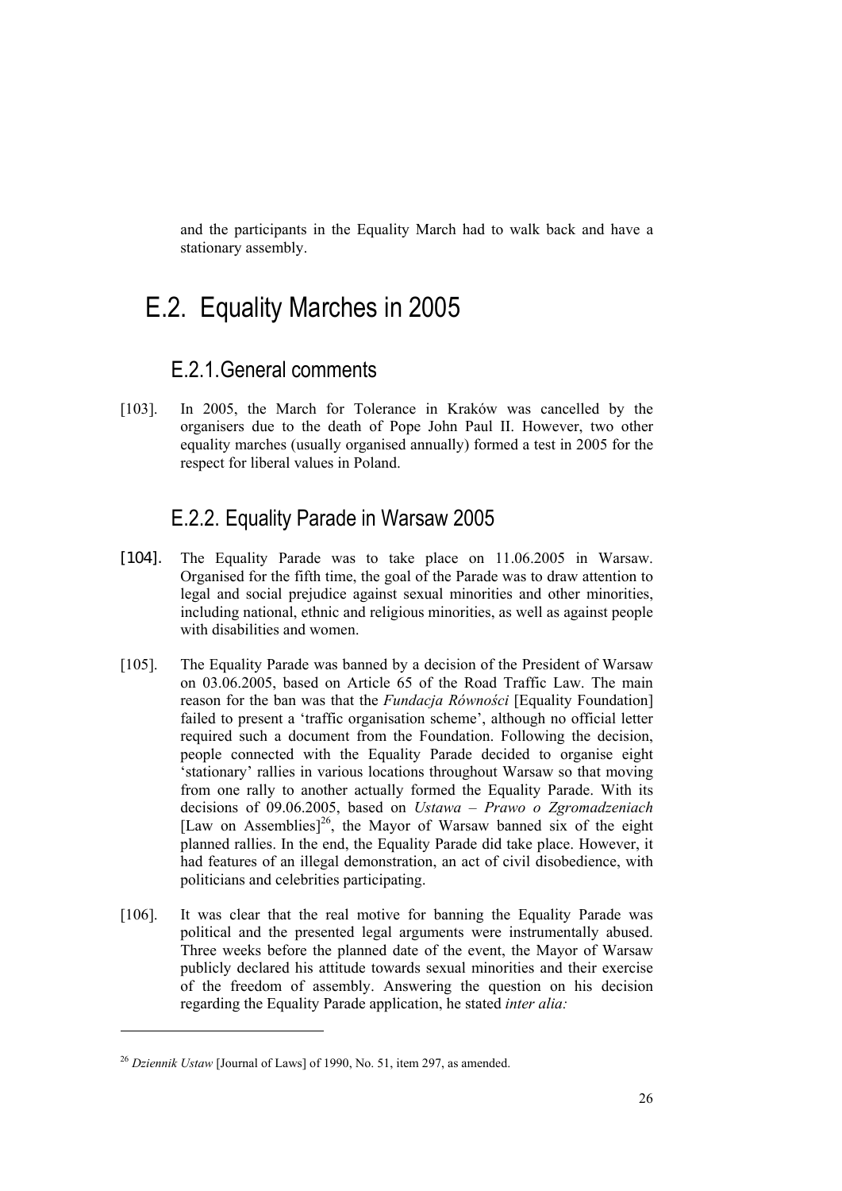and the participants in the Equality March had to walk back and have a stationary assembly.

## E.2. Equality Marches in 2005

### E.2.1. General comments

[103]. In 2005, the March for Tolerance in Kraków was cancelled by the organisers due to the death of Pope John Paul II. However, two other equality marches (usually organised annually) formed a test in 2005 for the respect for liberal values in Poland.

### E.2.2. Equality Parade in Warsaw 2005

[104]. The Equality Parade was to take place on 11.06.2005 in Warsaw. Organised for the fifth time, the goal of the Parade was to draw attention to legal and social prejudice against sexual minorities and other minorities, including national, ethnic and religious minorities, as well as against people with disabilities and women.

[105]. The Equality Parade was banned by a decision of the President of Warsaw on 03.06.2005, based on Article 65 of the Road Traffic Law. The main reason for the ban was that the *Fundacja Równości* [Equality Foundation] failed to present a 'traffic organisation scheme', although no official letter required such a document from the Foundation. Following the decision, people connected with the Equality Parade decided to organise eight 'stationary' rallies in various locations throughout Warsaw so that moving from one rally to another actually formed the Equality Parade. With its decisions of 09.06.2005, based on *Ustawa – Prawo o Zgromadzeniach* [Law on Assemblies][26], the Mayor of Warsaw banned six of the eight planned rallies. In the end, the Equality Parade did take place. However, it had features of an illegal demonstration, an act of civil disobedience, with politicians and celebrities participating.

[106]. It was clear that the real motive for banning the Equality Parade was political and the presented legal arguments were instrumentally abused. Three weeks before the planned date of the event, the Mayor of Warsaw publicly declared his attitude towards sexual minorities and their exercise of the freedom of assembly. Answering the question on his decision regarding the Equality Parade application, he stated *inter alia:*

[26] *Dziennik Ustaw* [Journal of Laws] of 1990, No. 51, item 297, as amended.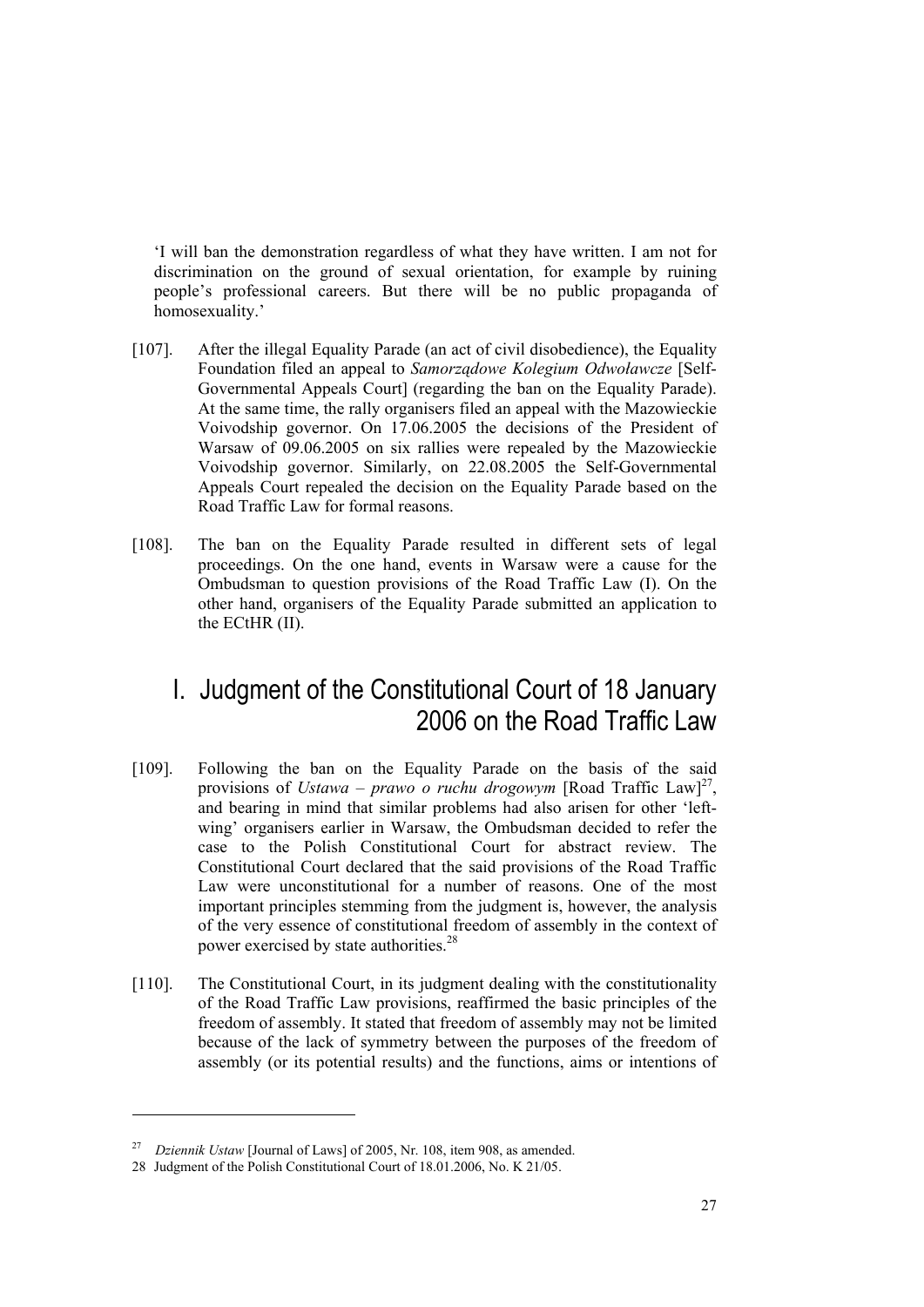‘I will ban the demonstration regardless of what they have written. I am not for discrimination on the ground of sexual orientation, for example by ruining people’s professional careers. But there will be no public propaganda of homosexuality.’

[107]. After the illegal Equality Parade (an act of civil disobedience), the Equality Foundation filed an appeal to *Samorządowe Kolegium Odwoławcze* [Self-Governmental Appeals Court] (regarding the ban on the Equality Parade). At the same time, the rally organisers filed an appeal with the Mazowieckie Voivodship governor. On 17.06.2005 the decisions of the President of Warsaw of 09.06.2005 on six rallies were repealed by the Mazowieckie Voivodship governor. Similarly, on 22.08.2005 the Self-Governmental Appeals Court repealed the decision on the Equality Parade based on the Road Traffic Law for formal reasons.

[108]. The ban on the Equality Parade resulted in different sets of legal proceedings. On the one hand, events in Warsaw were a cause for the Ombudsman to question provisions of the Road Traffic Law (I). On the other hand, organisers of the Equality Parade submitted an application to the ECtHR (II).

## I. Judgment of the Constitutional Court of 18 January 2006 on the Road Traffic Law

[109]. Following the ban on the Equality Parade on the basis of the said provisions of *Ustawa – prawo o ruchu drogowym* [Road Traffic Law][27], and bearing in mind that similar problems had also arisen for other ‘left-wing’ organisers earlier in Warsaw, the Ombudsman decided to refer the case to the Polish Constitutional Court for abstract review. The Constitutional Court declared that the said provisions of the Road Traffic Law were unconstitutional for a number of reasons. One of the most important principles stemming from the judgment is, however, the analysis of the very essence of constitutional freedom of assembly in the context of power exercised by state authorities.[28]

[110]. The Constitutional Court, in its judgment dealing with the constitutionality of the Road Traffic Law provisions, reaffirmed the basic principles of the freedom of assembly. It stated that freedom of assembly may not be limited because of the lack of symmetry between the purposes of the freedom of assembly (or its potential results) and the functions, aims or intentions of

[27] *Dziennik Ustaw* [Journal of Laws] of 2005, Nr. 108, item 908, as amended.

[28] Judgment of the Polish Constitutional Court of 18.01.2006, No. K 21/05.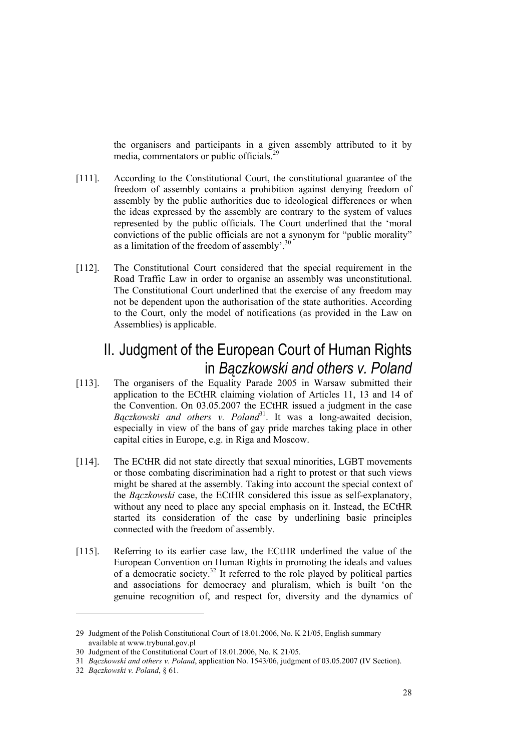the organisers and participants in a given assembly attributed to it by media, commentators or public officials.[29]

[111]. According to the Constitutional Court, the constitutional guarantee of the freedom of assembly contains a prohibition against denying freedom of assembly by the public authorities due to ideological differences or when the ideas expressed by the assembly are contrary to the system of values represented by the public officials. The Court underlined that the 'moral convictions of the public officials are not a synonym for "public morality" as a limitation of the freedom of assembly'.[30]

[112]. The Constitutional Court considered that the special requirement in the Road Traffic Law in order to organise an assembly was unconstitutional. The Constitutional Court underlined that the exercise of any freedom may not be dependent upon the authorisation of the state authorities. According to the Court, only the model of notifications (as provided in the Law on Assemblies) is applicable.

## II. Judgment of the European Court of Human Rights in *Bączkowski and others v. Poland*

[113]. The organisers of the Equality Parade 2005 in Warsaw submitted their application to the ECtHR claiming violation of Articles 11, 13 and 14 of the Convention. On 03.05.2007 the ECtHR issued a judgment in the case *Bączkowski and others v. Poland*[31]. It was a long-awaited decision, especially in view of the bans of gay pride marches taking place in other capital cities in Europe, e.g. in Riga and Moscow.

[114]. The ECtHR did not state directly that sexual minorities, LGBT movements or those combating discrimination had a right to protest or that such views might be shared at the assembly. Taking into account the special context of the *Bączkowski* case, the ECtHR considered this issue as self-explanatory, without any need to place any special emphasis on it. Instead, the ECtHR started its consideration of the case by underlining basic principles connected with the freedom of assembly.

[115]. Referring to its earlier case law, the ECtHR underlined the value of the European Convention on Human Rights in promoting the ideals and values of a democratic society.[32] It referred to the role played by political parties and associations for democracy and pluralism, which is built 'on the genuine recognition of, and respect for, diversity and the dynamics of

---

29 Judgment of the Polish Constitutional Court of 18.01.2006, No. K 21/05, English summary available at www.trybunal.gov.pl

30 Judgment of the Constitutional Court of 18.01.2006, No. K 21/05.

31 *Bączkowski and others v. Poland*, application No. 1543/06, judgment of 03.05.2007 (IV Section).

32 *Bączkowski v. Poland*, § 61.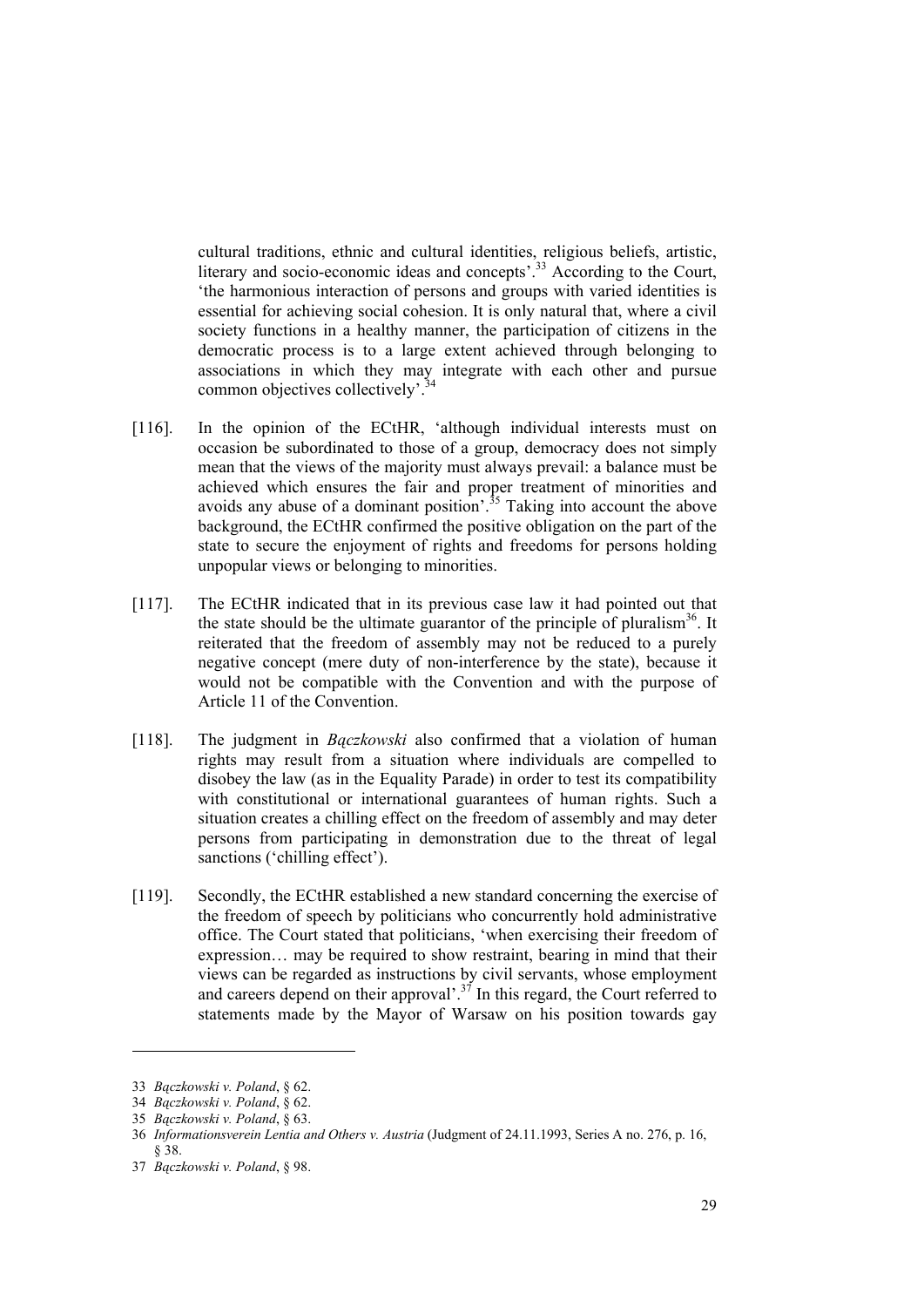cultural traditions, ethnic and cultural identities, religious beliefs, artistic, literary and socio-economic ideas and concepts'.[33] According to the Court, 'the harmonious interaction of persons and groups with varied identities is essential for achieving social cohesion. It is only natural that, where a civil society functions in a healthy manner, the participation of citizens in the democratic process is to a large extent achieved through belonging to associations in which they may integrate with each other and pursue common objectives collectively'.[34]

[116]. In the opinion of the ECtHR, 'although individual interests must on occasion be subordinated to those of a group, democracy does not simply mean that the views of the majority must always prevail: a balance must be achieved which ensures the fair and proper treatment of minorities and avoids any abuse of a dominant position'.[35] Taking into account the above background, the ECtHR confirmed the positive obligation on the part of the state to secure the enjoyment of rights and freedoms for persons holding unpopular views or belonging to minorities.

[117]. The ECtHR indicated that in its previous case law it had pointed out that the state should be the ultimate guarantor of the principle of pluralism[36]. It reiterated that the freedom of assembly may not be reduced to a purely negative concept (mere duty of non-interference by the state), because it would not be compatible with the Convention and with the purpose of Article 11 of the Convention.

[118]. The judgment in *Bączkowski* also confirmed that a violation of human rights may result from a situation where individuals are compelled to disobey the law (as in the Equality Parade) in order to test its compatibility with constitutional or international guarantees of human rights. Such a situation creates a chilling effect on the freedom of assembly and may deter persons from participating in demonstration due to the threat of legal sanctions ('chilling effect').

[119]. Secondly, the ECtHR established a new standard concerning the exercise of the freedom of speech by politicians who concurrently hold administrative office. The Court stated that politicians, 'when exercising their freedom of expression… may be required to show restraint, bearing in mind that their views can be regarded as instructions by civil servants, whose employment and careers depend on their approval'.[37] In this regard, the Court referred to statements made by the Mayor of Warsaw on his position towards gay

---

33 *Bączkowski v. Poland*, § 62.

34 *Bączkowski v. Poland*, § 62.

35 *Bączkowski v. Poland*, § 63.

36 *Informationsverein Lentia and Others v. Austria* (Judgment of 24.11.1993, Series A no. 276, p. 16, § 38.

37 *Bączkowski v. Poland*, § 98.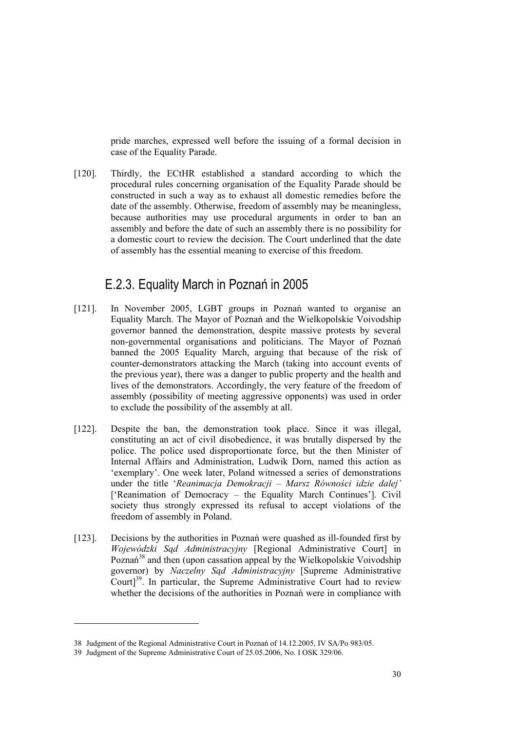pride marches, expressed well before the issuing of a formal decision in case of the Equality Parade.

[120]. Thirdly, the ECtHR established a standard according to which the procedural rules concerning organisation of the Equality Parade should be constructed in such a way as to exhaust all domestic remedies before the date of the assembly. Otherwise, freedom of assembly may be meaningless, because authorities may use procedural arguments in order to ban an assembly and before the date of such an assembly there is no possibility for a domestic court to review the decision. The Court underlined that the date of assembly has the essential meaning to exercise of this freedom.

### E.2.3. Equality March in Poznań in 2005

[121]. In November 2005, LGBT groups in Poznań wanted to organise an Equality March. The Mayor of Poznań and the Wielkopolskie Voivodship governor banned the demonstration, despite massive protests by several non-governmental organisations and politicians. The Mayor of Poznań banned the 2005 Equality March, arguing that because of the risk of counter-demonstrators attacking the March (taking into account events of the previous year), there was a danger to public property and the health and lives of the demonstrators. Accordingly, the very feature of the freedom of assembly (possibility of meeting aggressive opponents) was used in order to exclude the possibility of the assembly at all.

[122]. Despite the ban, the demonstration took place. Since it was illegal, constituting an act of civil disobedience, it was brutally dispersed by the police. The police used disproportionate force, but the then Minister of Internal Affairs and Administration, Ludwik Dorn, named this action as 'exemplary'. One week later, Poland witnessed a series of demonstrations under the title '*Reanimacja Demokracji – Marsz Równości idzie dalej'* ['Reanimation of Democracy – the Equality March Continues']. Civil society thus strongly expressed its refusal to accept violations of the freedom of assembly in Poland.

[123]. Decisions by the authorities in Poznań were quashed as ill-founded first by *Wojewódzki Sąd Administracyjny* [Regional Administrative Court] in Poznań[38] and then (upon cassation appeal by the Wielkopolskie Voivodship governor) by *Naczelny Sąd Administracyjny* [Supreme Administrative Court][39]. In particular, the Supreme Administrative Court had to review whether the decisions of the authorities in Poznań were in compliance with

---

38 Judgment of the Regional Administrative Court in Poznań of 14.12.2005, IV SA/Po 983/05.

39 Judgment of the Supreme Administrative Court of 25.05.2006, No. I OSK 329/06.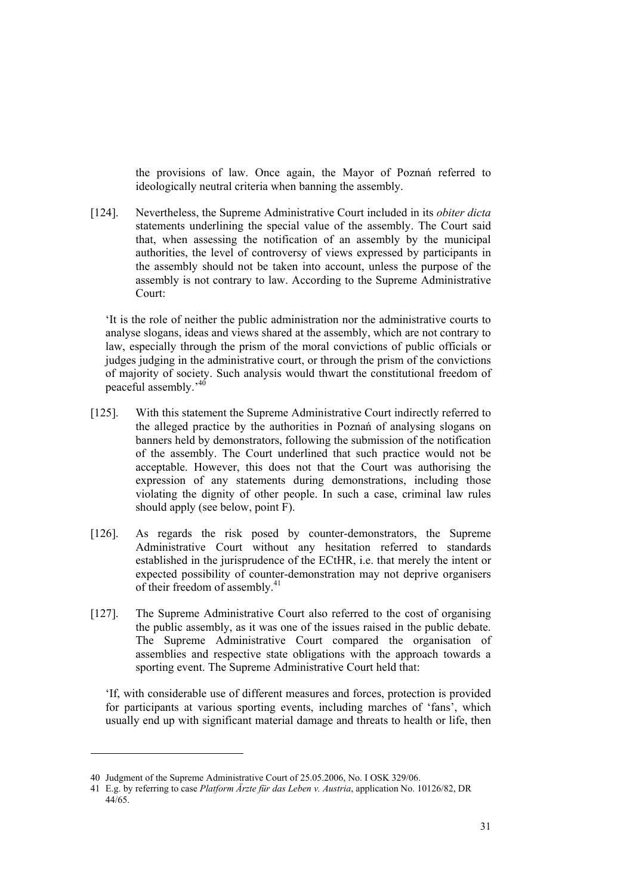the provisions of law. Once again, the Mayor of Poznań referred to ideologically neutral criteria when banning the assembly.

[124]. Nevertheless, the Supreme Administrative Court included in its *obiter dicta* statements underlining the special value of the assembly. The Court said that, when assessing the notification of an assembly by the municipal authorities, the level of controversy of views expressed by participants in the assembly should not be taken into account, unless the purpose of the assembly is not contrary to law. According to the Supreme Administrative Court:

'It is the role of neither the public administration nor the administrative courts to analyse slogans, ideas and views shared at the assembly, which are not contrary to law, especially through the prism of the moral convictions of public officials or judges judging in the administrative court, or through the prism of the convictions of majority of society. Such analysis would thwart the constitutional freedom of peaceful assembly.'[40]

[125]. With this statement the Supreme Administrative Court indirectly referred to the alleged practice by the authorities in Poznań of analysing slogans on banners held by demonstrators, following the submission of the notification of the assembly. The Court underlined that such practice would not be acceptable. However, this does not that the Court was authorising the expression of any statements during demonstrations, including those violating the dignity of other people. In such a case, criminal law rules should apply (see below, point F).

[126]. As regards the risk posed by counter-demonstrators, the Supreme Administrative Court without any hesitation referred to standards established in the jurisprudence of the ECtHR, i.e. that merely the intent or expected possibility of counter-demonstration may not deprive organisers of their freedom of assembly.[41]

[127]. The Supreme Administrative Court also referred to the cost of organising the public assembly, as it was one of the issues raised in the public debate. The Supreme Administrative Court compared the organisation of assemblies and respective state obligations with the approach towards a sporting event. The Supreme Administrative Court held that:

'If, with considerable use of different measures and forces, protection is provided for participants at various sporting events, including marches of 'fans', which usually end up with significant material damage and threats to health or life, then

---

40 Judgment of the Supreme Administrative Court of 25.05.2006, No. I OSK 329/06.

41 E.g. by referring to case *Platform Ärzte für das Leben v. Austria*, application No. 10126/82, DR 44/65.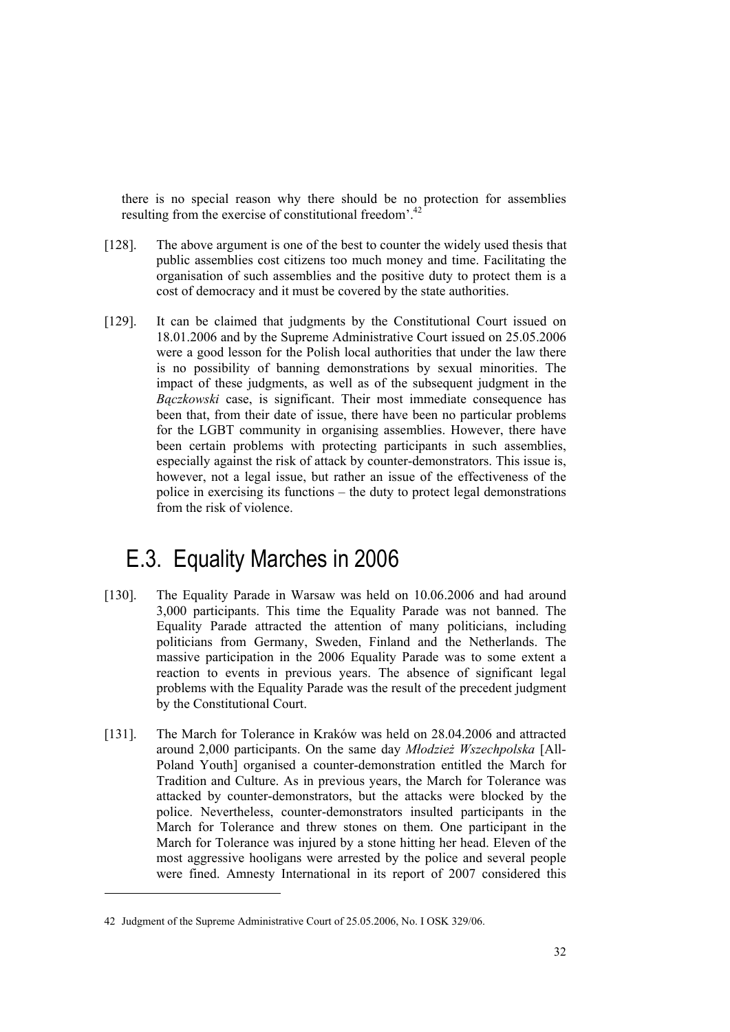there is no special reason why there should be no protection for assemblies resulting from the exercise of constitutional freedom'.[42]

[128]. The above argument is one of the best to counter the widely used thesis that public assemblies cost citizens too much money and time. Facilitating the organisation of such assemblies and the positive duty to protect them is a cost of democracy and it must be covered by the state authorities.

[129]. It can be claimed that judgments by the Constitutional Court issued on 18.01.2006 and by the Supreme Administrative Court issued on 25.05.2006 were a good lesson for the Polish local authorities that under the law there is no possibility of banning demonstrations by sexual minorities. The impact of these judgments, as well as of the subsequent judgment in the *Bączkowski* case, is significant. Their most immediate consequence has been that, from their date of issue, there have been no particular problems for the LGBT community in organising assemblies. However, there have been certain problems with protecting participants in such assemblies, especially against the risk of attack by counter-demonstrators. This issue is, however, not a legal issue, but rather an issue of the effectiveness of the police in exercising its functions – the duty to protect legal demonstrations from the risk of violence.

## E.3. Equality Marches in 2006

[130]. The Equality Parade in Warsaw was held on 10.06.2006 and had around 3,000 participants. This time the Equality Parade was not banned. The Equality Parade attracted the attention of many politicians, including politicians from Germany, Sweden, Finland and the Netherlands. The massive participation in the 2006 Equality Parade was to some extent a reaction to events in previous years. The absence of significant legal problems with the Equality Parade was the result of the precedent judgment by the Constitutional Court.

[131]. The March for Tolerance in Kraków was held on 28.04.2006 and attracted around 2,000 participants. On the same day *Młodzież Wszechpolska* [All-Poland Youth] organised a counter-demonstration entitled the March for Tradition and Culture. As in previous years, the March for Tolerance was attacked by counter-demonstrators, but the attacks were blocked by the police. Nevertheless, counter-demonstrators insulted participants in the March for Tolerance and threw stones on them. One participant in the March for Tolerance was injured by a stone hitting her head. Eleven of the most aggressive hooligans were arrested by the police and several people were fined. Amnesty International in its report of 2007 considered this

42 Judgment of the Supreme Administrative Court of 25.05.2006, No. I OSK 329/06.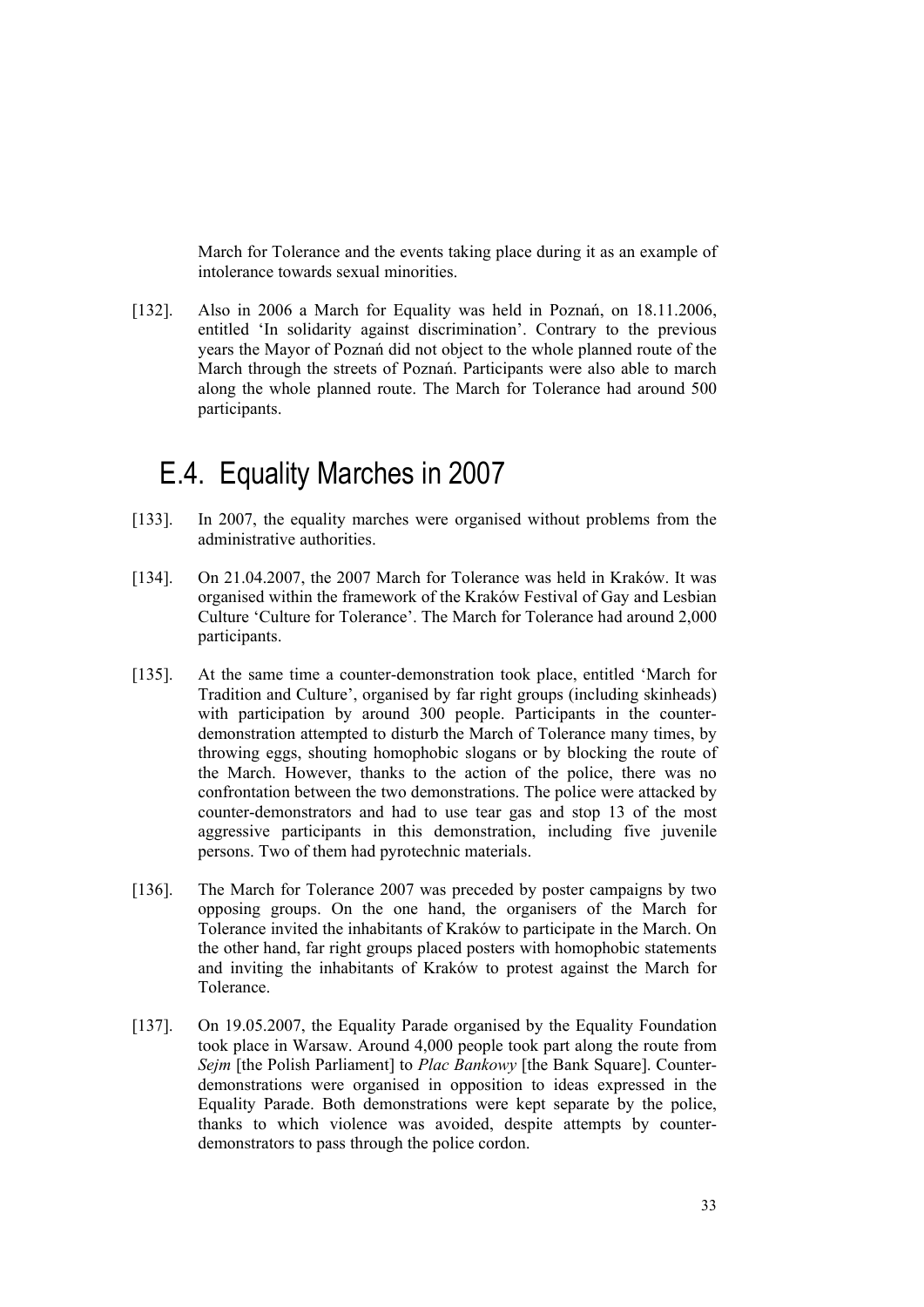March for Tolerance and the events taking place during it as an example of intolerance towards sexual minorities.

[132]. Also in 2006 a March for Equality was held in Poznań, on 18.11.2006, entitled 'In solidarity against discrimination'. Contrary to the previous years the Mayor of Poznań did not object to the whole planned route of the March through the streets of Poznań. Participants were also able to march along the whole planned route. The March for Tolerance had around 500 participants.

## E.4. Equality Marches in 2007

[133]. In 2007, the equality marches were organised without problems from the administrative authorities.

[134]. On 21.04.2007, the 2007 March for Tolerance was held in Kraków. It was organised within the framework of the Kraków Festival of Gay and Lesbian Culture 'Culture for Tolerance'. The March for Tolerance had around 2,000 participants.

[135]. At the same time a counter-demonstration took place, entitled 'March for Tradition and Culture', organised by far right groups (including skinheads) with participation by around 300 people. Participants in the counter-demonstration attempted to disturb the March of Tolerance many times, by throwing eggs, shouting homophobic slogans or by blocking the route of the March. However, thanks to the action of the police, there was no confrontation between the two demonstrations. The police were attacked by counter-demonstrators and had to use tear gas and stop 13 of the most aggressive participants in this demonstration, including five juvenile persons. Two of them had pyrotechnic materials.

[136]. The March for Tolerance 2007 was preceded by poster campaigns by two opposing groups. On the one hand, the organisers of the March for Tolerance invited the inhabitants of Kraków to participate in the March. On the other hand, far right groups placed posters with homophobic statements and inviting the inhabitants of Kraków to protest against the March for Tolerance.

[137]. On 19.05.2007, the Equality Parade organised by the Equality Foundation took place in Warsaw. Around 4,000 people took part along the route from *Sejm* [the Polish Parliament] to *Plac Bankowy* [the Bank Square]. Counter-demonstrations were organised in opposition to ideas expressed in the Equality Parade. Both demonstrations were kept separate by the police, thanks to which violence was avoided, despite attempts by counter-demonstrators to pass through the police cordon.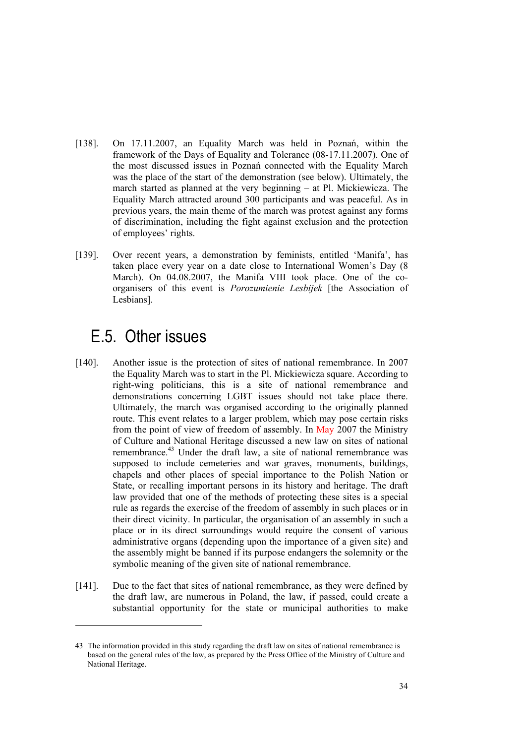[138]. On 17.11.2007, an Equality March was held in Poznań, within the framework of the Days of Equality and Tolerance (08-17.11.2007). One of the most discussed issues in Poznań connected with the Equality March was the place of the start of the demonstration (see below). Ultimately, the march started as planned at the very beginning – at Pl. Mickiewicza. The Equality March attracted around 300 participants and was peaceful. As in previous years, the main theme of the march was protest against any forms of discrimination, including the fight against exclusion and the protection of employees' rights.

[139]. Over recent years, a demonstration by feminists, entitled 'Manifa', has taken place every year on a date close to International Women's Day (8 March). On 04.08.2007, the Manifa VIII took place. One of the co-organisers of this event is *Porozumienie Lesbijek* [the Association of Lesbians].

## E.5. Other issues

[140]. Another issue is the protection of sites of national remembrance. In 2007 the Equality March was to start in the Pl. Mickiewicza square. According to right-wing politicians, this is a site of national remembrance and demonstrations concerning LGBT issues should not take place there. Ultimately, the march was organised according to the originally planned route. This event relates to a larger problem, which may pose certain risks from the point of view of freedom of assembly. In May 2007 the Ministry of Culture and National Heritage discussed a new law on sites of national remembrance.[43] Under the draft law, a site of national remembrance was supposed to include cemeteries and war graves, monuments, buildings, chapels and other places of special importance to the Polish Nation or State, or recalling important persons in its history and heritage. The draft law provided that one of the methods of protecting these sites is a special rule as regards the exercise of the freedom of assembly in such places or in their direct vicinity. In particular, the organisation of an assembly in such a place or in its direct surroundings would require the consent of various administrative organs (depending upon the importance of a given site) and the assembly might be banned if its purpose endangers the solemnity or the symbolic meaning of the given site of national remembrance.

[141]. Due to the fact that sites of national remembrance, as they were defined by the draft law, are numerous in Poland, the law, if passed, could create a substantial opportunity for the state or municipal authorities to make

---

43 The information provided in this study regarding the draft law on sites of national remembrance is based on the general rules of the law, as prepared by the Press Office of the Ministry of Culture and National Heritage.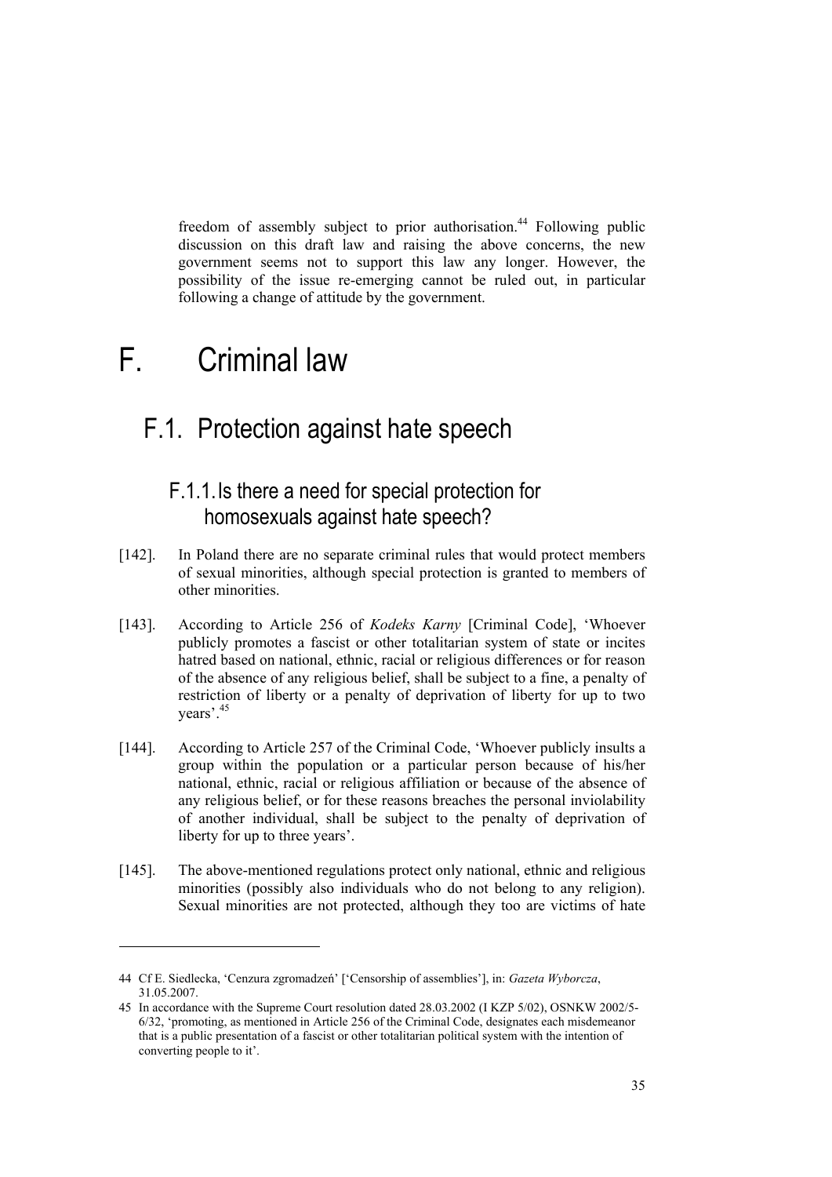freedom of assembly subject to prior authorisation.[44] Following public discussion on this draft law and raising the above concerns, the new government seems not to support this law any longer. However, the possibility of the issue re-emerging cannot be ruled out, in particular following a change of attitude by the government.

# F. Criminal law

## F.1. Protection against hate speech

### F.1.1. Is there a need for special protection for homosexuals against hate speech?

[142]. In Poland there are no separate criminal rules that would protect members of sexual minorities, although special protection is granted to members of other minorities.

[143]. According to Article 256 of *Kodeks Karny* [Criminal Code], 'Whoever publicly promotes a fascist or other totalitarian system of state or incites hatred based on national, ethnic, racial or religious differences or for reason of the absence of any religious belief, shall be subject to a fine, a penalty of restriction of liberty or a penalty of deprivation of liberty for up to two years'.[45]

[144]. According to Article 257 of the Criminal Code, 'Whoever publicly insults a group within the population or a particular person because of his/her national, ethnic, racial or religious affiliation or because of the absence of any religious belief, or for these reasons breaches the personal inviolability of another individual, shall be subject to the penalty of deprivation of liberty for up to three years'.

[145]. The above-mentioned regulations protect only national, ethnic and religious minorities (possibly also individuals who do not belong to any religion). Sexual minorities are not protected, although they too are victims of hate

---

44 Cf E. Siedlecka, 'Cenzura zgromadzeń' ['Censorship of assemblies'], in: *Gazeta Wyborcza*, 31.05.2007.

45 In accordance with the Supreme Court resolution dated 28.03.2002 (I KZP 5/02), OSNKW 2002/5-6/32, 'promoting, as mentioned in Article 256 of the Criminal Code, designates each misdemeanor that is a public presentation of a fascist or other totalitarian political system with the intention of converting people to it'.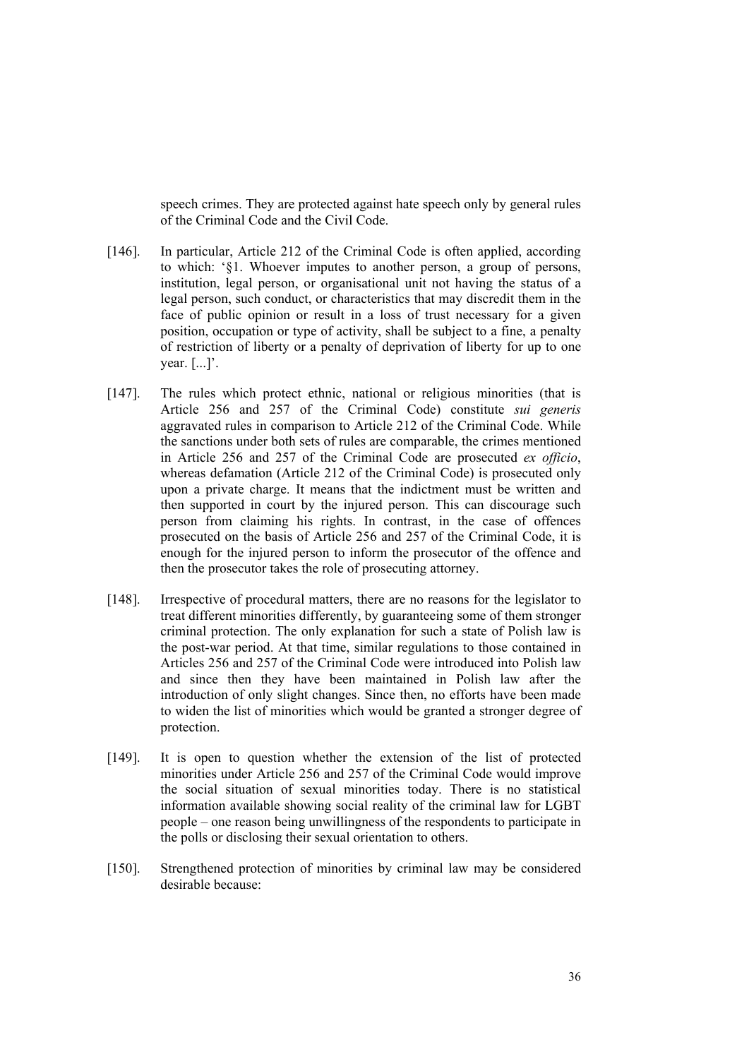speech crimes. They are protected against hate speech only by general rules of the Criminal Code and the Civil Code.

[146]. In particular, Article 212 of the Criminal Code is often applied, according to which: '§1. Whoever imputes to another person, a group of persons, institution, legal person, or organisational unit not having the status of a legal person, such conduct, or characteristics that may discredit them in the face of public opinion or result in a loss of trust necessary for a given position, occupation or type of activity, shall be subject to a fine, a penalty of restriction of liberty or a penalty of deprivation of liberty for up to one year. [...]'.

[147]. The rules which protect ethnic, national or religious minorities (that is Article 256 and 257 of the Criminal Code) constitute *sui generis* aggravated rules in comparison to Article 212 of the Criminal Code. While the sanctions under both sets of rules are comparable, the crimes mentioned in Article 256 and 257 of the Criminal Code are prosecuted *ex officio*, whereas defamation (Article 212 of the Criminal Code) is prosecuted only upon a private charge. It means that the indictment must be written and then supported in court by the injured person. This can discourage such person from claiming his rights. In contrast, in the case of offences prosecuted on the basis of Article 256 and 257 of the Criminal Code, it is enough for the injured person to inform the prosecutor of the offence and then the prosecutor takes the role of prosecuting attorney.

[148]. Irrespective of procedural matters, there are no reasons for the legislator to treat different minorities differently, by guaranteeing some of them stronger criminal protection. The only explanation for such a state of Polish law is the post-war period. At that time, similar regulations to those contained in Articles 256 and 257 of the Criminal Code were introduced into Polish law and since then they have been maintained in Polish law after the introduction of only slight changes. Since then, no efforts have been made to widen the list of minorities which would be granted a stronger degree of protection.

[149]. It is open to question whether the extension of the list of protected minorities under Article 256 and 257 of the Criminal Code would improve the social situation of sexual minorities today. There is no statistical information available showing social reality of the criminal law for LGBT people – one reason being unwillingness of the respondents to participate in the polls or disclosing their sexual orientation to others.

[150]. Strengthened protection of minorities by criminal law may be considered desirable because: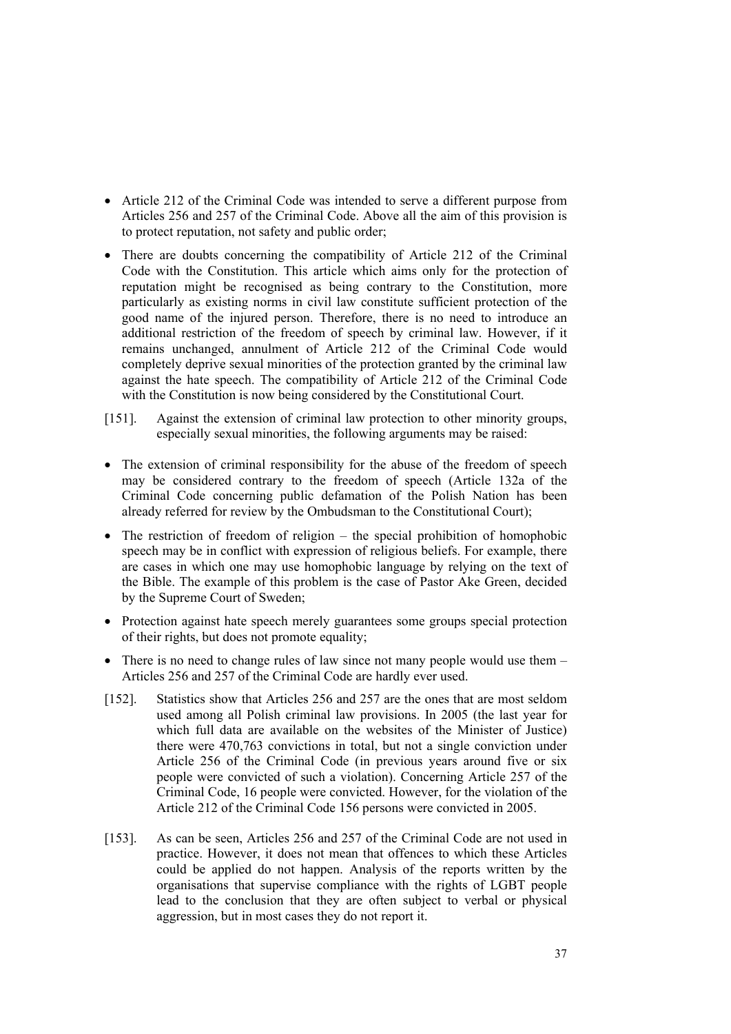- Article 212 of the Criminal Code was intended to serve a different purpose from Articles 256 and 257 of the Criminal Code. Above all the aim of this provision is to protect reputation, not safety and public order;
- There are doubts concerning the compatibility of Article 212 of the Criminal Code with the Constitution. This article which aims only for the protection of reputation might be recognised as being contrary to the Constitution, more particularly as existing norms in civil law constitute sufficient protection of the good name of the injured person. Therefore, there is no need to introduce an additional restriction of the freedom of speech by criminal law. However, if it remains unchanged, annulment of Article 212 of the Criminal Code would completely deprive sexual minorities of the protection granted by the criminal law against the hate speech. The compatibility of Article 212 of the Criminal Code with the Constitution is now being considered by the Constitutional Court.

[151]. Against the extension of criminal law protection to other minority groups, especially sexual minorities, the following arguments may be raised:

- The extension of criminal responsibility for the abuse of the freedom of speech may be considered contrary to the freedom of speech (Article 132a of the Criminal Code concerning public defamation of the Polish Nation has been already referred for review by the Ombudsman to the Constitutional Court);
- The restriction of freedom of religion – the special prohibition of homophobic speech may be in conflict with expression of religious beliefs. For example, there are cases in which one may use homophobic language by relying on the text of the Bible. The example of this problem is the case of Pastor Ake Green, decided by the Supreme Court of Sweden;
- Protection against hate speech merely guarantees some groups special protection of their rights, but does not promote equality;
- There is no need to change rules of law since not many people would use them – Articles 256 and 257 of the Criminal Code are hardly ever used.

[152]. Statistics show that Articles 256 and 257 are the ones that are most seldom used among all Polish criminal law provisions. In 2005 (the last year for which full data are available on the websites of the Minister of Justice) there were 470,763 convictions in total, but not a single conviction under Article 256 of the Criminal Code (in previous years around five or six people were convicted of such a violation). Concerning Article 257 of the Criminal Code, 16 people were convicted. However, for the violation of the Article 212 of the Criminal Code 156 persons were convicted in 2005.

[153]. As can be seen, Articles 256 and 257 of the Criminal Code are not used in practice. However, it does not mean that offences to which these Articles could be applied do not happen. Analysis of the reports written by the organisations that supervise compliance with the rights of LGBT people lead to the conclusion that they are often subject to verbal or physical aggression, but in most cases they do not report it.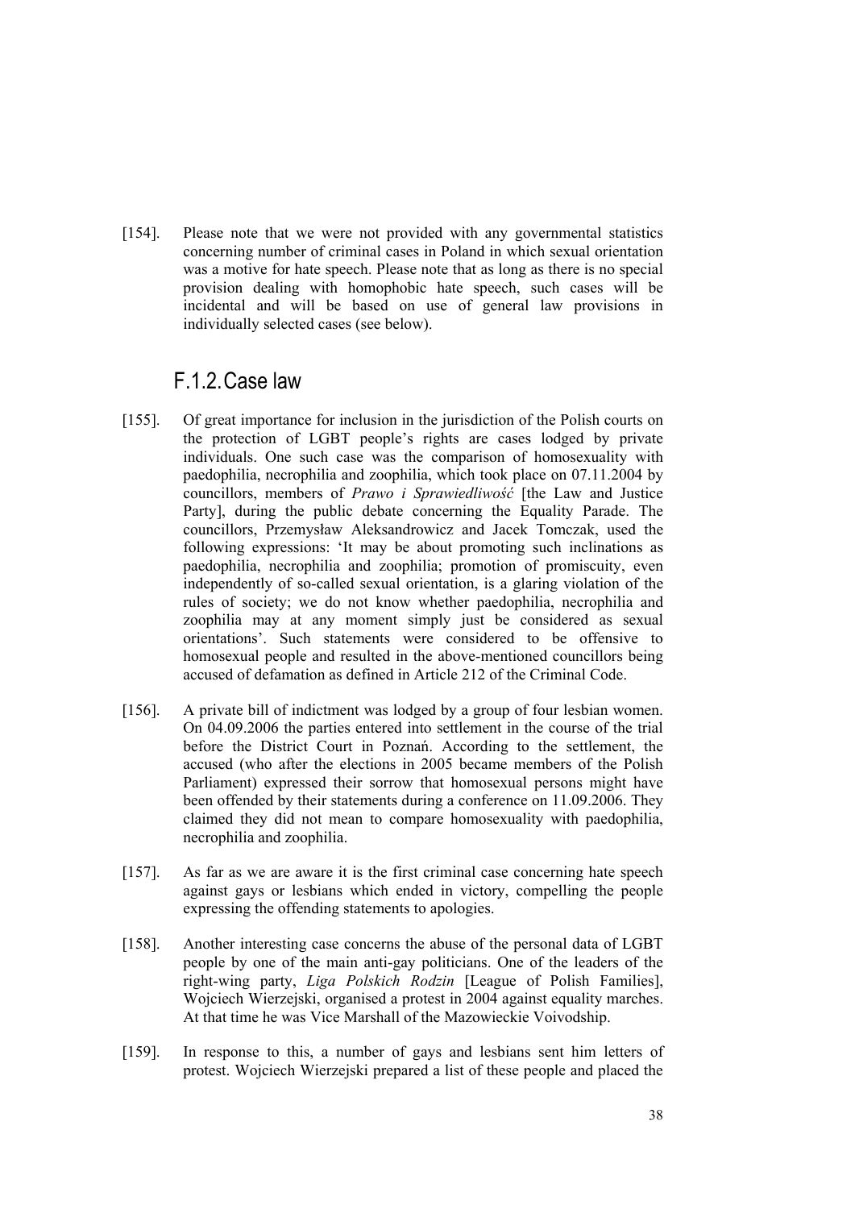[154]. Please note that we were not provided with any governmental statistics concerning number of criminal cases in Poland in which sexual orientation was a motive for hate speech. Please note that as long as there is no special provision dealing with homophobic hate speech, such cases will be incidental and will be based on use of general law provisions in individually selected cases (see below).

### F.1.2. Case law

[155]. Of great importance for inclusion in the jurisdiction of the Polish courts on the protection of LGBT people's rights are cases lodged by private individuals. One such case was the comparison of homosexuality with paedophilia, necrophilia and zoophilia, which took place on 07.11.2004 by councillors, members of *Prawo i Sprawiedliwość* [the Law and Justice Party], during the public debate concerning the Equality Parade. The councillors, Przemysław Aleksandrowicz and Jacek Tomczak, used the following expressions: 'It may be about promoting such inclinations as paedophilia, necrophilia and zoophilia; promotion of promiscuity, even independently of so-called sexual orientation, is a glaring violation of the rules of society; we do not know whether paedophilia, necrophilia and zoophilia may at any moment simply just be considered as sexual orientations'. Such statements were considered to be offensive to homosexual people and resulted in the above-mentioned councillors being accused of defamation as defined in Article 212 of the Criminal Code.

[156]. A private bill of indictment was lodged by a group of four lesbian women. On 04.09.2006 the parties entered into settlement in the course of the trial before the District Court in Poznań. According to the settlement, the accused (who after the elections in 2005 became members of the Polish Parliament) expressed their sorrow that homosexual persons might have been offended by their statements during a conference on 11.09.2006. They claimed they did not mean to compare homosexuality with paedophilia, necrophilia and zoophilia.

[157]. As far as we are aware it is the first criminal case concerning hate speech against gays or lesbians which ended in victory, compelling the people expressing the offending statements to apologies.

[158]. Another interesting case concerns the abuse of the personal data of LGBT people by one of the main anti-gay politicians. One of the leaders of the right-wing party, *Liga Polskich Rodzin* [League of Polish Families], Wojciech Wierzejski, organised a protest in 2004 against equality marches. At that time he was Vice Marshall of the Mazowieckie Voivodship.

[159]. In response to this, a number of gays and lesbians sent him letters of protest. Wojciech Wierzejski prepared a list of these people and placed the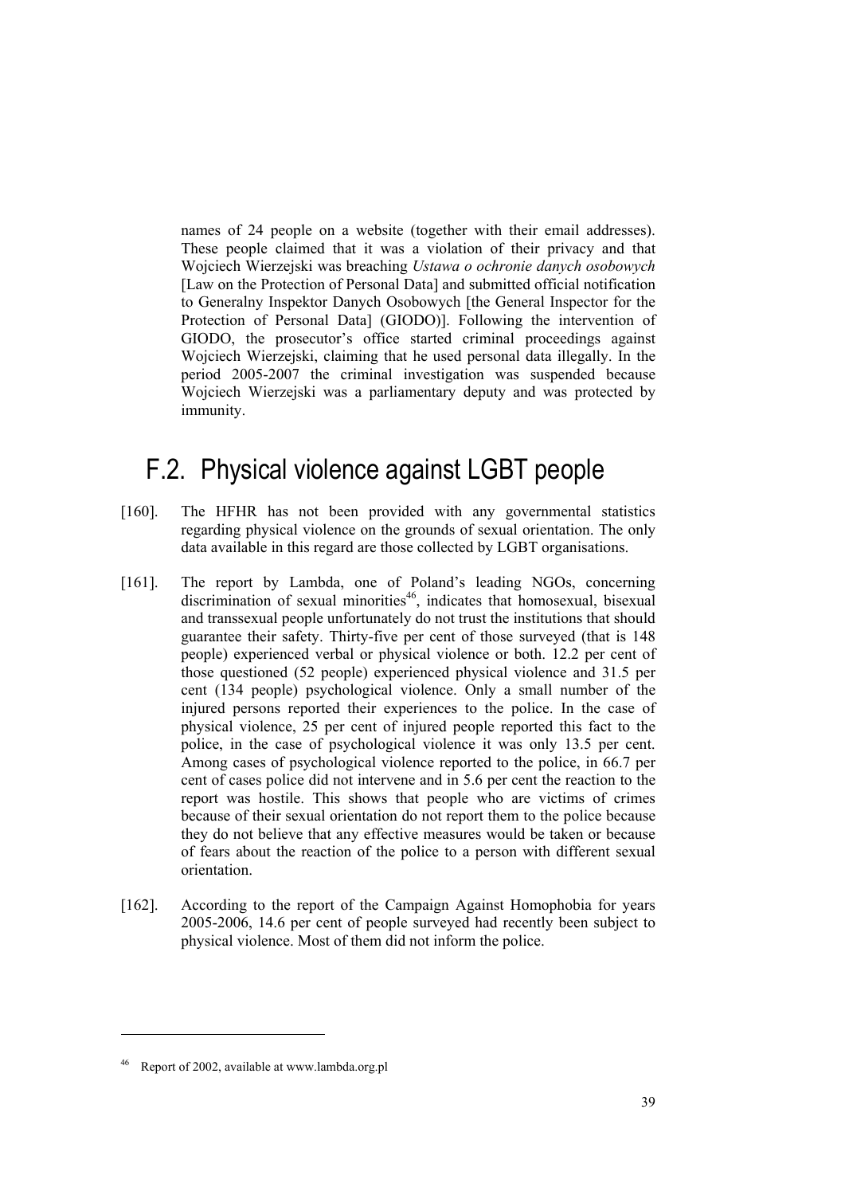names of 24 people on a website (together with their email addresses). These people claimed that it was a violation of their privacy and that Wojciech Wierzejski was breaching *Ustawa o ochronie danych osobowych* [Law on the Protection of Personal Data] and submitted official notification to Generalny Inspektor Danych Osobowych [the General Inspector for the Protection of Personal Data] (GIODO)]. Following the intervention of GIODO, the prosecutor's office started criminal proceedings against Wojciech Wierzejski, claiming that he used personal data illegally. In the period 2005-2007 the criminal investigation was suspended because Wojciech Wierzejski was a parliamentary deputy and was protected by immunity.

## F.2. Physical violence against LGBT people

[160]. The HFHR has not been provided with any governmental statistics regarding physical violence on the grounds of sexual orientation. The only data available in this regard are those collected by LGBT organisations.

[161]. The report by Lambda, one of Poland's leading NGOs, concerning discrimination of sexual minorities[46], indicates that homosexual, bisexual and transsexual people unfortunately do not trust the institutions that should guarantee their safety. Thirty-five per cent of those surveyed (that is 148 people) experienced verbal or physical violence or both. 12.2 per cent of those questioned (52 people) experienced physical violence and 31.5 per cent (134 people) psychological violence. Only a small number of the injured persons reported their experiences to the police. In the case of physical violence, 25 per cent of injured people reported this fact to the police, in the case of psychological violence it was only 13.5 per cent. Among cases of psychological violence reported to the police, in 66.7 per cent of cases police did not intervene and in 5.6 per cent the reaction to the report was hostile. This shows that people who are victims of crimes because of their sexual orientation do not report them to the police because they do not believe that any effective measures would be taken or because of fears about the reaction of the police to a person with different sexual orientation.

[162]. According to the report of the Campaign Against Homophobia for years 2005-2006, 14.6 per cent of people surveyed had recently been subject to physical violence. Most of them did not inform the police.

---

[46] Report of 2002, available at www.lambda.org.pl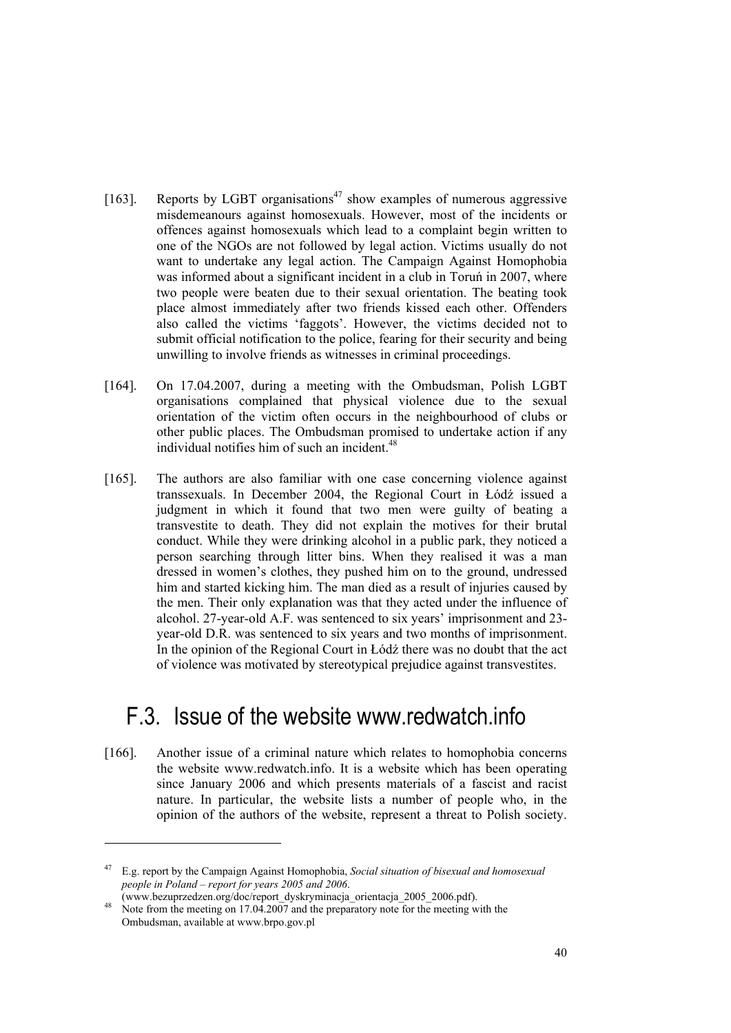[163]. Reports by LGBT organisations[47] show examples of numerous aggressive misdemeanours against homosexuals. However, most of the incidents or offences against homosexuals which lead to a complaint begin written to one of the NGOs are not followed by legal action. Victims usually do not want to undertake any legal action. The Campaign Against Homophobia was informed about a significant incident in a club in Toruń in 2007, where two people were beaten due to their sexual orientation. The beating took place almost immediately after two friends kissed each other. Offenders also called the victims 'faggots'. However, the victims decided not to submit official notification to the police, fearing for their security and being unwilling to involve friends as witnesses in criminal proceedings.

[164]. On 17.04.2007, during a meeting with the Ombudsman, Polish LGBT organisations complained that physical violence due to the sexual orientation of the victim often occurs in the neighbourhood of clubs or other public places. The Ombudsman promised to undertake action if any individual notifies him of such an incident.[48]

[165]. The authors are also familiar with one case concerning violence against transsexuals. In December 2004, the Regional Court in Łódź issued a judgment in which it found that two men were guilty of beating a transvestite to death. They did not explain the motives for their brutal conduct. While they were drinking alcohol in a public park, they noticed a person searching through litter bins. When they realised it was a man dressed in women's clothes, they pushed him on to the ground, undressed him and started kicking him. The man died as a result of injuries caused by the men. Their only explanation was that they acted under the influence of alcohol. 27-year-old A.F. was sentenced to six years' imprisonment and 23-year-old D.R. was sentenced to six years and two months of imprisonment. In the opinion of the Regional Court in Łódź there was no doubt that the act of violence was motivated by stereotypical prejudice against transvestites.

## F.3. Issue of the website www.redwatch.info

[166]. Another issue of a criminal nature which relates to homophobia concerns the website www.redwatch.info. It is a website which has been operating since January 2006 and which presents materials of a fascist and racist nature. In particular, the website lists a number of people who, in the opinion of the authors of the website, represent a threat to Polish society.

---

[47] E.g. report by the Campaign Against Homophobia, *Social situation of bisexual and homosexual people in Poland – report for years 2005 and 2006*. (www.bezuprzedzen.org/doc/report_dyskryminacja_orientacja_2005_2006.pdf).

[48] Note from the meeting on 17.04.2007 and the preparatory note for the meeting with the Ombudsman, available at www.brpo.gov.pl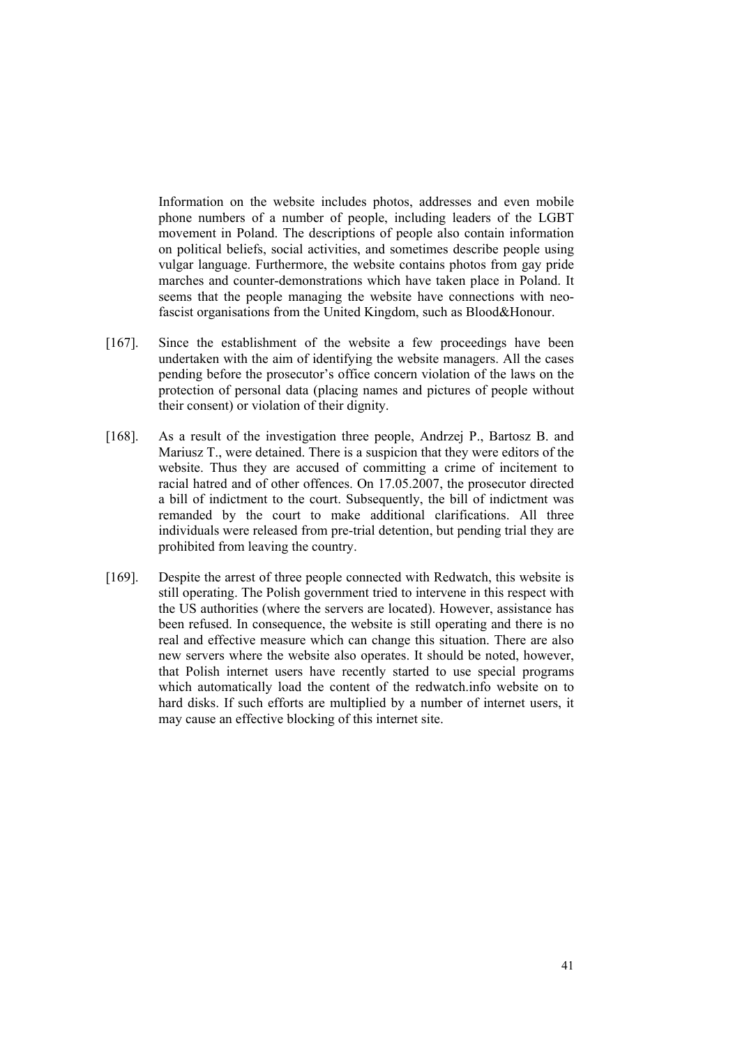Information on the website includes photos, addresses and even mobile phone numbers of a number of people, including leaders of the LGBT movement in Poland. The descriptions of people also contain information on political beliefs, social activities, and sometimes describe people using vulgar language. Furthermore, the website contains photos from gay pride marches and counter-demonstrations which have taken place in Poland. It seems that the people managing the website have connections with neo-fascist organisations from the United Kingdom, such as Blood&Honour.

[167]. Since the establishment of the website a few proceedings have been undertaken with the aim of identifying the website managers. All the cases pending before the prosecutor's office concern violation of the laws on the protection of personal data (placing names and pictures of people without their consent) or violation of their dignity.

[168]. As a result of the investigation three people, Andrzej P., Bartosz B. and Mariusz T., were detained. There is a suspicion that they were editors of the website. Thus they are accused of committing a crime of incitement to racial hatred and of other offences. On 17.05.2007, the prosecutor directed a bill of indictment to the court. Subsequently, the bill of indictment was remanded by the court to make additional clarifications. All three individuals were released from pre-trial detention, but pending trial they are prohibited from leaving the country.

[169]. Despite the arrest of three people connected with Redwatch, this website is still operating. The Polish government tried to intervene in this respect with the US authorities (where the servers are located). However, assistance has been refused. In consequence, the website is still operating and there is no real and effective measure which can change this situation. There are also new servers where the website also operates. It should be noted, however, that Polish internet users have recently started to use special programs which automatically load the content of the redwatch.info website on to hard disks. If such efforts are multiplied by a number of internet users, it may cause an effective blocking of this internet site.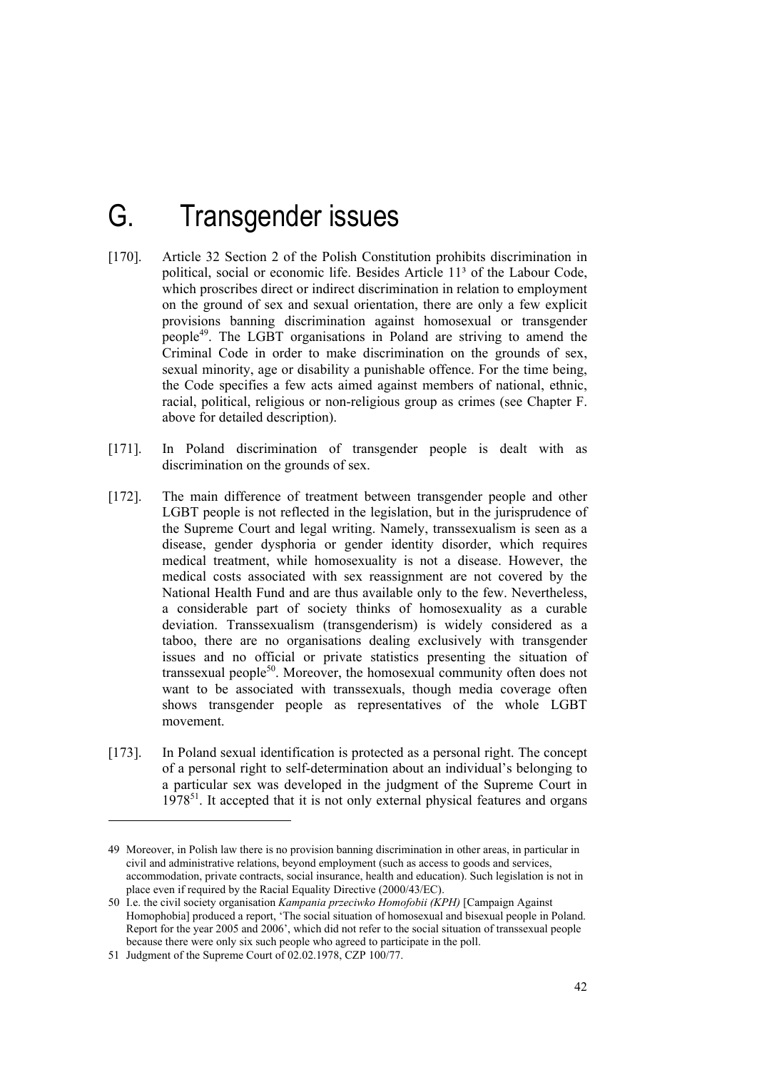# G. Transgender issues

[170]. Article 32 Section 2 of the Polish Constitution prohibits discrimination in political, social or economic life. Besides Article 11³ of the Labour Code, which proscribes direct or indirect discrimination in relation to employment on the ground of sex and sexual orientation, there are only a few explicit provisions banning discrimination against homosexual or transgender people[49]. The LGBT organisations in Poland are striving to amend the Criminal Code in order to make discrimination on the grounds of sex, sexual minority, age or disability a punishable offence. For the time being, the Code specifies a few acts aimed against members of national, ethnic, racial, political, religious or non-religious group as crimes (see Chapter F. above for detailed description).

[171]. In Poland discrimination of transgender people is dealt with as discrimination on the grounds of sex.

[172]. The main difference of treatment between transgender people and other LGBT people is not reflected in the legislation, but in the jurisprudence of the Supreme Court and legal writing. Namely, transsexualism is seen as a disease, gender dysphoria or gender identity disorder, which requires medical treatment, while homosexuality is not a disease. However, the medical costs associated with sex reassignment are not covered by the National Health Fund and are thus available only to the few. Nevertheless, a considerable part of society thinks of homosexuality as a curable deviation. Transsexualism (transgenderism) is widely considered as a taboo, there are no organisations dealing exclusively with transgender issues and no official or private statistics presenting the situation of transsexual people[50]. Moreover, the homosexual community often does not want to be associated with transsexuals, though media coverage often shows transgender people as representatives of the whole LGBT movement.

[173]. In Poland sexual identification is protected as a personal right. The concept of a personal right to self-determination about an individual's belonging to a particular sex was developed in the judgment of the Supreme Court in 1978[51]. It accepted that it is not only external physical features and organs

---

49 Moreover, in Polish law there is no provision banning discrimination in other areas, in particular in civil and administrative relations, beyond employment (such as access to goods and services, accommodation, private contracts, social insurance, health and education). Such legislation is not in place even if required by the Racial Equality Directive (2000/43/EC).

50 I.e. the civil society organisation *Kampania przeciwko Homofobii (KPH)* [Campaign Against Homophobia] produced a report, 'The social situation of homosexual and bisexual people in Poland. Report for the year 2005 and 2006', which did not refer to the social situation of transsexual people because there were only six such people who agreed to participate in the poll.

51 Judgment of the Supreme Court of 02.02.1978, CZP 100/77.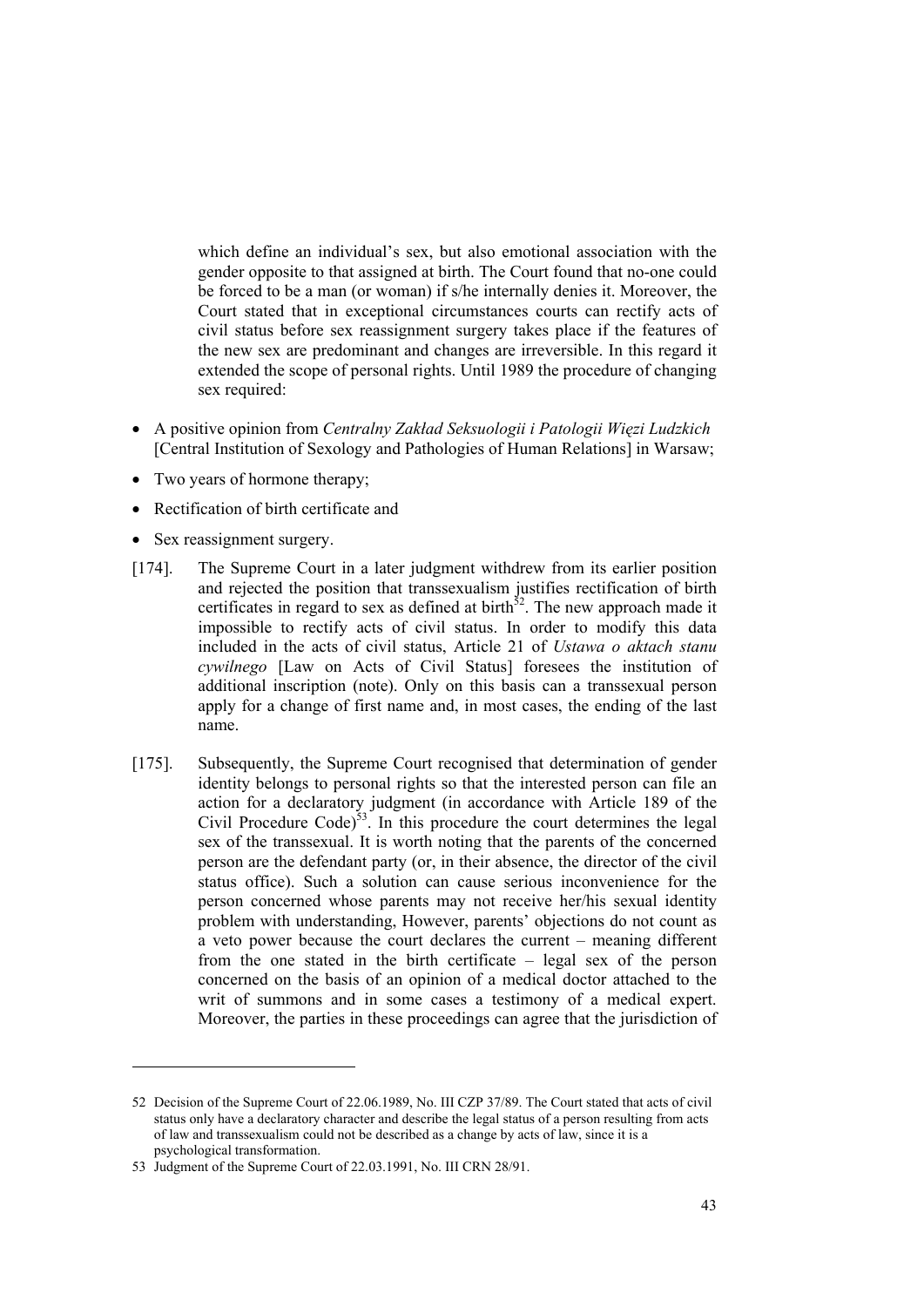which define an individual's sex, but also emotional association with the gender opposite to that assigned at birth. The Court found that no-one could be forced to be a man (or woman) if s/he internally denies it. Moreover, the Court stated that in exceptional circumstances courts can rectify acts of civil status before sex reassignment surgery takes place if the features of the new sex are predominant and changes are irreversible. In this regard it extended the scope of personal rights. Until 1989 the procedure of changing sex required:

- A positive opinion from *Centralny Zakład Seksuologii i Patologii Więzi Ludzkich* [Central Institution of Sexology and Pathologies of Human Relations] in Warsaw;
- Two years of hormone therapy;
- Rectification of birth certificate and
- Sex reassignment surgery.

[174]. The Supreme Court in a later judgment withdrew from its earlier position and rejected the position that transsexualism justifies rectification of birth certificates in regard to sex as defined at birth[52]. The new approach made it impossible to rectify acts of civil status. In order to modify this data included in the acts of civil status, Article 21 of *Ustawa o aktach stanu cywilnego* [Law on Acts of Civil Status] foresees the institution of additional inscription (note). Only on this basis can a transsexual person apply for a change of first name and, in most cases, the ending of the last name.

[175]. Subsequently, the Supreme Court recognised that determination of gender identity belongs to personal rights so that the interested person can file an action for a declaratory judgment (in accordance with Article 189 of the Civil Procedure Code)[53]. In this procedure the court determines the legal sex of the transsexual. It is worth noting that the parents of the concerned person are the defendant party (or, in their absence, the director of the civil status office). Such a solution can cause serious inconvenience for the person concerned whose parents may not receive her/his sexual identity problem with understanding, However, parents' objections do not count as a veto power because the court declares the current – meaning different from the one stated in the birth certificate – legal sex of the person concerned on the basis of an opinion of a medical doctor attached to the writ of summons and in some cases a testimony of a medical expert. Moreover, the parties in these proceedings can agree that the jurisdiction of

52 Decision of the Supreme Court of 22.06.1989, No. III CZP 37/89. The Court stated that acts of civil status only have a declaratory character and describe the legal status of a person resulting from acts of law and transsexualism could not be described as a change by acts of law, since it is a psychological transformation.

53 Judgment of the Supreme Court of 22.03.1991, No. III CRN 28/91.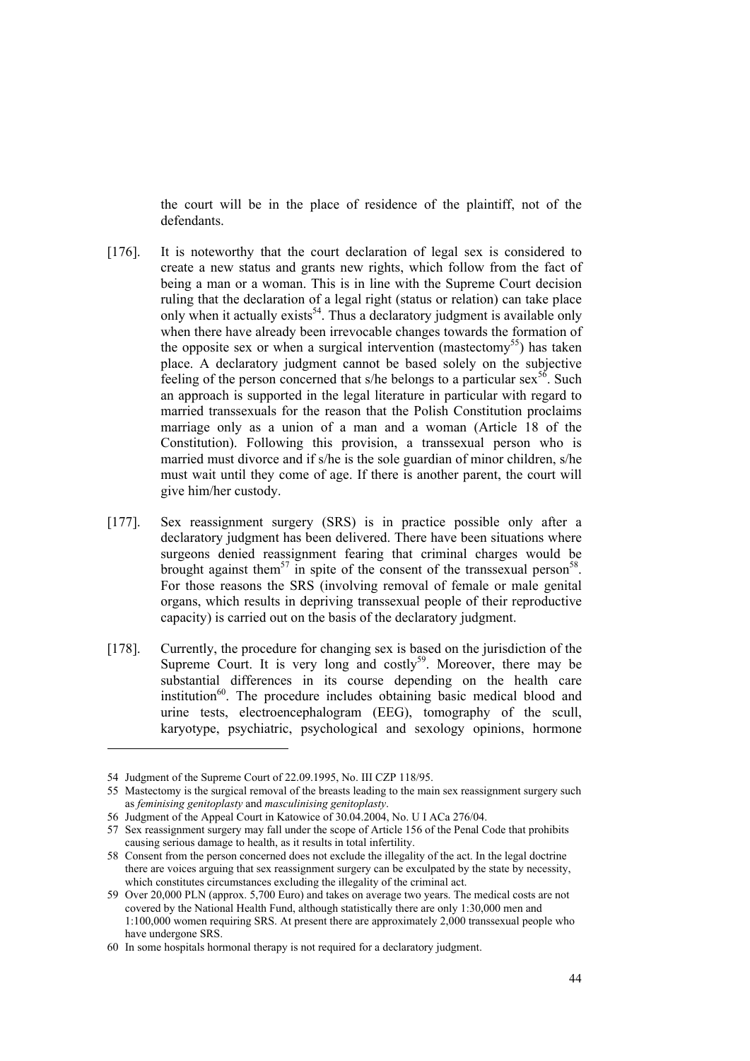the court will be in the place of residence of the plaintiff, not of the defendants.

[176]. It is noteworthy that the court declaration of legal sex is considered to create a new status and grants new rights, which follow from the fact of being a man or a woman. This is in line with the Supreme Court decision ruling that the declaration of a legal right (status or relation) can take place only when it actually exists[54]. Thus a declaratory judgment is available only when there have already been irrevocable changes towards the formation of the opposite sex or when a surgical intervention (mastectomy[55]) has taken place. A declaratory judgment cannot be based solely on the subjective feeling of the person concerned that s/he belongs to a particular sex[56]. Such an approach is supported in the legal literature in particular with regard to married transsexuals for the reason that the Polish Constitution proclaims marriage only as a union of a man and a woman (Article 18 of the Constitution). Following this provision, a transsexual person who is married must divorce and if s/he is the sole guardian of minor children, s/he must wait until they come of age. If there is another parent, the court will give him/her custody.

[177]. Sex reassignment surgery (SRS) is in practice possible only after a declaratory judgment has been delivered. There have been situations where surgeons denied reassignment fearing that criminal charges would be brought against them[57] in spite of the consent of the transsexual person[58]. For those reasons the SRS (involving removal of female or male genital organs, which results in depriving transsexual people of their reproductive capacity) is carried out on the basis of the declaratory judgment.

[178]. Currently, the procedure for changing sex is based on the jurisdiction of the Supreme Court. It is very long and costly[59]. Moreover, there may be substantial differences in its course depending on the health care institution[60]. The procedure includes obtaining basic medical blood and urine tests, electroencephalogram (EEG), tomography of the scull, karyotype, psychiatric, psychological and sexology opinions, hormone

---

54 Judgment of the Supreme Court of 22.09.1995, No. III CZP 118/95.

55 Mastectomy is the surgical removal of the breasts leading to the main sex reassignment surgery such as *feminising genitoplasty* and *masculinising genitoplasty*.

56 Judgment of the Appeal Court in Katowice of 30.04.2004, No. U I ACa 276/04.

57 Sex reassignment surgery may fall under the scope of Article 156 of the Penal Code that prohibits causing serious damage to health, as it results in total infertility.

58 Consent from the person concerned does not exclude the illegality of the act. In the legal doctrine there are voices arguing that sex reassignment surgery can be exculpated by the state by necessity, which constitutes circumstances excluding the illegality of the criminal act.

59 Over 20,000 PLN (approx. 5,700 Euro) and takes on average two years. The medical costs are not covered by the National Health Fund, although statistically there are only 1:30,000 men and 1:100,000 women requiring SRS. At present there are approximately 2,000 transsexual people who have undergone SRS.

60 In some hospitals hormonal therapy is not required for a declaratory judgment.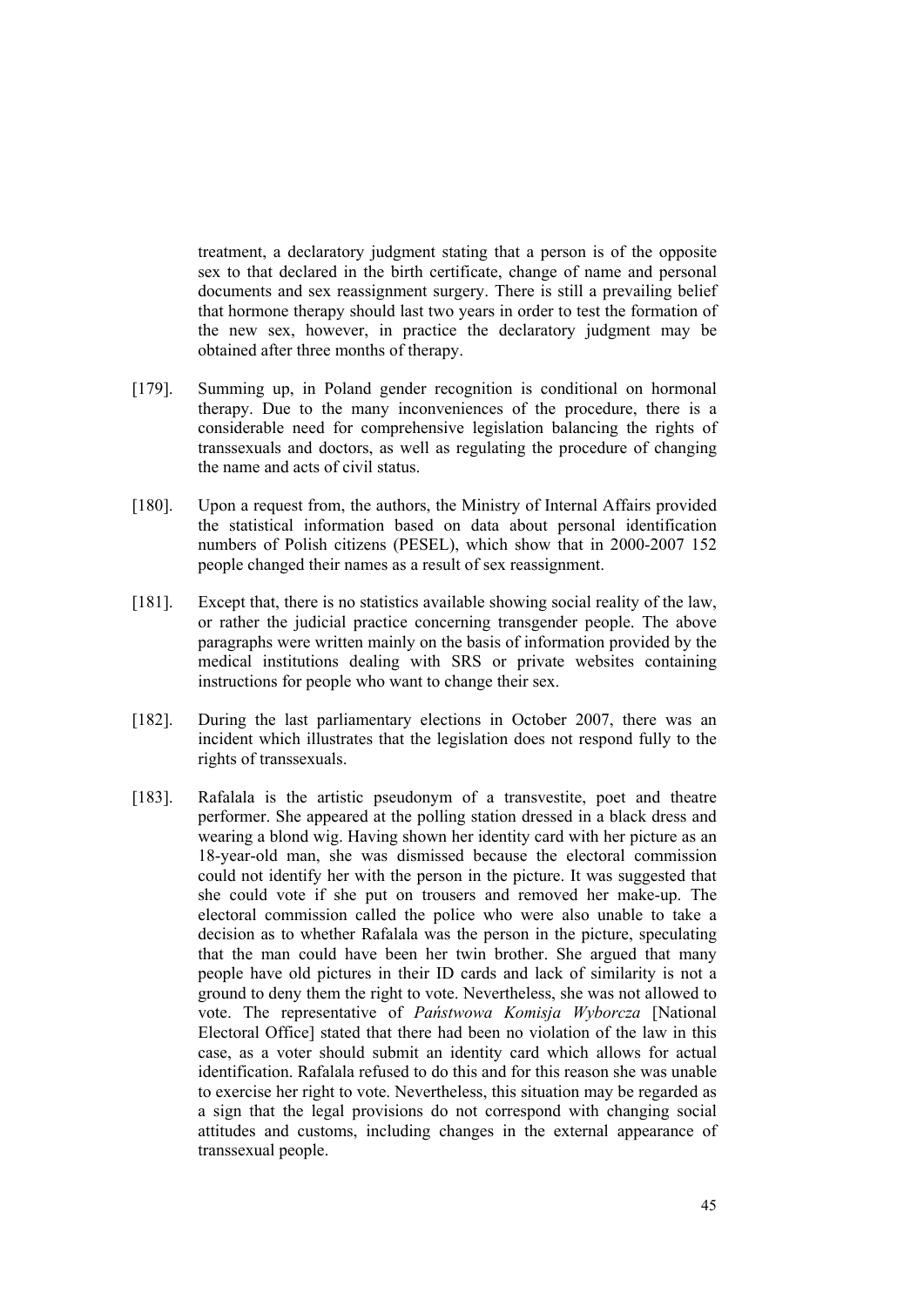treatment, a declaratory judgment stating that a person is of the opposite sex to that declared in the birth certificate, change of name and personal documents and sex reassignment surgery. There is still a prevailing belief that hormone therapy should last two years in order to test the formation of the new sex, however, in practice the declaratory judgment may be obtained after three months of therapy.

[179]. Summing up, in Poland gender recognition is conditional on hormonal therapy. Due to the many inconveniences of the procedure, there is a considerable need for comprehensive legislation balancing the rights of transsexuals and doctors, as well as regulating the procedure of changing the name and acts of civil status.

[180]. Upon a request from, the authors, the Ministry of Internal Affairs provided the statistical information based on data about personal identification numbers of Polish citizens (PESEL), which show that in 2000-2007 152 people changed their names as a result of sex reassignment.

[181]. Except that, there is no statistics available showing social reality of the law, or rather the judicial practice concerning transgender people. The above paragraphs were written mainly on the basis of information provided by the medical institutions dealing with SRS or private websites containing instructions for people who want to change their sex.

[182]. During the last parliamentary elections in October 2007, there was an incident which illustrates that the legislation does not respond fully to the rights of transsexuals.

[183]. Rafalala is the artistic pseudonym of a transvestite, poet and theatre performer. She appeared at the polling station dressed in a black dress and wearing a blond wig. Having shown her identity card with her picture as an 18-year-old man, she was dismissed because the electoral commission could not identify her with the person in the picture. It was suggested that she could vote if she put on trousers and removed her make-up. The electoral commission called the police who were also unable to take a decision as to whether Rafalala was the person in the picture, speculating that the man could have been her twin brother. She argued that many people have old pictures in their ID cards and lack of similarity is not a ground to deny them the right to vote. Nevertheless, she was not allowed to vote. The representative of *Państwowa Komisja Wyborcza* [National Electoral Office] stated that there had been no violation of the law in this case, as a voter should submit an identity card which allows for actual identification. Rafalala refused to do this and for this reason she was unable to exercise her right to vote. Nevertheless, this situation may be regarded as a sign that the legal provisions do not correspond with changing social attitudes and customs, including changes in the external appearance of transsexual people.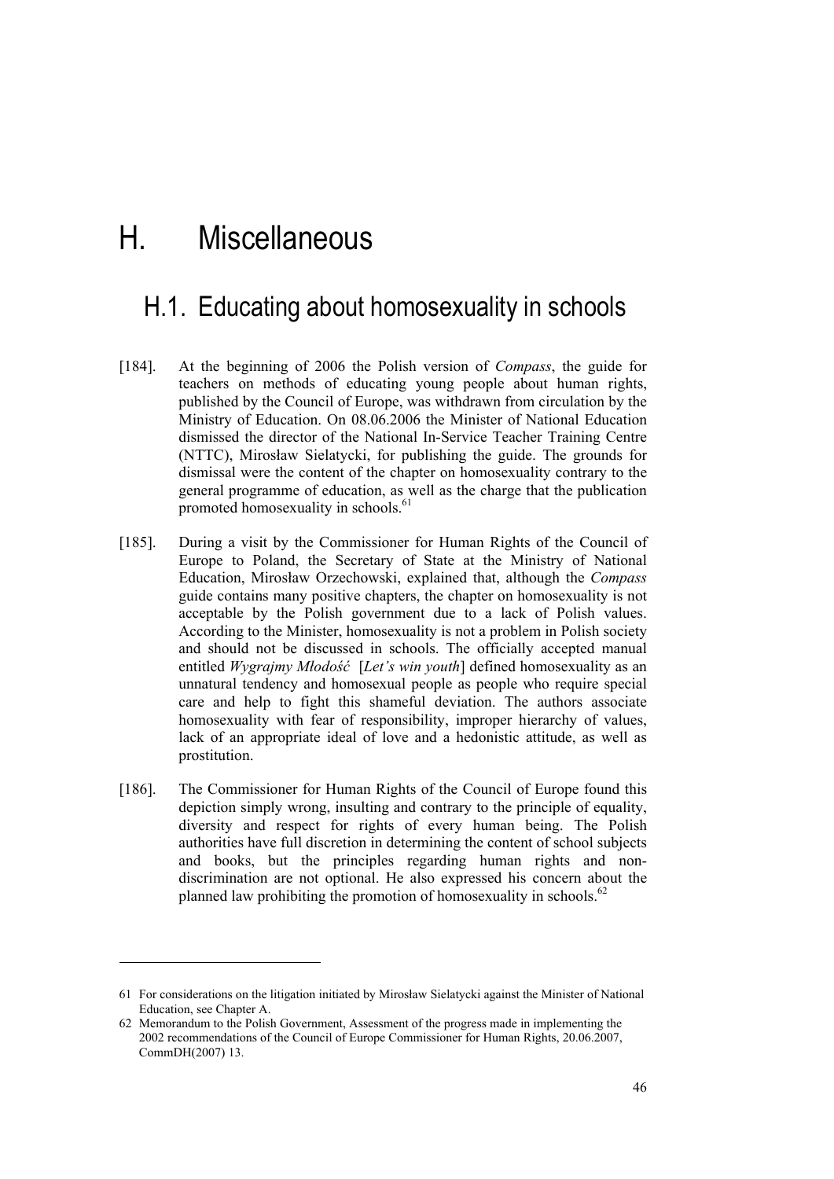# H. Miscellaneous

## H.1. Educating about homosexuality in schools

[184]. At the beginning of 2006 the Polish version of *Compass*, the guide for teachers on methods of educating young people about human rights, published by the Council of Europe, was withdrawn from circulation by the Ministry of Education. On 08.06.2006 the Minister of National Education dismissed the director of the National In-Service Teacher Training Centre (NTTC), Mirosław Sielatycki, for publishing the guide. The grounds for dismissal were the content of the chapter on homosexuality contrary to the general programme of education, as well as the charge that the publication promoted homosexuality in schools.[61]

[185]. During a visit by the Commissioner for Human Rights of the Council of Europe to Poland, the Secretary of State at the Ministry of National Education, Mirosław Orzechowski, explained that, although the *Compass* guide contains many positive chapters, the chapter on homosexuality is not acceptable by the Polish government due to a lack of Polish values. According to the Minister, homosexuality is not a problem in Polish society and should not be discussed in schools. The officially accepted manual entitled *Wygrajmy Młodość* [*Let's win youth*] defined homosexuality as an unnatural tendency and homosexual people as people who require special care and help to fight this shameful deviation. The authors associate homosexuality with fear of responsibility, improper hierarchy of values, lack of an appropriate ideal of love and a hedonistic attitude, as well as prostitution.

[186]. The Commissioner for Human Rights of the Council of Europe found this depiction simply wrong, insulting and contrary to the principle of equality, diversity and respect for rights of every human being. The Polish authorities have full discretion in determining the content of school subjects and books, but the principles regarding human rights and non-discrimination are not optional. He also expressed his concern about the planned law prohibiting the promotion of homosexuality in schools.[62]

---

61 For considerations on the litigation initiated by Mirosław Sielatycki against the Minister of National Education, see Chapter A.

62 Memorandum to the Polish Government, Assessment of the progress made in implementing the 2002 recommendations of the Council of Europe Commissioner for Human Rights, 20.06.2007, CommDH(2007) 13.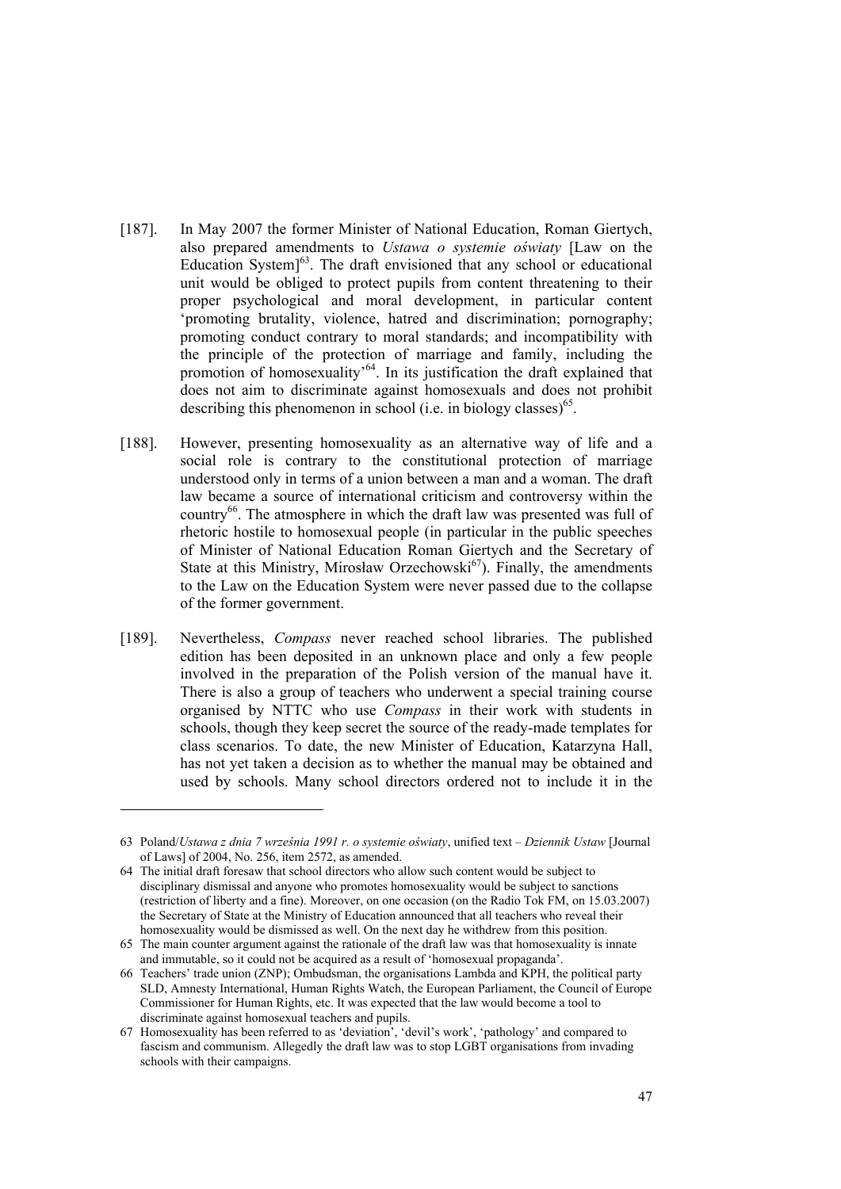[187]. In May 2007 the former Minister of National Education, Roman Giertych, also prepared amendments to *Ustawa o systemie oświaty* [Law on the Education System][63]. The draft envisioned that any school or educational unit would be obliged to protect pupils from content threatening to their proper psychological and moral development, in particular content 'promoting brutality, violence, hatred and discrimination; pornography; promoting conduct contrary to moral standards; and incompatibility with the principle of the protection of marriage and family, including the promotion of homosexuality'[64]. In its justification the draft explained that does not aim to discriminate against homosexuals and does not prohibit describing this phenomenon in school (i.e. in biology classes)[65].

[188]. However, presenting homosexuality as an alternative way of life and a social role is contrary to the constitutional protection of marriage understood only in terms of a union between a man and a woman. The draft law became a source of international criticism and controversy within the country[66]. The atmosphere in which the draft law was presented was full of rhetoric hostile to homosexual people (in particular in the public speeches of Minister of National Education Roman Giertych and the Secretary of State at this Ministry, Mirosław Orzechowski[67]). Finally, the amendments to the Law on the Education System were never passed due to the collapse of the former government.

[189]. Nevertheless, *Compass* never reached school libraries. The published edition has been deposited in an unknown place and only a few people involved in the preparation of the Polish version of the manual have it. There is also a group of teachers who underwent a special training course organised by NTTC who use *Compass* in their work with students in schools, though they keep secret the source of the ready-made templates for class scenarios. To date, the new Minister of Education, Katarzyna Hall, has not yet taken a decision as to whether the manual may be obtained and used by schools. Many school directors ordered not to include it in the

---

63 Poland/*Ustawa z dnia 7 września 1991 r. o systemie oświaty*, unified text – *Dziennik Ustaw* [Journal of Laws] of 2004, No. 256, item 2572, as amended.

64 The initial draft foresaw that school directors who allow such content would be subject to disciplinary dismissal and anyone who promotes homosexuality would be subject to sanctions (restriction of liberty and a fine). Moreover, on one occasion (on the Radio Tok FM, on 15.03.2007) the Secretary of State at the Ministry of Education announced that all teachers who reveal their homosexuality would be dismissed as well. On the next day he withdrew from this position.

65 The main counter argument against the rationale of the draft law was that homosexuality is innate and immutable, so it could not be acquired as a result of 'homosexual propaganda'.

66 Teachers' trade union (ZNP); Ombudsman, the organisations Lambda and KPH, the political party SLD, Amnesty International, Human Rights Watch, the European Parliament, the Council of Europe Commissioner for Human Rights, etc. It was expected that the law would become a tool to discriminate against homosexual teachers and pupils.

67 Homosexuality has been referred to as 'deviation', 'devil's work', 'pathology' and compared to fascism and communism. Allegedly the draft law was to stop LGBT organisations from invading schools with their campaigns.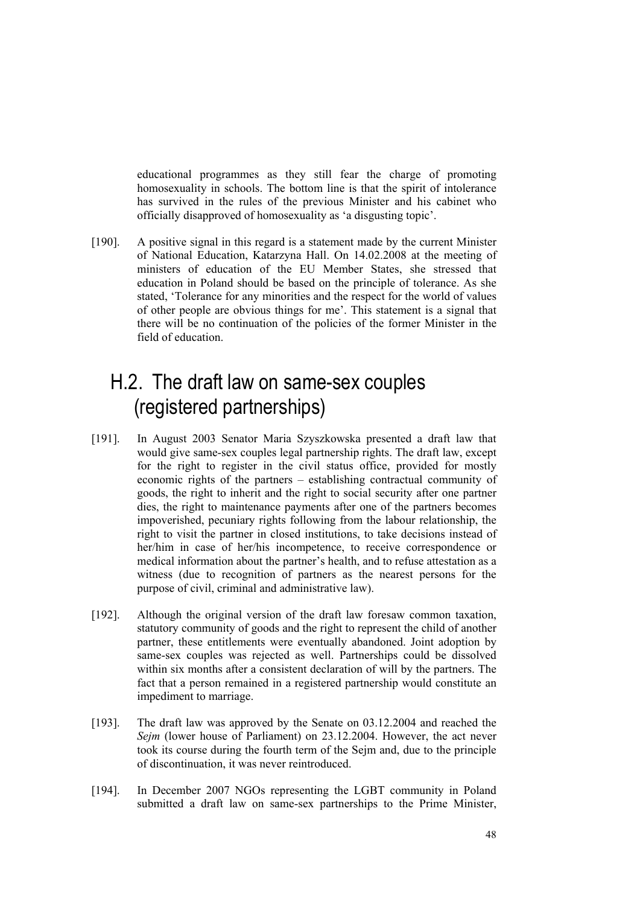educational programmes as they still fear the charge of promoting homosexuality in schools. The bottom line is that the spirit of intolerance has survived in the rules of the previous Minister and his cabinet who officially disapproved of homosexuality as 'a disgusting topic'.

[190]. A positive signal in this regard is a statement made by the current Minister of National Education, Katarzyna Hall. On 14.02.2008 at the meeting of ministers of education of the EU Member States, she stressed that education in Poland should be based on the principle of tolerance. As she stated, 'Tolerance for any minorities and the respect for the world of values of other people are obvious things for me'. This statement is a signal that there will be no continuation of the policies of the former Minister in the field of education.

## H.2. The draft law on same-sex couples (registered partnerships)

[191]. In August 2003 Senator Maria Szyszkowska presented a draft law that would give same-sex couples legal partnership rights. The draft law, except for the right to register in the civil status office, provided for mostly economic rights of the partners – establishing contractual community of goods, the right to inherit and the right to social security after one partner dies, the right to maintenance payments after one of the partners becomes impoverished, pecuniary rights following from the labour relationship, the right to visit the partner in closed institutions, to take decisions instead of her/him in case of her/his incompetence, to receive correspondence or medical information about the partner's health, and to refuse attestation as a witness (due to recognition of partners as the nearest persons for the purpose of civil, criminal and administrative law).

[192]. Although the original version of the draft law foresaw common taxation, statutory community of goods and the right to represent the child of another partner, these entitlements were eventually abandoned. Joint adoption by same-sex couples was rejected as well. Partnerships could be dissolved within six months after a consistent declaration of will by the partners. The fact that a person remained in a registered partnership would constitute an impediment to marriage.

[193]. The draft law was approved by the Senate on 03.12.2004 and reached the *Sejm* (lower house of Parliament) on 23.12.2004. However, the act never took its course during the fourth term of the Sejm and, due to the principle of discontinuation, it was never reintroduced.

[194]. In December 2007 NGOs representing the LGBT community in Poland submitted a draft law on same-sex partnerships to the Prime Minister,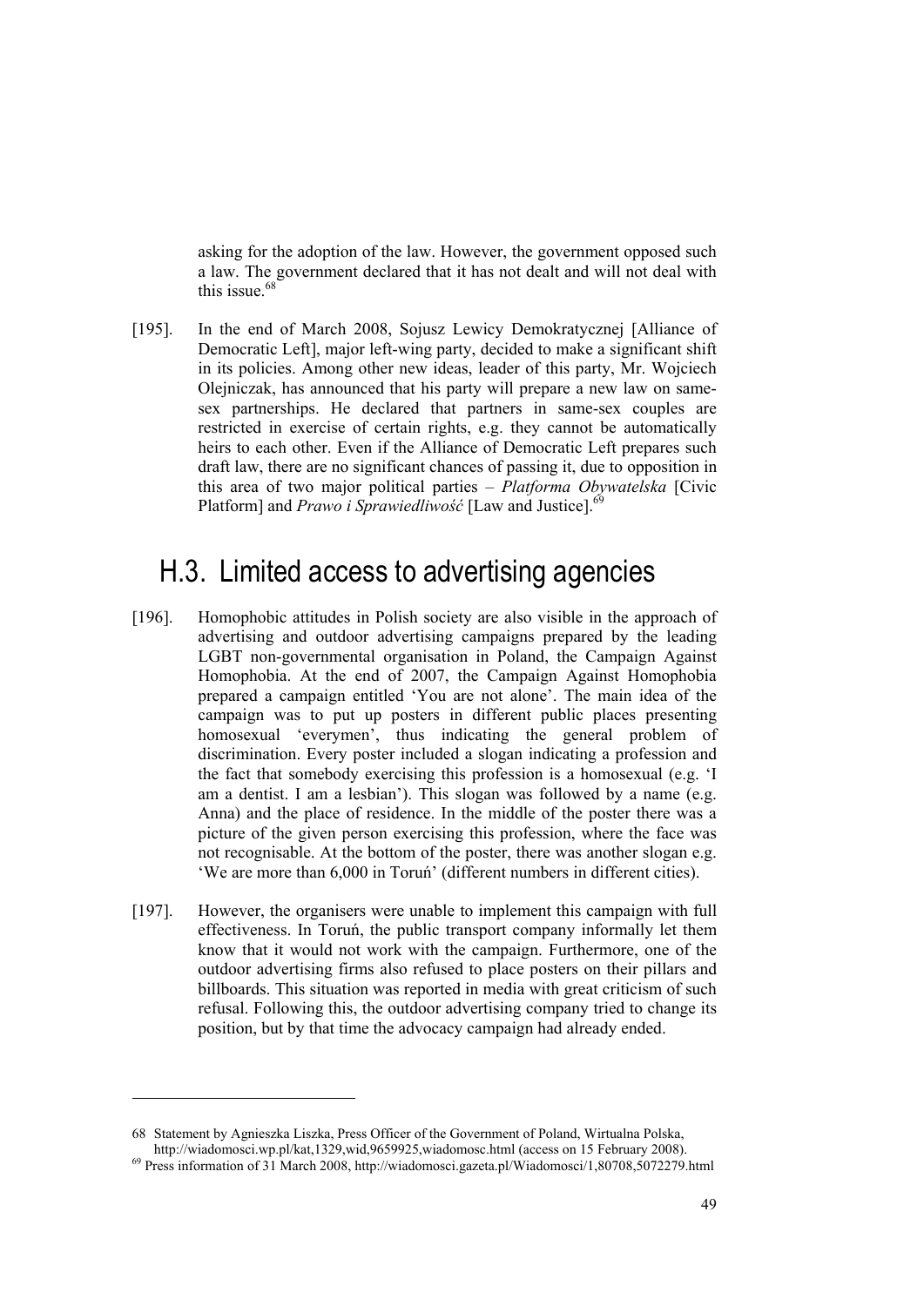asking for the adoption of the law. However, the government opposed such a law. The government declared that it has not dealt and will not deal with this issue.[68]

[195]. In the end of March 2008, Sojusz Lewicy Demokratycznej [Alliance of Democratic Left], major left-wing party, decided to make a significant shift in its policies. Among other new ideas, leader of this party, Mr. Wojciech Olejniczak, has announced that his party will prepare a new law on same-sex partnerships. He declared that partners in same-sex couples are restricted in exercise of certain rights, e.g. they cannot be automatically heirs to each other. Even if the Alliance of Democratic Left prepares such draft law, there are no significant chances of passing it, due to opposition in this area of two major political parties – *Platforma Obywatelska* [Civic Platform] and *Prawo i Sprawiedliwość* [Law and Justice].[69]

## H.3. Limited access to advertising agencies

[196]. Homophobic attitudes in Polish society are also visible in the approach of advertising and outdoor advertising campaigns prepared by the leading LGBT non-governmental organisation in Poland, the Campaign Against Homophobia. At the end of 2007, the Campaign Against Homophobia prepared a campaign entitled 'You are not alone'. The main idea of the campaign was to put up posters in different public places presenting homosexual 'everymen', thus indicating the general problem of discrimination. Every poster included a slogan indicating a profession and the fact that somebody exercising this profession is a homosexual (e.g. 'I am a dentist. I am a lesbian'). This slogan was followed by a name (e.g. Anna) and the place of residence. In the middle of the poster there was a picture of the given person exercising this profession, where the face was not recognisable. At the bottom of the poster, there was another slogan e.g. 'We are more than 6,000 in Toruń' (different numbers in different cities).

[197]. However, the organisers were unable to implement this campaign with full effectiveness. In Toruń, the public transport company informally let them know that it would not work with the campaign. Furthermore, one of the outdoor advertising firms also refused to place posters on their pillars and billboards. This situation was reported in media with great criticism of such refusal. Following this, the outdoor advertising company tried to change its position, but by that time the advocacy campaign had already ended.

---

68 Statement by Agnieszka Liszka, Press Officer of the Government of Poland, Wirtualna Polska, http://wiadomosci.wp.pl/kat,1329,wid,9659925,wiadomosc.html (access on 15 February 2008).

69 Press information of 31 March 2008, http://wiadomosci.gazeta.pl/Wiadomosci/1,80708,5072279.html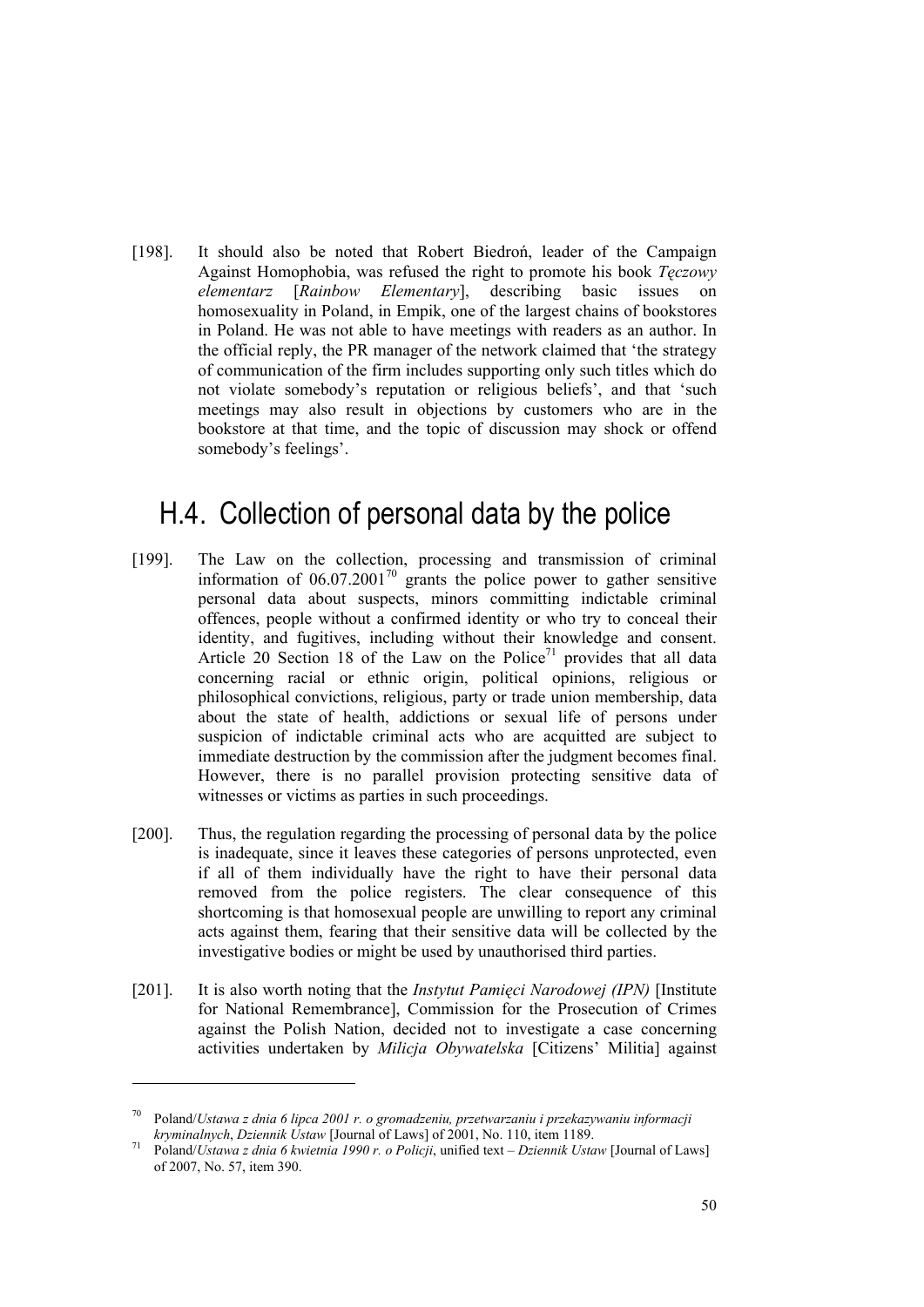[198]. It should also be noted that Robert Biedroń, leader of the Campaign Against Homophobia, was refused the right to promote his book *Tęczowy elementarz* [*Rainbow Elementary*], describing basic issues on homosexuality in Poland, in Empik, one of the largest chains of bookstores in Poland. He was not able to have meetings with readers as an author. In the official reply, the PR manager of the network claimed that 'the strategy of communication of the firm includes supporting only such titles which do not violate somebody's reputation or religious beliefs', and that 'such meetings may also result in objections by customers who are in the bookstore at that time, and the topic of discussion may shock or offend somebody's feelings'.

## H.4. Collection of personal data by the police

[199]. The Law on the collection, processing and transmission of criminal information of 06.07.2001[70] grants the police power to gather sensitive personal data about suspects, minors committing indictable criminal offences, people without a confirmed identity or who try to conceal their identity, and fugitives, including without their knowledge and consent. Article 20 Section 18 of the Law on the Police[71] provides that all data concerning racial or ethnic origin, political opinions, religious or philosophical convictions, religious, party or trade union membership, data about the state of health, addictions or sexual life of persons under suspicion of indictable criminal acts who are acquitted are subject to immediate destruction by the commission after the judgment becomes final. However, there is no parallel provision protecting sensitive data of witnesses or victims as parties in such proceedings.

[200]. Thus, the regulation regarding the processing of personal data by the police is inadequate, since it leaves these categories of persons unprotected, even if all of them individually have the right to have their personal data removed from the police registers. The clear consequence of this shortcoming is that homosexual people are unwilling to report any criminal acts against them, fearing that their sensitive data will be collected by the investigative bodies or might be used by unauthorised third parties.

[201]. It is also worth noting that the *Instytut Pamięci Narodowej (IPN)* [Institute for National Remembrance], Commission for the Prosecution of Crimes against the Polish Nation, decided not to investigate a case concerning activities undertaken by *Milicja Obywatelska* [Citizens' Militia] against

---

[70] Poland/*Ustawa z dnia 6 lipca 2001 r. o gromadzeniu, przetwarzaniu i przekazywaniu informacji kryminalnych*, *Dziennik Ustaw* [Journal of Laws] of 2001, No. 110, item 1189.

[71] Poland/*Ustawa z dnia 6 kwietnia 1990 r. o Policji*, unified text – *Dziennik Ustaw* [Journal of Laws] of 2007, No. 57, item 390.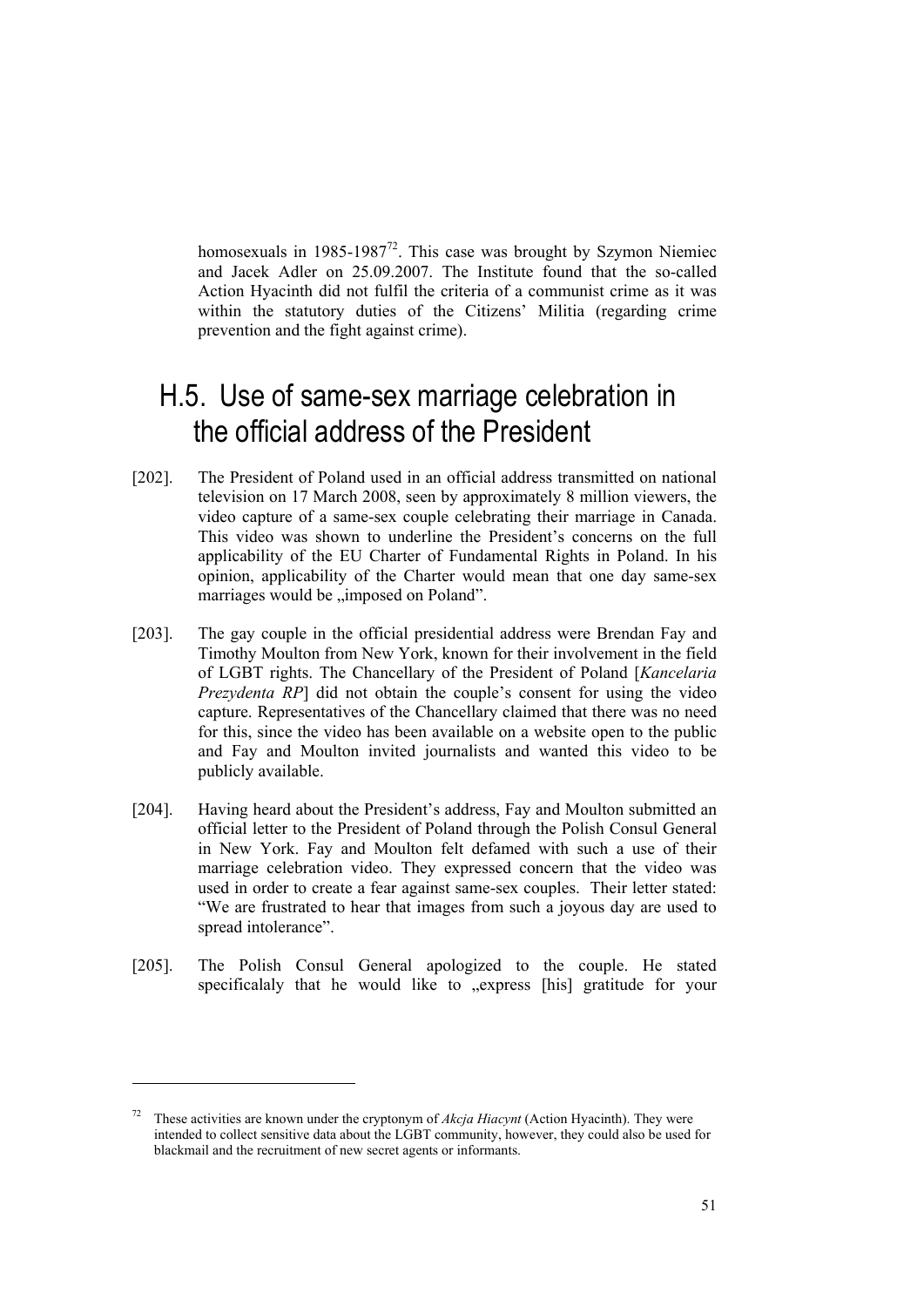homosexuals in 1985-1987[72]. This case was brought by Szymon Niemiec and Jacek Adler on 25.09.2007. The Institute found that the so-called Action Hyacinth did not fulfil the criteria of a communist crime as it was within the statutory duties of the Citizens' Militia (regarding crime prevention and the fight against crime).

## H.5. Use of same-sex marriage celebration in the official address of the President

[202]. The President of Poland used in an official address transmitted on national television on 17 March 2008, seen by approximately 8 million viewers, the video capture of a same-sex couple celebrating their marriage in Canada. This video was shown to underline the President's concerns on the full applicability of the EU Charter of Fundamental Rights in Poland. In his opinion, applicability of the Charter would mean that one day same-sex marriages would be „imposed on Poland".

[203]. The gay couple in the official presidential address were Brendan Fay and Timothy Moulton from New York, known for their involvement in the field of LGBT rights. The Chancellary of the President of Poland [*Kancelaria Prezydenta RP*] did not obtain the couple's consent for using the video capture. Representatives of the Chancellary claimed that there was no need for this, since the video has been available on a website open to the public and Fay and Moulton invited journalists and wanted this video to be publicly available.

[204]. Having heard about the President's address, Fay and Moulton submitted an official letter to the President of Poland through the Polish Consul General in New York. Fay and Moulton felt defamed with such a use of their marriage celebration video. They expressed concern that the video was used in order to create a fear against same-sex couples. Their letter stated: "We are frustrated to hear that images from such a joyous day are used to spread intolerance".

[205]. The Polish Consul General apologized to the couple. He stated specificalaly that he would like to „express [his] gratitude for your

---

[72] These activities are known under the cryptonym of *Akcja Hiacynt* (Action Hyacinth). They were intended to collect sensitive data about the LGBT community, however, they could also be used for blackmail and the recruitment of new secret agents or informants.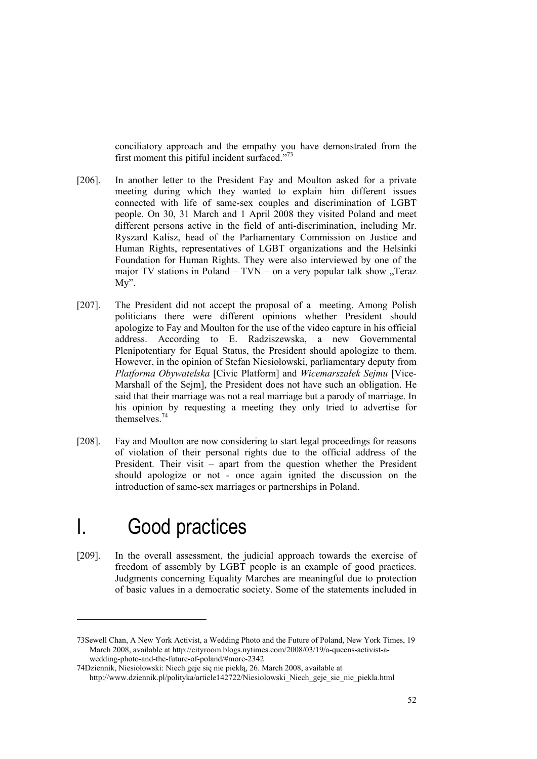conciliatory approach and the empathy you have demonstrated from the first moment this pitiful incident surfaced."[73]

[206]. In another letter to the President Fay and Moulton asked for a private meeting during which they wanted to explain him different issues connected with life of same-sex couples and discrimination of LGBT people. On 30, 31 March and 1 April 2008 they visited Poland and meet different persons active in the field of anti-discrimination, including Mr. Ryszard Kalisz, head of the Parliamentary Commission on Justice and Human Rights, representatives of LGBT organizations and the Helsinki Foundation for Human Rights. They were also interviewed by one of the major TV stations in Poland – TVN – on a very popular talk show „Teraz My".

[207]. The President did not accept the proposal of a meeting. Among Polish politicians there were different opinions whether President should apologize to Fay and Moulton for the use of the video capture in his official address. According to E. Radziszewska, a new Governmental Plenipotentiary for Equal Status, the President should apologize to them. However, in the opinion of Stefan Niesiołowski, parliamentary deputy from *Platforma Obywatelska* [Civic Platform] and *Wicemarszałek Sejmu* [Vice-Marshall of the Sejm], the President does not have such an obligation. He said that their marriage was not a real marriage but a parody of marriage. In his opinion by requesting a meeting they only tried to advertise for themselves.[74]

[208]. Fay and Moulton are now considering to start legal proceedings for reasons of violation of their personal rights due to the official address of the President. Their visit – apart from the question whether the President should apologize or not - once again ignited the discussion on the introduction of same-sex marriages or partnerships in Poland.

# I. Good practices

[209]. In the overall assessment, the judicial approach towards the exercise of freedom of assembly by LGBT people is an example of good practices. Judgments concerning Equality Marches are meaningful due to protection of basic values in a democratic society. Some of the statements included in

---

73 Sewell Chan, A New York Activist, a Wedding Photo and the Future of Poland, New York Times, 19 March 2008, available at http://cityroom.blogs.nytimes.com/2008/03/19/a-queens-activist-a-wedding-photo-and-the-future-of-poland/#more-2342

74 Dziennik, Niesiołowski: Niech geje się nie pieklą, 26. March 2008, available at http://www.dziennik.pl/polityka/article142722/Niesiolowski_Niech_geje_sie_nie_piekla.html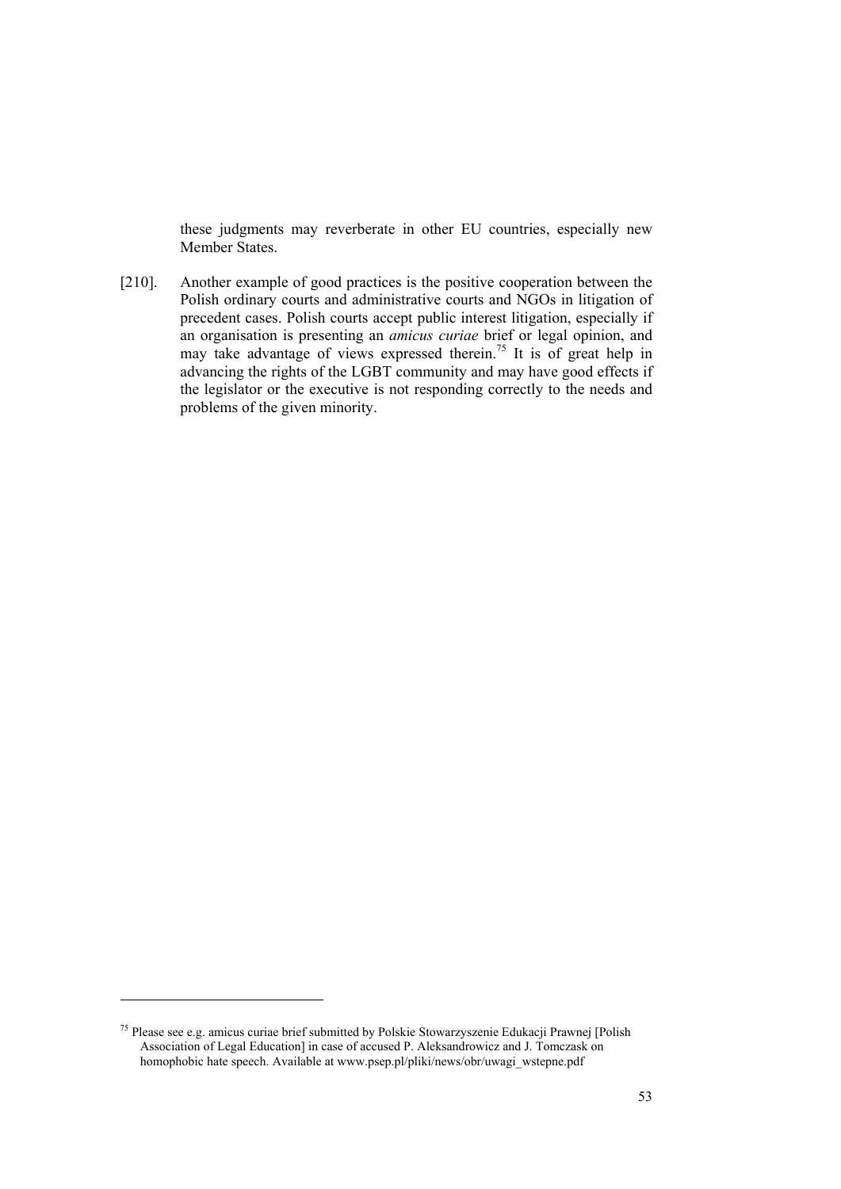these judgments may reverberate in other EU countries, especially new Member States.

[210]. Another example of good practices is the positive cooperation between the Polish ordinary courts and administrative courts and NGOs in litigation of precedent cases. Polish courts accept public interest litigation, especially if an organisation is presenting an *amicus curiae* brief or legal opinion, and may take advantage of views expressed therein.[75] It is of great help in advancing the rights of the LGBT community and may have good effects if the legislator or the executive is not responding correctly to the needs and problems of the given minority.

---

[75] Please see e.g. amicus curiae brief submitted by Polskie Stowarzyszenie Edukacji Prawnej [Polish Association of Legal Education] in case of accused P. Aleksandrowicz and J. Tomczask on homophobic hate speech. Available at www.psep.pl/pliki/news/obr/uwagi_wstepne.pdf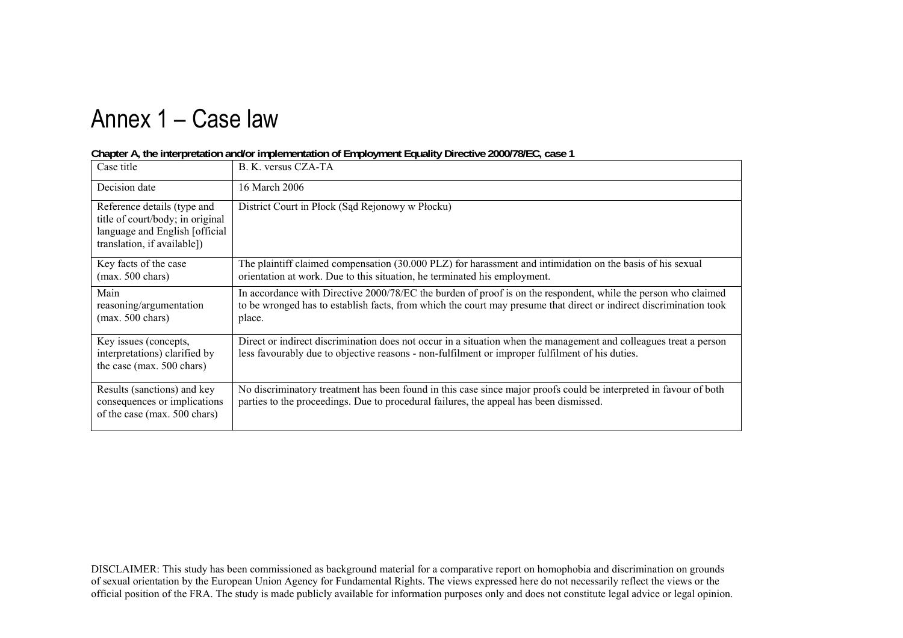# Annex 1 – Case law

**Chapter A, the interpretation and/or implementation of Employment Equality Directive 2000/78/EC, case 1**

| Case title | B. K. versus CZA-TA |
|---|---|
| Decision date | 16 March 2006 |
| Reference details (type and title of court/body; in original language and English [official translation, if available]) | District Court in Płock (Sąd Rejonowy w Płocku) |
| Key facts of the case (max. 500 chars) | The plaintiff claimed compensation (30.000 PLZ) for harassment and intimidation on the basis of his sexual orientation at work. Due to this situation, he terminated his employment. |
| Main reasoning/argumentation (max. 500 chars) | In accordance with Directive 2000/78/EC the burden of proof is on the respondent, while the person who claimed to be wronged has to establish facts, from which the court may presume that direct or indirect discrimination took place. |
| Key issues (concepts, interpretations) clarified by the case (max. 500 chars) | Direct or indirect discrimination does not occur in a situation when the management and colleagues treat a person less favourably due to objective reasons - non-fulfilment or improper fulfilment of his duties. |
| Results (sanctions) and key consequences or implications of the case (max. 500 chars) | No discriminatory treatment has been found in this case since major proofs could be interpreted in favour of both parties to the proceedings. Due to procedural failures, the appeal has been dismissed. |

DISCLAIMER: This study has been commissioned as background material for a comparative report on homophobia and discrimination on grounds of sexual orientation by the European Union Agency for Fundamental Rights. The views expressed here do not necessarily reflect the views or the official position of the FRA. The study is made publicly available for information purposes only and does not constitute legal advice or legal opinion.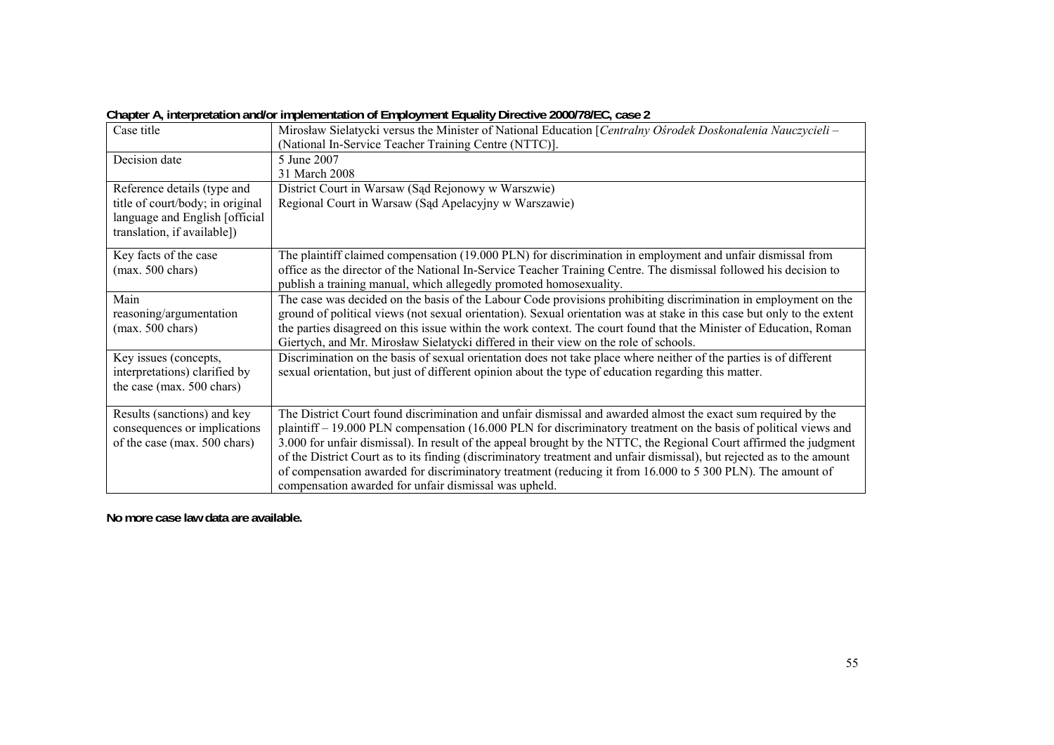**Chapter A, interpretation and/or implementation of Employment Equality Directive 2000/78/EC, case 2**

| Case title | Mirosław Sielatycki versus the Minister of National Education [*Centralny Ośrodek Doskonalenia Nauczycieli* – (National In-Service Teacher Training Centre (NTTC)]. |
|---|---|
| Decision date | 5 June 2007<br>31 March 2008 |
| Reference details (type and title of court/body; in original language and English [official translation, if available]) | District Court in Warsaw (Sąd Rejonowy w Warszwie)<br>Regional Court in Warsaw (Sąd Apelacyjny w Warszawie) |
| Key facts of the case (max. 500 chars) | The plaintiff claimed compensation (19.000 PLN) for discrimination in employment and unfair dismissal from office as the director of the National In-Service Teacher Training Centre. The dismissal followed his decision to publish a training manual, which allegedly promoted homosexuality. |
| Main reasoning/argumentation (max. 500 chars) | The case was decided on the basis of the Labour Code provisions prohibiting discrimination in employment on the ground of political views (not sexual orientation). Sexual orientation was at stake in this case but only to the extent the parties disagreed on this issue within the work context. The court found that the Minister of Education, Roman Giertych, and Mr. Mirosław Sielatycki differed in their view on the role of schools. |
| Key issues (concepts, interpretations) clarified by the case (max. 500 chars) | Discrimination on the basis of sexual orientation does not take place where neither of the parties is of different sexual orientation, but just of different opinion about the type of education regarding this matter. |
| Results (sanctions) and key consequences or implications of the case (max. 500 chars) | The District Court found discrimination and unfair dismissal and awarded almost the exact sum required by the plaintiff – 19.000 PLN compensation (16.000 PLN for discriminatory treatment on the basis of political views and 3.000 for unfair dismissal). In result of the appeal brought by the NTTC, the Regional Court affirmed the judgment of the District Court as to its finding (discriminatory treatment and unfair dismissal), but rejected as to the amount of compensation awarded for discriminatory treatment (reducing it from 16.000 to 5 300 PLN). The amount of compensation awarded for unfair dismissal was upheld. |

**No more case law data are available.**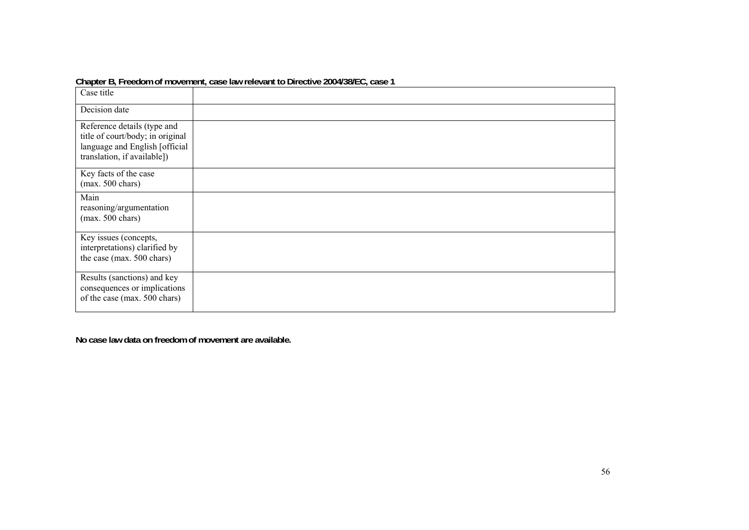**Chapter B, Freedom of movement, case law relevant to Directive 2004/38/EC, case 1**

| Case title | |
|---|---|
| Decision date | |
| Reference details (type and title of court/body; in original language and English [official translation, if available]) | |
| Key facts of the case (max. 500 chars) | |
| Main reasoning/argumentation (max. 500 chars) | |
| Key issues (concepts, interpretations) clarified by the case (max. 500 chars) | |
| Results (sanctions) and key consequences or implications of the case (max. 500 chars) | |

**No case law data on freedom of movement are available.**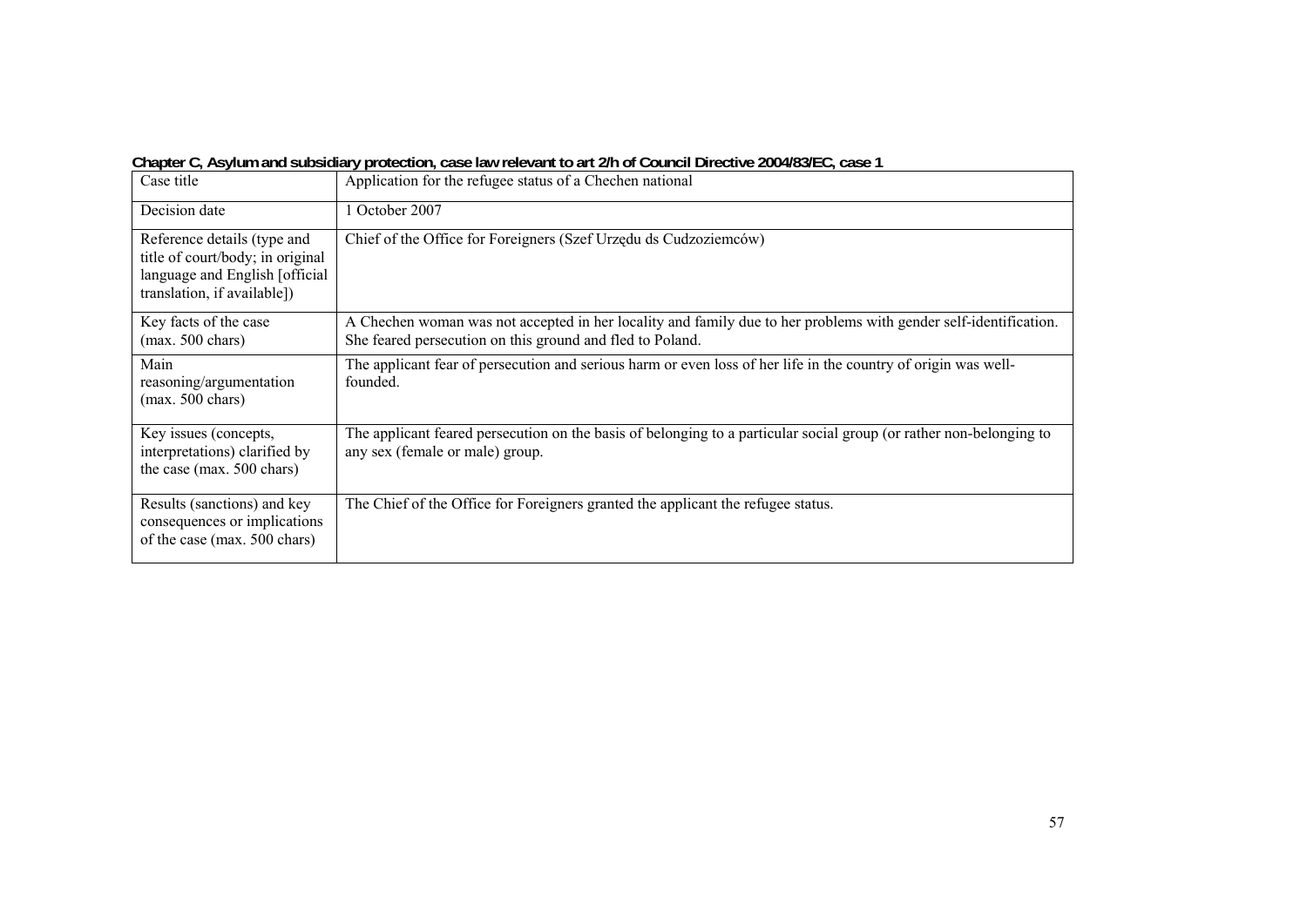**Chapter C, Asylum and subsidiary protection, case law relevant to art 2/h of Council Directive 2004/83/EC, case 1**

| Case title | Application for the refugee status of a Chechen national |
| --- | --- |
| Decision date | 1 October 2007 |
| Reference details (type and title of court/body; in original language and English [official translation, if available]) | Chief of the Office for Foreigners (Szef Urzędu ds Cudzoziemców) |
| Key facts of the case (max. 500 chars) | A Chechen woman was not accepted in her locality and family due to her problems with gender self-identification. She feared persecution on this ground and fled to Poland. |
| Main reasoning/argumentation (max. 500 chars) | The applicant fear of persecution and serious harm or even loss of her life in the country of origin was well-founded. |
| Key issues (concepts, interpretations) clarified by the case (max. 500 chars) | The applicant feared persecution on the basis of belonging to a particular social group (or rather non-belonging to any sex (female or male) group. |
| Results (sanctions) and key consequences or implications of the case (max. 500 chars) | The Chief of the Office for Foreigners granted the applicant the refugee status. |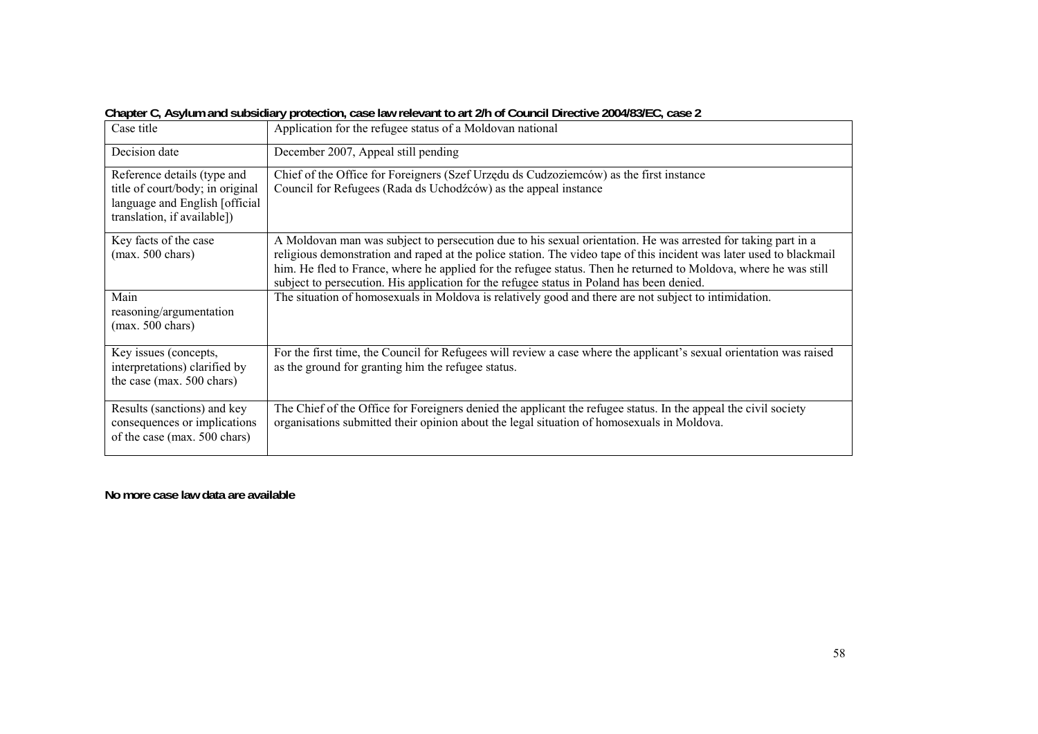**Chapter C, Asylum and subsidiary protection, case law relevant to art 2/h of Council Directive 2004/83/EC, case 2**

| Case title | Application for the refugee status of a Moldovan national |
| --- | --- |
| Decision date | December 2007, Appeal still pending |
| Reference details (type and title of court/body; in original language and English [official translation, if available]) | Chief of the Office for Foreigners (Szef Urzędu ds Cudzoziemców) as the first instance<br>Council for Refugees (Rada ds Uchodźców) as the appeal instance |
| Key facts of the case (max. 500 chars) | A Moldovan man was subject to persecution due to his sexual orientation. He was arrested for taking part in a religious demonstration and raped at the police station. The video tape of this incident was later used to blackmail him. He fled to France, where he applied for the refugee status. Then he returned to Moldova, where he was still subject to persecution. His application for the refugee status in Poland has been denied. |
| Main reasoning/argumentation (max. 500 chars) | The situation of homosexuals in Moldova is relatively good and there are not subject to intimidation. |
| Key issues (concepts, interpretations) clarified by the case (max. 500 chars) | For the first time, the Council for Refugees will review a case where the applicant's sexual orientation was raised as the ground for granting him the refugee status. |
| Results (sanctions) and key consequences or implications of the case (max. 500 chars) | The Chief of the Office for Foreigners denied the applicant the refugee status. In the appeal the civil society organisations submitted their opinion about the legal situation of homosexuals in Moldova. |

**No more case law data are available**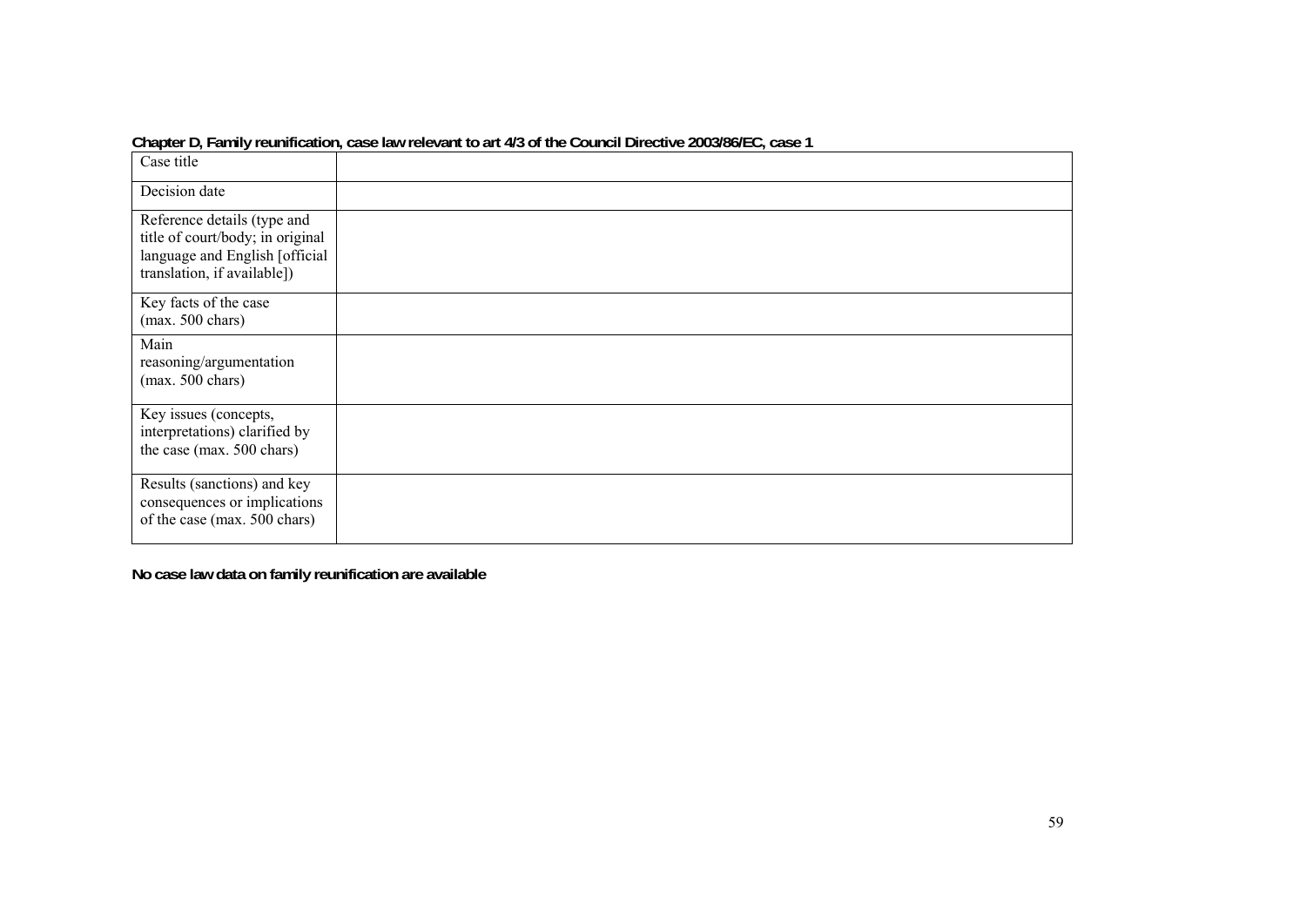**Chapter D, Family reunification, case law relevant to art 4/3 of the Council Directive 2003/86/EC, case 1**

| Case title | |
|---|---|
| Decision date | |
| Reference details (type and title of court/body; in original language and English [official translation, if available]) | |
| Key facts of the case (max. 500 chars) | |
| Main reasoning/argumentation (max. 500 chars) | |
| Key issues (concepts, interpretations) clarified by the case (max. 500 chars) | |
| Results (sanctions) and key consequences or implications of the case (max. 500 chars) | |

**No case law data on family reunification are available**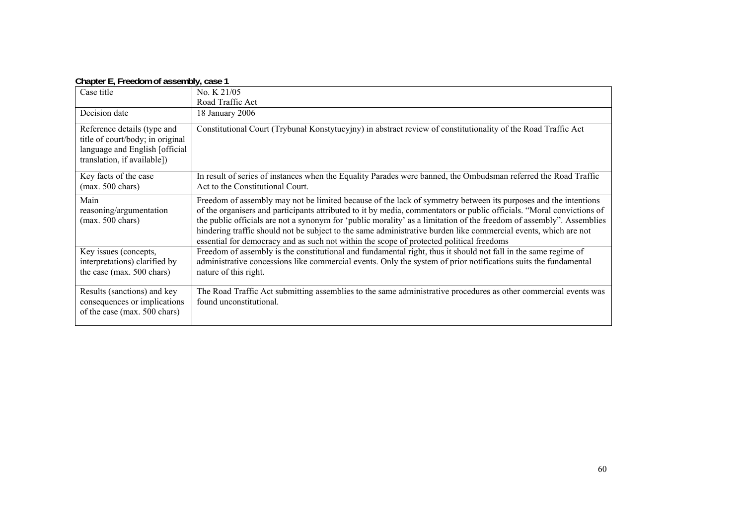**Chapter E, Freedom of assembly, case 1**

| Case title | No. K 21/05<br>Road Traffic Act |
|---|---|
| Decision date | 18 January 2006 |
| Reference details (type and title of court/body; in original language and English [official translation, if available]) | Constitutional Court (Trybunał Konstytucyjny) in abstract review of constitutionality of the Road Traffic Act |
| Key facts of the case (max. 500 chars) | In result of series of instances when the Equality Parades were banned, the Ombudsman referred the Road Traffic Act to the Constitutional Court. |
| Main reasoning/argumentation (max. 500 chars) | Freedom of assembly may not be limited because of the lack of symmetry between its purposes and the intentions of the organisers and participants attributed to it by media, commentators or public officials. "Moral convictions of the public officials are not a synonym for 'public morality' as a limitation of the freedom of assembly". Assemblies hindering traffic should not be subject to the same administrative burden like commercial events, which are not essential for democracy and as such not within the scope of protected political freedoms |
| Key issues (concepts, interpretations) clarified by the case (max. 500 chars) | Freedom of assembly is the constitutional and fundamental right, thus it should not fall in the same regime of administrative concessions like commercial events. Only the system of prior notifications suits the fundamental nature of this right. |
| Results (sanctions) and key consequences or implications of the case (max. 500 chars) | The Road Traffic Act submitting assemblies to the same administrative procedures as other commercial events was found unconstitutional. |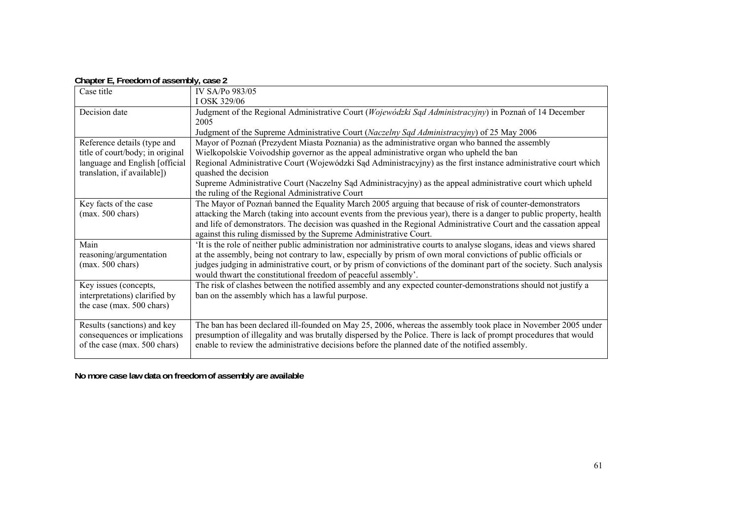**Chapter E, Freedom of assembly, case 2**

| Case title | IV SA/Po 983/05<br>I OSK 329/06 |
|---|---|
| Decision date | Judgment of the Regional Administrative Court (*Wojewódzki Sąd Administracyjny*) in Poznań of 14 December 2005<br>Judgment of the Supreme Administrative Court (*Naczelny Sąd Administracyjny*) of 25 May 2006 |
| Reference details (type and title of court/body; in original language and English [official translation, if available]) | Mayor of Poznań (Prezydent Miasta Poznania) as the administrative organ who banned the assembly<br>Wielkopolskie Voivodship governor as the appeal administrative organ who upheld the ban<br>Regional Administrative Court (Wojewódzki Sąd Administracyjny) as the first instance administrative court which quashed the decision<br>Supreme Administrative Court (Naczelny Sąd Administracyjny) as the appeal administrative court which upheld the ruling of the Regional Administrative Court |
| Key facts of the case (max. 500 chars) | The Mayor of Poznań banned the Equality March 2005 arguing that because of risk of counter-demonstrators attacking the March (taking into account events from the previous year), there is a danger to public property, health and life of demonstrators. The decision was quashed in the Regional Administrative Court and the cassation appeal against this ruling dismissed by the Supreme Administrative Court. |
| Main reasoning/argumentation (max. 500 chars) | 'It is the role of neither public administration nor administrative courts to analyse slogans, ideas and views shared at the assembly, being not contrary to law, especially by prism of own moral convictions of public officials or judges judging in administrative court, or by prism of convictions of the dominant part of the society. Such analysis would thwart the constitutional freedom of peaceful assembly'. |
| Key issues (concepts, interpretations) clarified by the case (max. 500 chars) | The risk of clashes between the notified assembly and any expected counter-demonstrations should not justify a ban on the assembly which has a lawful purpose. |
| Results (sanctions) and key consequences or implications of the case (max. 500 chars) | The ban has been declared ill-founded on May 25, 2006, whereas the assembly took place in November 2005 under presumption of illegality and was brutally dispersed by the Police. There is lack of prompt procedures that would enable to review the administrative decisions before the planned date of the notified assembly. |

**No more case law data on freedom of assembly are available**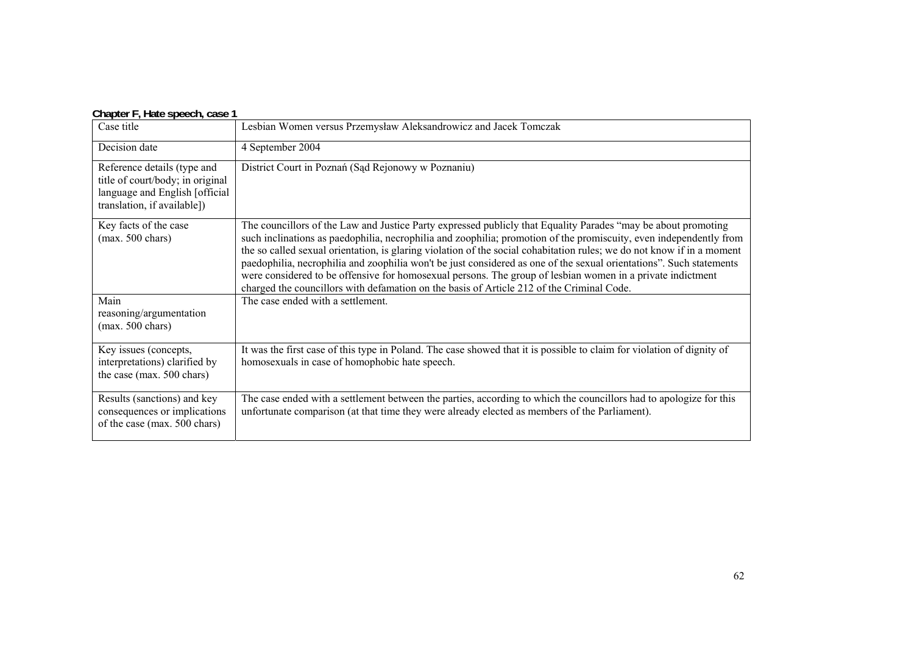**Chapter F, Hate speech, case 1**

| | |
|---|---|
| Case title | Lesbian Women versus Przemysław Aleksandrowicz and Jacek Tomczak |
| Decision date | 4 September 2004 |
| Reference details (type and title of court/body; in original language and English [official translation, if available]) | District Court in Poznań (Sąd Rejonowy w Poznaniu) |
| Key facts of the case (max. 500 chars) | The councillors of the Law and Justice Party expressed publicly that Equality Parades "may be about promoting such inclinations as paedophilia, necrophilia and zoophilia; promotion of the promiscuity, even independently from the so called sexual orientation, is glaring violation of the social cohabitation rules; we do not know if in a moment paedophilia, necrophilia and zoophilia won't be just considered as one of the sexual orientations". Such statements were considered to be offensive for homosexual persons. The group of lesbian women in a private indictment charged the councillors with defamation on the basis of Article 212 of the Criminal Code. |
| Main reasoning/argumentation (max. 500 chars) | The case ended with a settlement. |
| Key issues (concepts, interpretations) clarified by the case (max. 500 chars) | It was the first case of this type in Poland. The case showed that it is possible to claim for violation of dignity of homosexuals in case of homophobic hate speech. |
| Results (sanctions) and key consequences or implications of the case (max. 500 chars) | The case ended with a settlement between the parties, according to which the councillors had to apologize for this unfortunate comparison (at that time they were already elected as members of the Parliament). |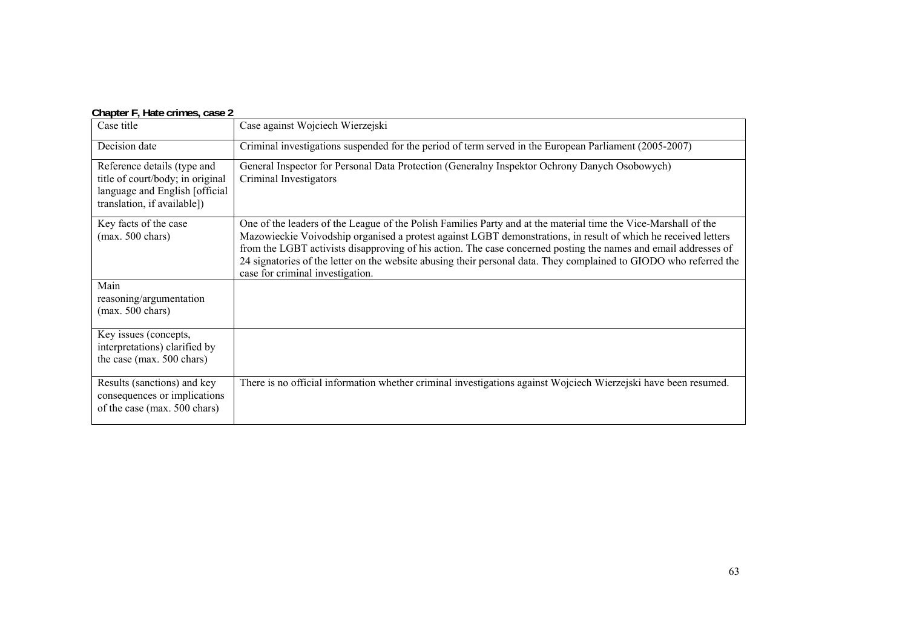**Chapter F, Hate crimes, case 2**

| Case title | Case against Wojciech Wierzejski |
|---|---|
| Decision date | Criminal investigations suspended for the period of term served in the European Parliament (2005-2007) |
| Reference details (type and title of court/body; in original language and English [official translation, if available]) | General Inspector for Personal Data Protection (Generalny Inspektor Ochrony Danych Osobowych)<br>Criminal Investigators |
| Key facts of the case<br>(max. 500 chars) | One of the leaders of the League of the Polish Families Party and at the material time the Vice-Marshall of the Mazowieckie Voivodship organised a protest against LGBT demonstrations, in result of which he received letters from the LGBT activists disapproving of his action. The case concerned posting the names and email addresses of 24 signatories of the letter on the website abusing their personal data. They complained to GIODO who referred the case for criminal investigation. |
| Main reasoning/argumentation<br>(max. 500 chars) | |
| Key issues (concepts, interpretations) clarified by the case (max. 500 chars) | |
| Results (sanctions) and key consequences or implications of the case (max. 500 chars) | There is no official information whether criminal investigations against Wojciech Wierzejski have been resumed. |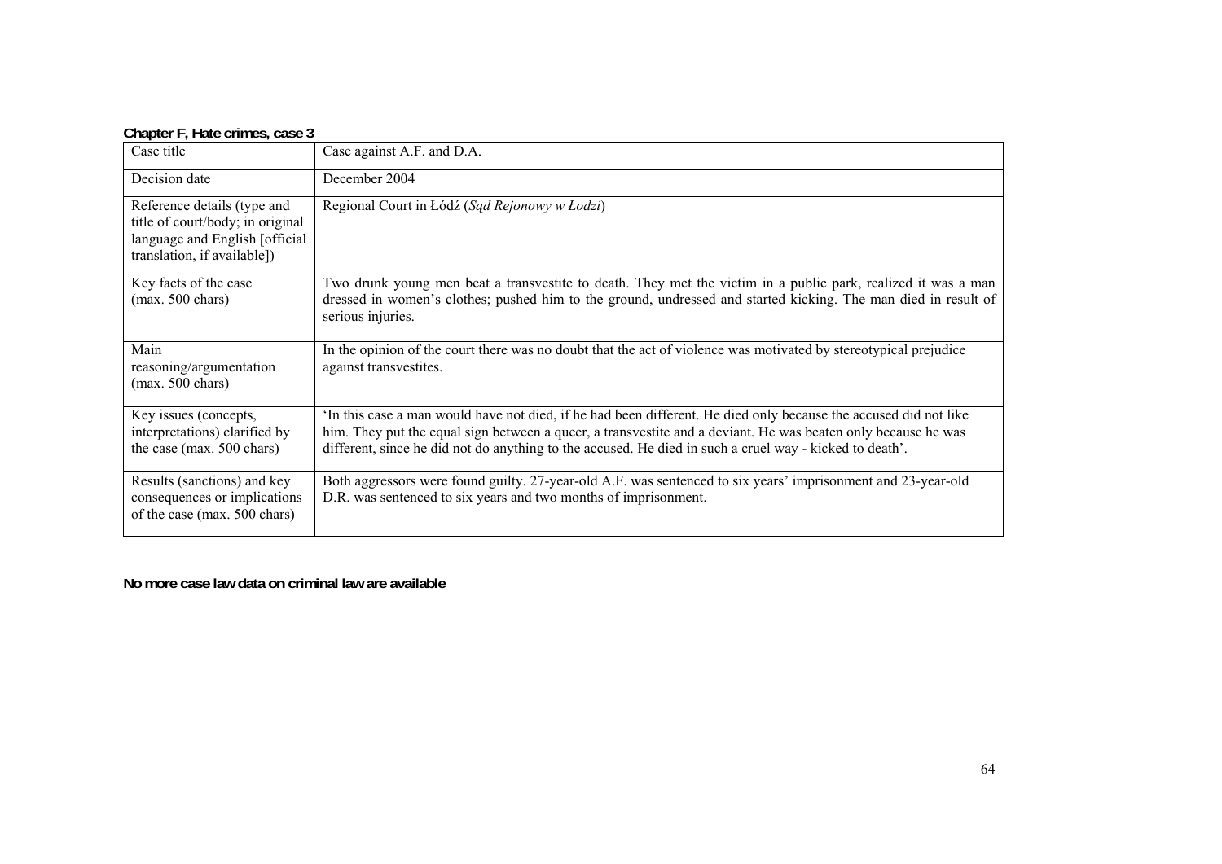**Chapter F, Hate crimes, case 3**

| Case title | Case against A.F. and D.A. |
|---|---|
| Decision date | December 2004 |
| Reference details (type and title of court/body; in original language and English [official translation, if available]) | Regional Court in Łódź (*Sąd Rejonowy w Łodzi*) |
| Key facts of the case (max. 500 chars) | Two drunk young men beat a transvestite to death. They met the victim in a public park, realized it was a man dressed in women's clothes; pushed him to the ground, undressed and started kicking. The man died in result of serious injuries. |
| Main reasoning/argumentation (max. 500 chars) | In the opinion of the court there was no doubt that the act of violence was motivated by stereotypical prejudice against transvestites. |
| Key issues (concepts, interpretations) clarified by the case (max. 500 chars) | 'In this case a man would have not died, if he had been different. He died only because the accused did not like him. They put the equal sign between a queer, a transvestite and a deviant. He was beaten only because he was different, since he did not do anything to the accused. He died in such a cruel way - kicked to death'. |
| Results (sanctions) and key consequences or implications of the case (max. 500 chars) | Both aggressors were found guilty. 27-year-old A.F. was sentenced to six years' imprisonment and 23-year-old D.R. was sentenced to six years and two months of imprisonment. |

**No more case law data on criminal law are available**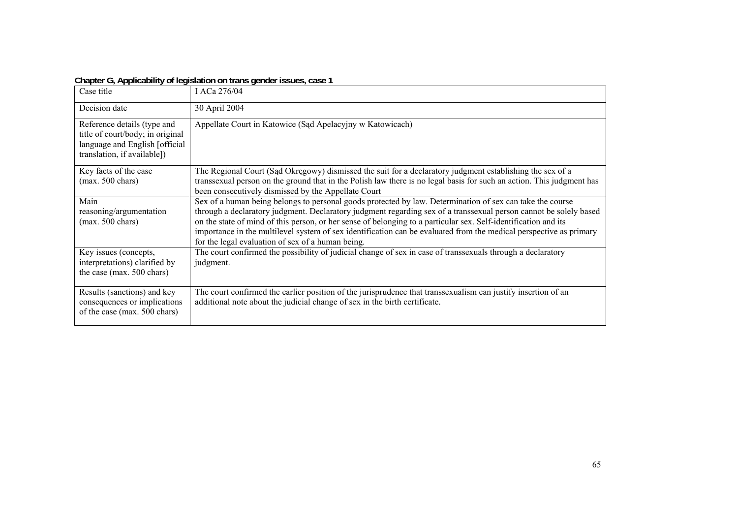**Chapter G, Applicability of legislation on trans gender issues, case 1**

| Case title | I ACa 276/04 |
|---|---|
| Decision date | 30 April 2004 |
| Reference details (type and title of court/body; in original language and English [official translation, if available]) | Appellate Court in Katowice (Sąd Apelacyjny w Katowicach) |
| Key facts of the case (max. 500 chars) | The Regional Court (Sąd Okręgowy) dismissed the suit for a declaratory judgment establishing the sex of a transsexual person on the ground that in the Polish law there is no legal basis for such an action. This judgment has been consecutively dismissed by the Appellate Court |
| Main reasoning/argumentation (max. 500 chars) | Sex of a human being belongs to personal goods protected by law. Determination of sex can take the course through a declaratory judgment. Declaratory judgment regarding sex of a transsexual person cannot be solely based on the state of mind of this person, or her sense of belonging to a particular sex. Self-identification and its importance in the multilevel system of sex identification can be evaluated from the medical perspective as primary for the legal evaluation of sex of a human being. |
| Key issues (concepts, interpretations) clarified by the case (max. 500 chars) | The court confirmed the possibility of judicial change of sex in case of transsexuals through a declaratory judgment. |
| Results (sanctions) and key consequences or implications of the case (max. 500 chars) | The court confirmed the earlier position of the jurisprudence that transsexualism can justify insertion of an additional note about the judicial change of sex in the birth certificate. |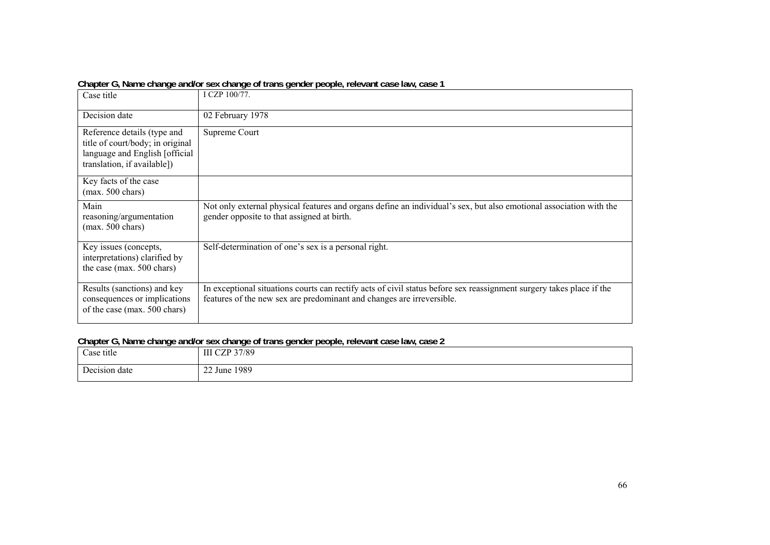**Chapter G, Name change and/or sex change of trans gender people, relevant case law, case 1**

| Case title | I CZP 100/77. |
|---|---|
| Decision date | 02 February 1978 |
| Reference details (type and title of court/body; in original language and English [official translation, if available]) | Supreme Court |
| Key facts of the case (max. 500 chars) | |
| Main reasoning/argumentation (max. 500 chars) | Not only external physical features and organs define an individual's sex, but also emotional association with the gender opposite to that assigned at birth. |
| Key issues (concepts, interpretations) clarified by the case (max. 500 chars) | Self-determination of one's sex is a personal right. |
| Results (sanctions) and key consequences or implications of the case (max. 500 chars) | In exceptional situations courts can rectify acts of civil status before sex reassignment surgery takes place if the features of the new sex are predominant and changes are irreversible. |

**Chapter G, Name change and/or sex change of trans gender people, relevant case law, case 2**

| Case title | III CZP 37/89 |
|---|---|
| Decision date | 22 June 1989 |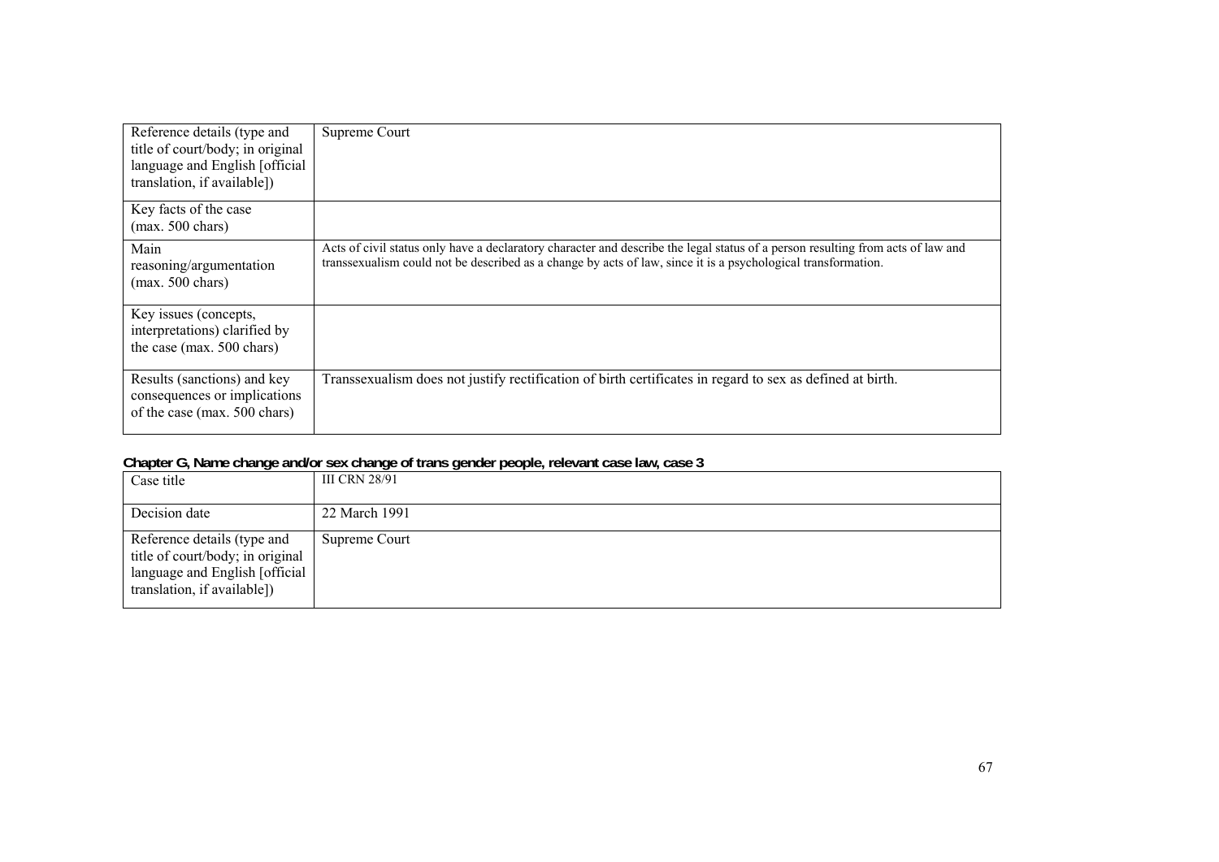| Reference details (type and title of court/body; in original language and English [official translation, if available]) | Supreme Court |
|---|---|
| Key facts of the case (max. 500 chars) | |
| Main reasoning/argumentation (max. 500 chars) | Acts of civil status only have a declaratory character and describe the legal status of a person resulting from acts of law and transsexualism could not be described as a change by acts of law, since it is a psychological transformation. |
| Key issues (concepts, interpretations) clarified by the case (max. 500 chars) | |
| Results (sanctions) and key consequences or implications of the case (max. 500 chars) | Transsexualism does not justify rectification of birth certificates in regard to sex as defined at birth. |

**Chapter G, Name change and/or sex change of trans gender people, relevant case law, case 3**

| Case title | III CRN 28/91 |
|---|---|
| Decision date | 22 March 1991 |
| Reference details (type and title of court/body; in original language and English [official translation, if available]) | Supreme Court |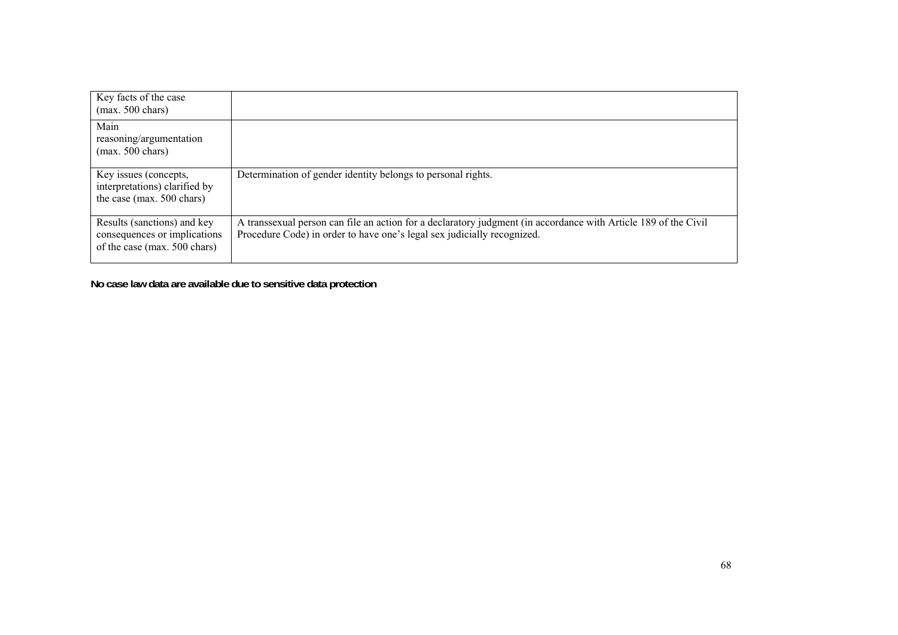| Key facts of the case (max. 500 chars) | |
|---|---|
| Main reasoning/argumentation (max. 500 chars) | |
| Key issues (concepts, interpretations) clarified by the case (max. 500 chars) | Determination of gender identity belongs to personal rights. |
| Results (sanctions) and key consequences or implications of the case (max. 500 chars) | A transsexual person can file an action for a declaratory judgment (in accordance with Article 189 of the Civil Procedure Code) in order to have one's legal sex judicially recognized. |

**No case law data are available due to sensitive data protection**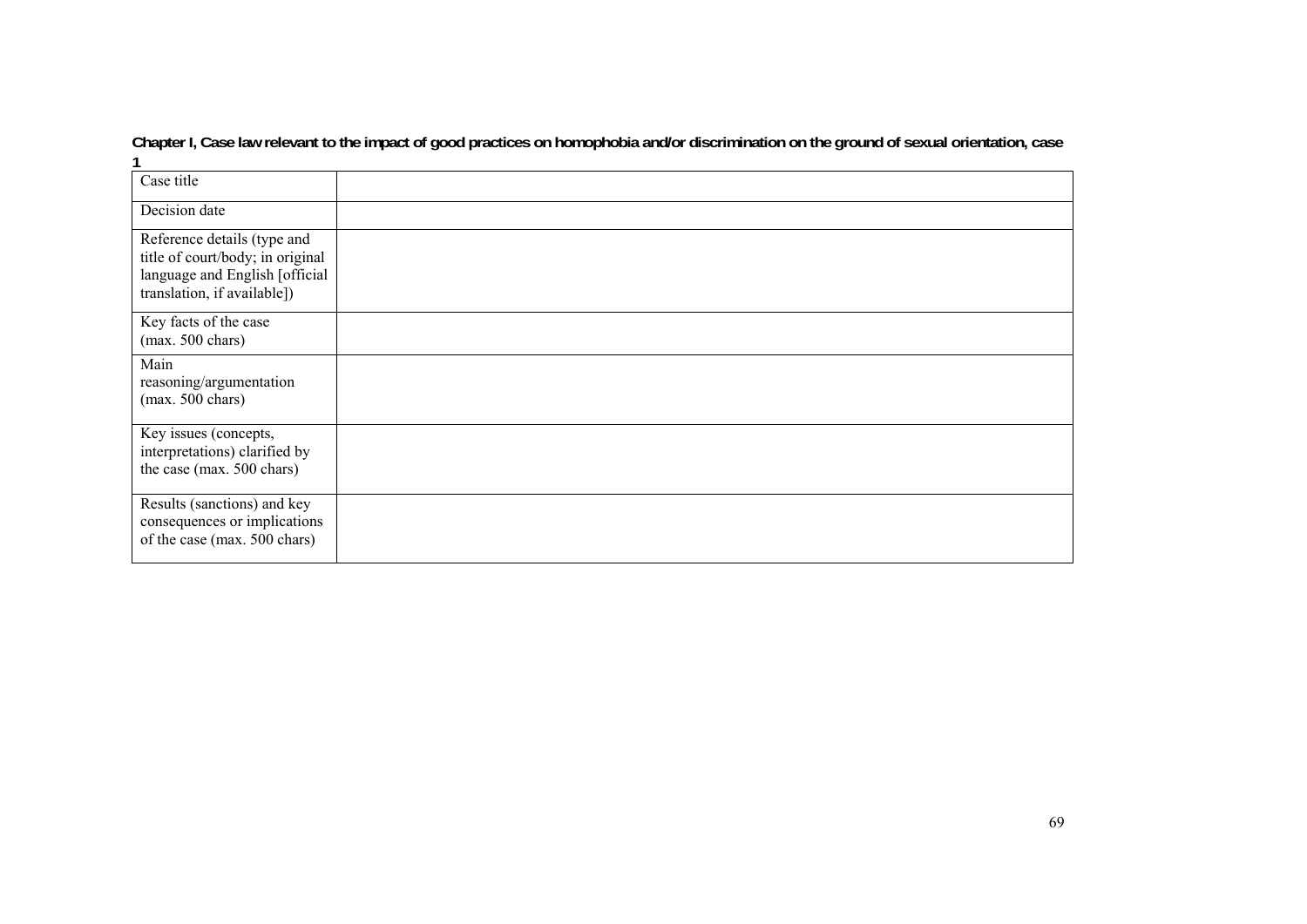**Chapter I, Case law relevant to the impact of good practices on homophobia and/or discrimination on the ground of sexual orientation, case 1**

| | |
|---|---|
| Case title | |
| Decision date | |
| Reference details (type and title of court/body; in original language and English [official translation, if available]) | |
| Key facts of the case (max. 500 chars) | |
| Main reasoning/argumentation (max. 500 chars) | |
| Key issues (concepts, interpretations) clarified by the case (max. 500 chars) | |
| Results (sanctions) and key consequences or implications of the case (max. 500 chars) | |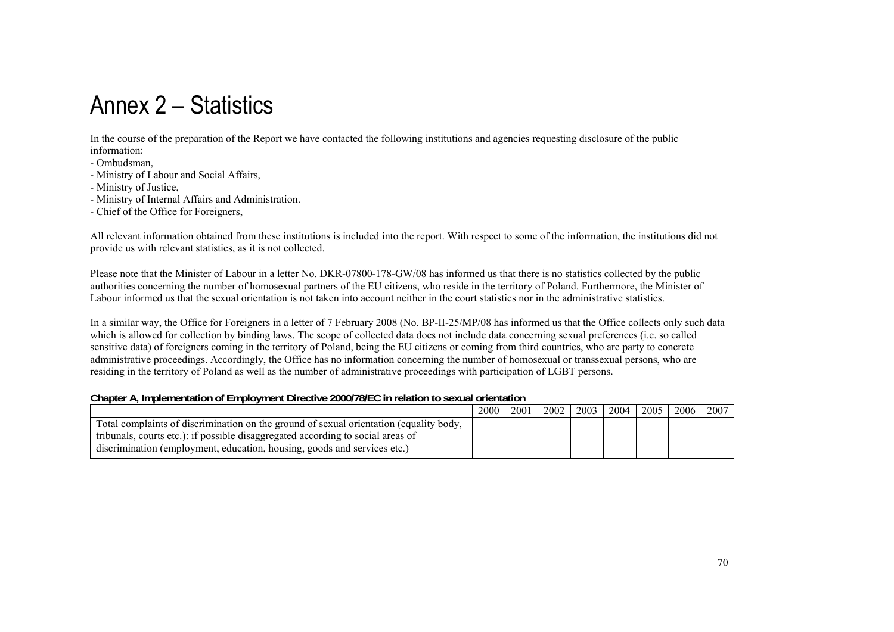# Annex 2 – Statistics

In the course of the preparation of the Report we have contacted the following institutions and agencies requesting disclosure of the public information:

- Ombudsman,
- Ministry of Labour and Social Affairs,
- Ministry of Justice,
- Ministry of Internal Affairs and Administration.
- Chief of the Office for Foreigners,

All relevant information obtained from these institutions is included into the report. With respect to some of the information, the institutions did not provide us with relevant statistics, as it is not collected.

Please note that the Minister of Labour in a letter No. DKR-07800-178-GW/08 has informed us that there is no statistics collected by the public authorities concerning the number of homosexual partners of the EU citizens, who reside in the territory of Poland. Furthermore, the Minister of Labour informed us that the sexual orientation is not taken into account neither in the court statistics nor in the administrative statistics.

In a similar way, the Office for Foreigners in a letter of 7 February 2008 (No. BP-II-25/MP/08 has informed us that the Office collects only such data which is allowed for collection by binding laws. The scope of collected data does not include data concerning sexual preferences (i.e. so called sensitive data) of foreigners coming in the territory of Poland, being the EU citizens or coming from third countries, who are party to concrete administrative proceedings. Accordingly, the Office has no information concerning the number of homosexual or transsexual persons, who are residing in the territory of Poland as well as the number of administrative proceedings with participation of LGBT persons.

**Chapter A, Implementation of Employment Directive 2000/78/EC in relation to sexual orientation**

| | 2000 | 2001 | 2002 | 2003 | 2004 | 2005 | 2006 | 2007 |
|---|---|---|---|---|---|---|---|---|
| Total complaints of discrimination on the ground of sexual orientation (equality body, tribunals, courts etc.): if possible disaggregated according to social areas of discrimination (employment, education, housing, goods and services etc.) | | | | | | | | |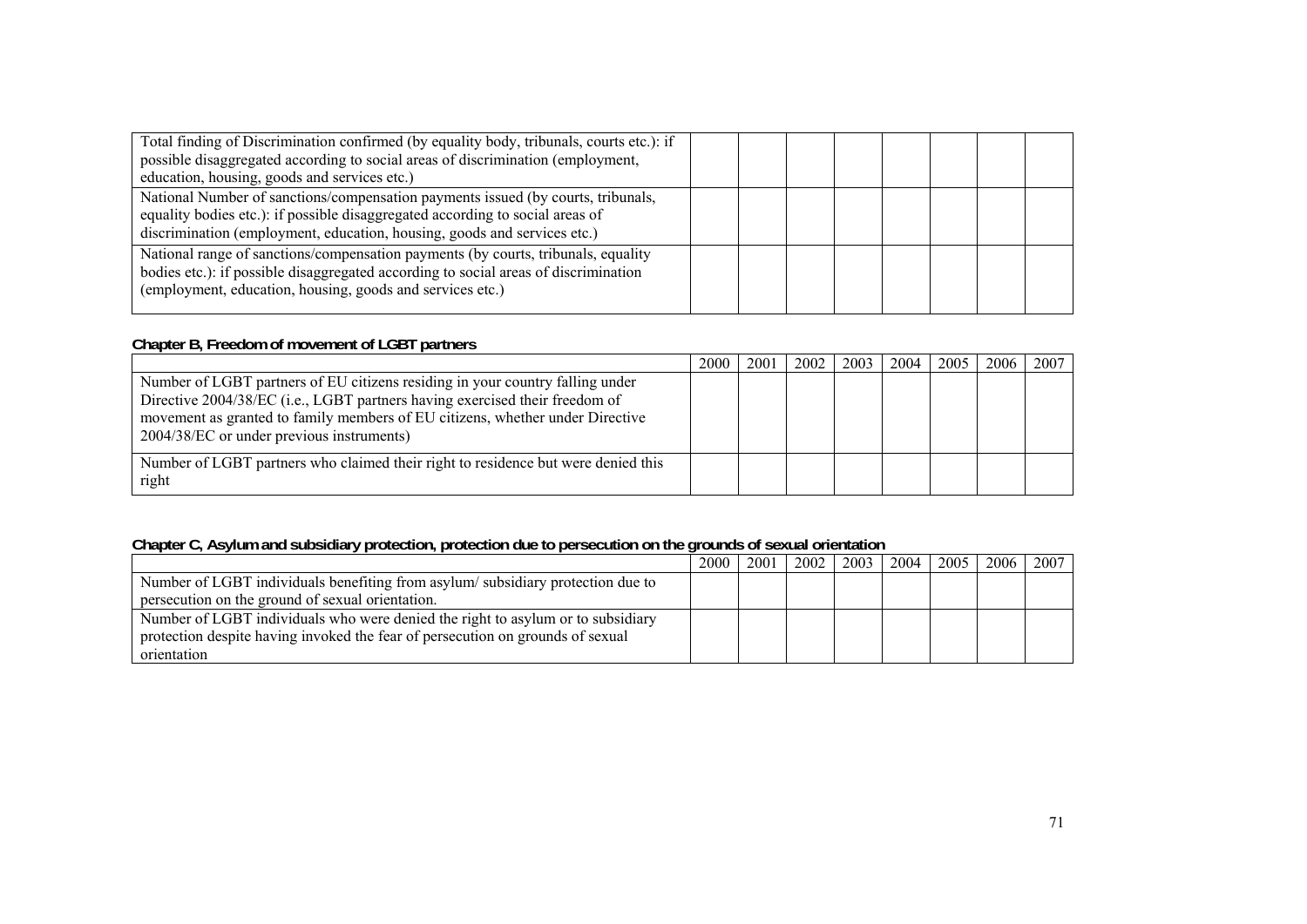| | | | | | | | | |
|---|---|---|---|---|---|---|---|---|
| Total finding of Discrimination confirmed (by equality body, tribunals, courts etc.): if possible disaggregated according to social areas of discrimination (employment, education, housing, goods and services etc.) | | | | | | | | |
| National Number of sanctions/compensation payments issued (by courts, tribunals, equality bodies etc.): if possible disaggregated according to social areas of discrimination (employment, education, housing, goods and services etc.) | | | | | | | | |
| National range of sanctions/compensation payments (by courts, tribunals, equality bodies etc.): if possible disaggregated according to social areas of discrimination (employment, education, housing, goods and services etc.) | | | | | | | | |

**Chapter B, Freedom of movement of LGBT partners**

| | 2000 | 2001 | 2002 | 2003 | 2004 | 2005 | 2006 | 2007 |
|---|---|---|---|---|---|---|---|---|
| Number of LGBT partners of EU citizens residing in your country falling under Directive 2004/38/EC (i.e., LGBT partners having exercised their freedom of movement as granted to family members of EU citizens, whether under Directive 2004/38/EC or under previous instruments) | | | | | | | | |
| Number of LGBT partners who claimed their right to residence but were denied this right | | | | | | | | |

**Chapter C, Asylum and subsidiary protection, protection due to persecution on the grounds of sexual orientation**

| | 2000 | 2001 | 2002 | 2003 | 2004 | 2005 | 2006 | 2007 |
|---|---|---|---|---|---|---|---|---|
| Number of LGBT individuals benefiting from asylum/ subsidiary protection due to persecution on the ground of sexual orientation. | | | | | | | | |
| Number of LGBT individuals who were denied the right to asylum or to subsidiary protection despite having invoked the fear of persecution on grounds of sexual orientation | | | | | | | | |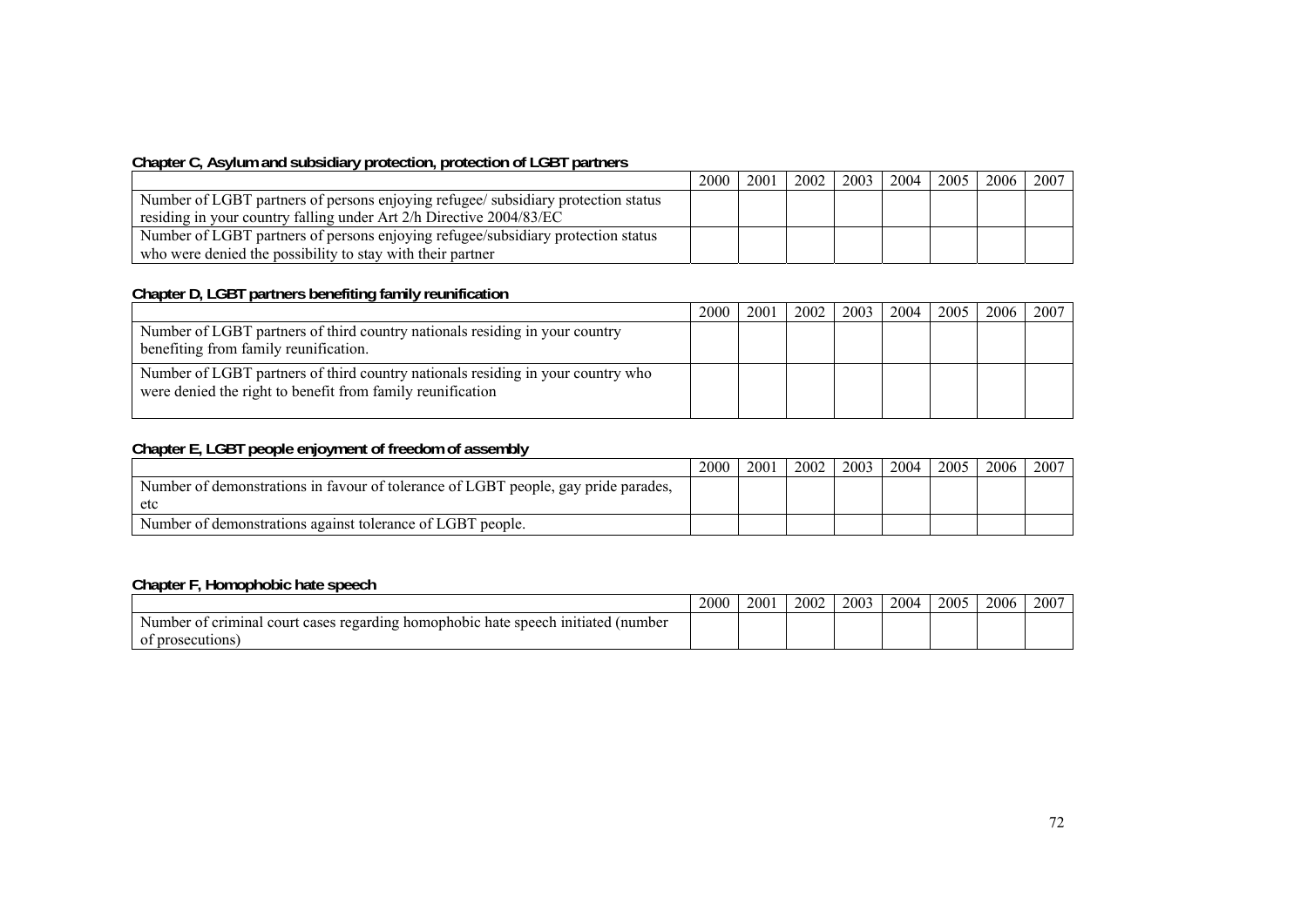**Chapter C, Asylum and subsidiary protection, protection of LGBT partners**

| | 2000 | 2001 | 2002 | 2003 | 2004 | 2005 | 2006 | 2007 |
|---|---|---|---|---|---|---|---|---|
| Number of LGBT partners of persons enjoying refugee/ subsidiary protection status residing in your country falling under Art 2/h Directive 2004/83/EC | | | | | | | | |
| Number of LGBT partners of persons enjoying refugee/subsidiary protection status who were denied the possibility to stay with their partner | | | | | | | | |

**Chapter D, LGBT partners benefiting family reunification**

| | 2000 | 2001 | 2002 | 2003 | 2004 | 2005 | 2006 | 2007 |
|---|---|---|---|---|---|---|---|---|
| Number of LGBT partners of third country nationals residing in your country benefiting from family reunification. | | | | | | | | |
| Number of LGBT partners of third country nationals residing in your country who were denied the right to benefit from family reunification | | | | | | | | |

**Chapter E, LGBT people enjoyment of freedom of assembly**

| | 2000 | 2001 | 2002 | 2003 | 2004 | 2005 | 2006 | 2007 |
|---|---|---|---|---|---|---|---|---|
| Number of demonstrations in favour of tolerance of LGBT people, gay pride parades, etc | | | | | | | | |
| Number of demonstrations against tolerance of LGBT people. | | | | | | | | |

**Chapter F, Homophobic hate speech**

| | 2000 | 2001 | 2002 | 2003 | 2004 | 2005 | 2006 | 2007 |
|---|---|---|---|---|---|---|---|---|
| Number of criminal court cases regarding homophobic hate speech initiated (number of prosecutions) | | | | | | | | |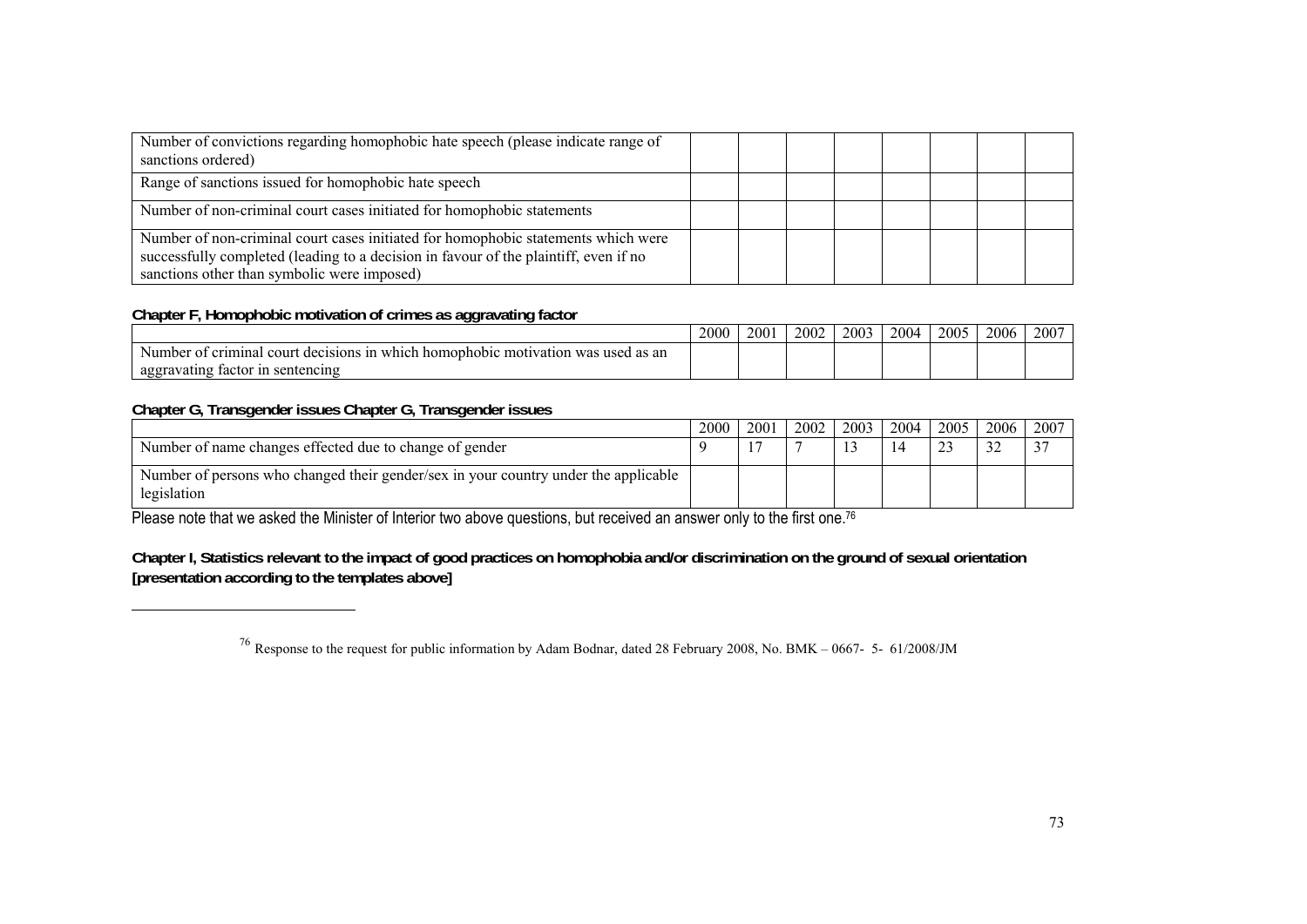| | | | | | | | | |
|---|---|---|---|---|---|---|---|---|
| Number of convictions regarding homophobic hate speech (please indicate range of sanctions ordered) | | | | | | | | |
| Range of sanctions issued for homophobic hate speech | | | | | | | | |
| Number of non-criminal court cases initiated for homophobic statements | | | | | | | | |
| Number of non-criminal court cases initiated for homophobic statements which were successfully completed (leading to a decision in favour of the plaintiff, even if no sanctions other than symbolic were imposed) | | | | | | | | |

**Chapter F, Homophobic motivation of crimes as aggravating factor**

| | 2000 | 2001 | 2002 | 2003 | 2004 | 2005 | 2006 | 2007 |
|---|---|---|---|---|---|---|---|---|
| Number of criminal court decisions in which homophobic motivation was used as an aggravating factor in sentencing | | | | | | | | |

**Chapter G, Transgender issues Chapter G, Transgender issues**

| | 2000 | 2001 | 2002 | 2003 | 2004 | 2005 | 2006 | 2007 |
|---|---|---|---|---|---|---|---|---|
| Number of name changes effected due to change of gender | 9 | 17 | 7 | 13 | 14 | 23 | 32 | 37 |
| Number of persons who changed their gender/sex in your country under the applicable legislation | | | | | | | | |

Please note that we asked the Minister of Interior two above questions, but received an answer only to the first one.[76]

**Chapter I, Statistics relevant to the impact of good practices on homophobia and/or discrimination on the ground of sexual orientation [presentation according to the templates above]**

[76] Response to the request for public information by Adam Bodnar, dated 28 February 2008, No. BMK – 0667- 5- 61/2008/JM